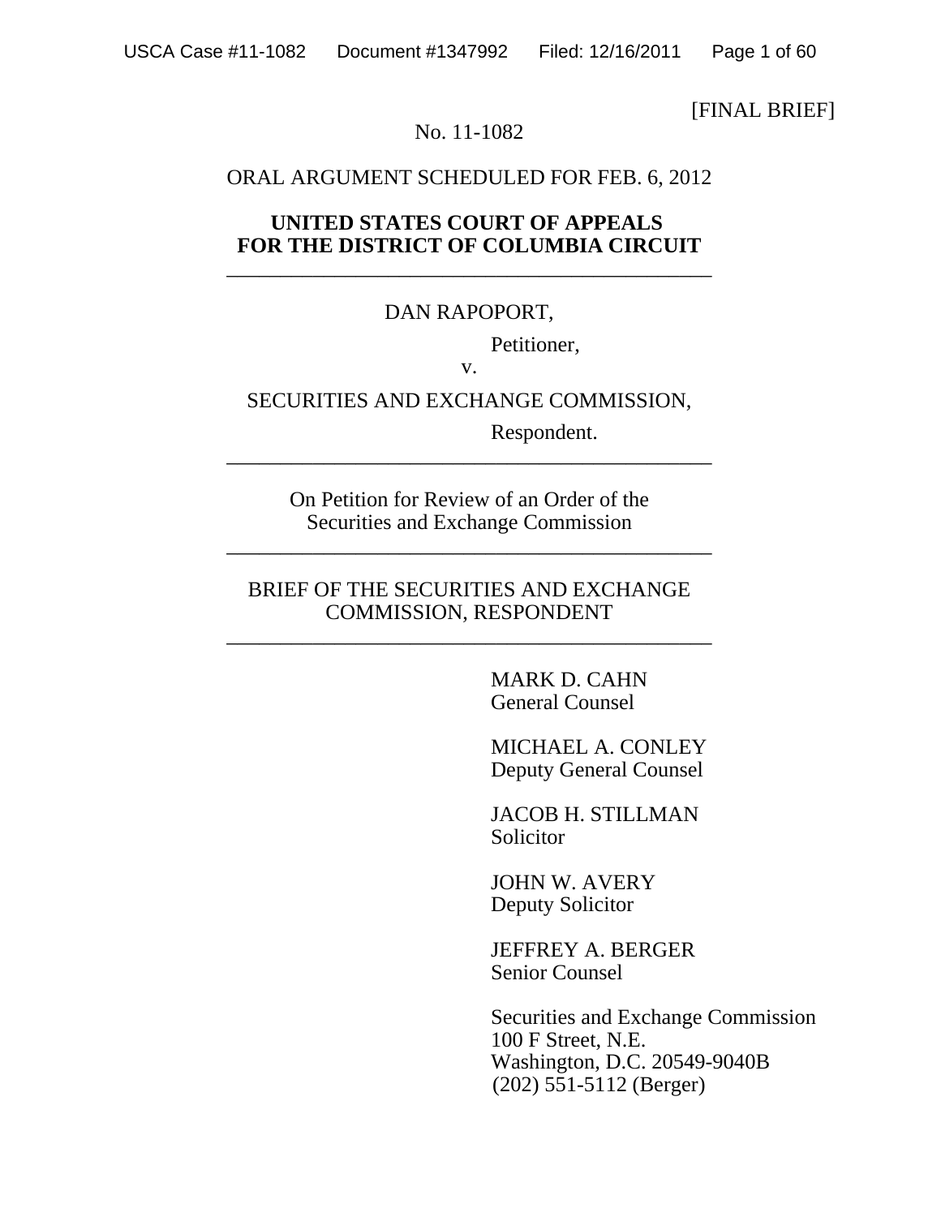[FINAL BRIEF]

No. 11-1082

ORAL ARGUMENT SCHEDULED FOR FEB. 6, 2012

**UNITED STATES COURT OF APPEALS**
**FOR THE DISTRICT OF COLUMBIA CIRCUIT**

---

DAN RAPOPORT,

Petitioner,

v.

SECURITIES AND EXCHANGE COMMISSION,

Respondent.

---

On Petition for Review of an Order of the
Securities and Exchange Commission

---

BRIEF OF THE SECURITIES AND EXCHANGE
COMMISSION, RESPONDENT

---

MARK D. CAHN
General Counsel

MICHAEL A. CONLEY
Deputy General Counsel

JACOB H. STILLMAN
Solicitor

JOHN W. AVERY
Deputy Solicitor

JEFFREY A. BERGER
Senior Counsel

Securities and Exchange Commission
100 F Street, N.E.
Washington, D.C. 20549-9040B
(202) 551-5112 (Berger)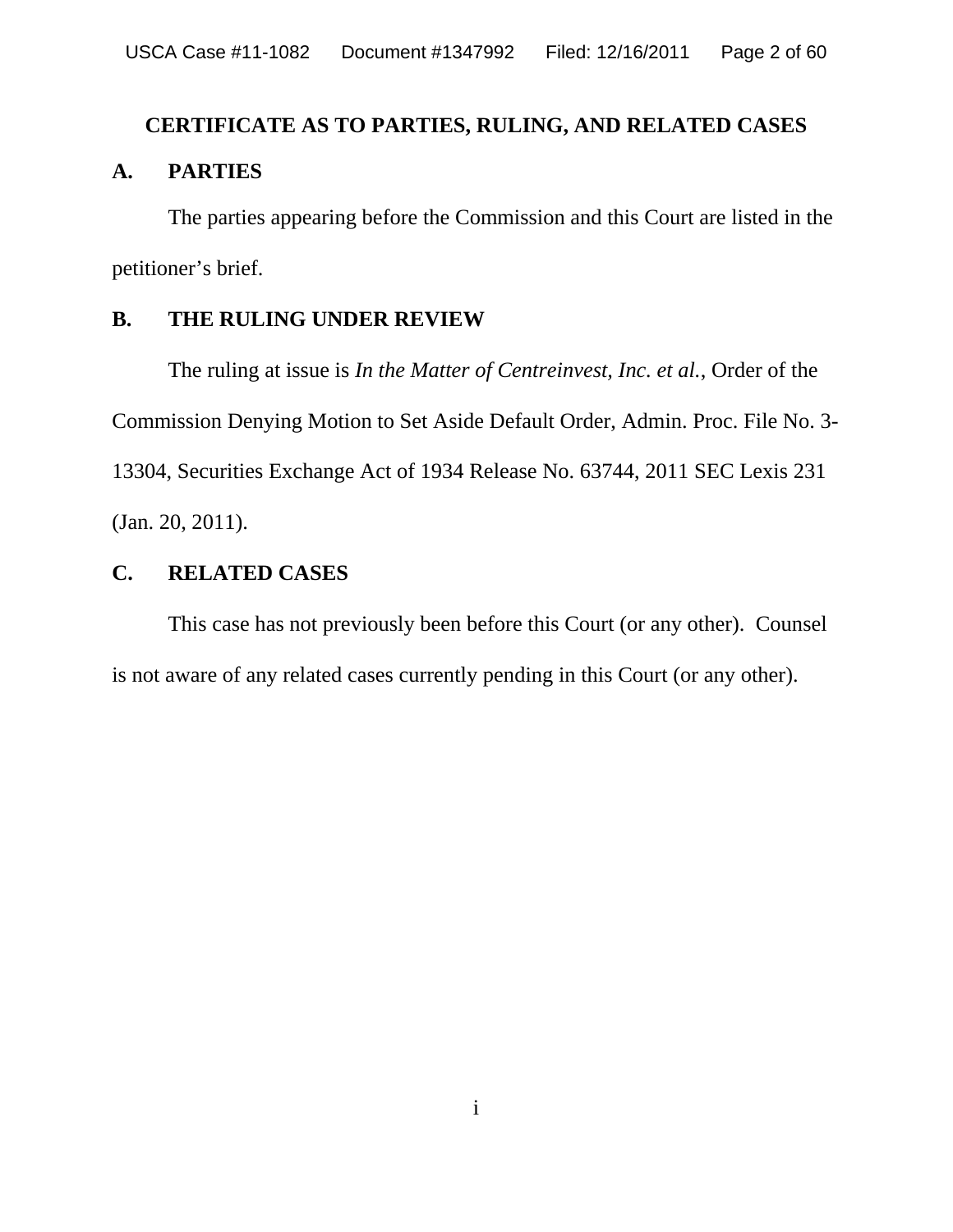## CERTIFICATE AS TO PARTIES, RULING, AND RELATED CASES

### A. PARTIES

The parties appearing before the Commission and this Court are listed in the petitioner's brief.

### B. THE RULING UNDER REVIEW

The ruling at issue is *In the Matter of Centreinvest, Inc. et al.*, Order of the Commission Denying Motion to Set Aside Default Order, Admin. Proc. File No. 3-13304, Securities Exchange Act of 1934 Release No. 63744, 2011 SEC Lexis 231 (Jan. 20, 2011).

### C. RELATED CASES

This case has not previously been before this Court (or any other). Counsel is not aware of any related cases currently pending in this Court (or any other).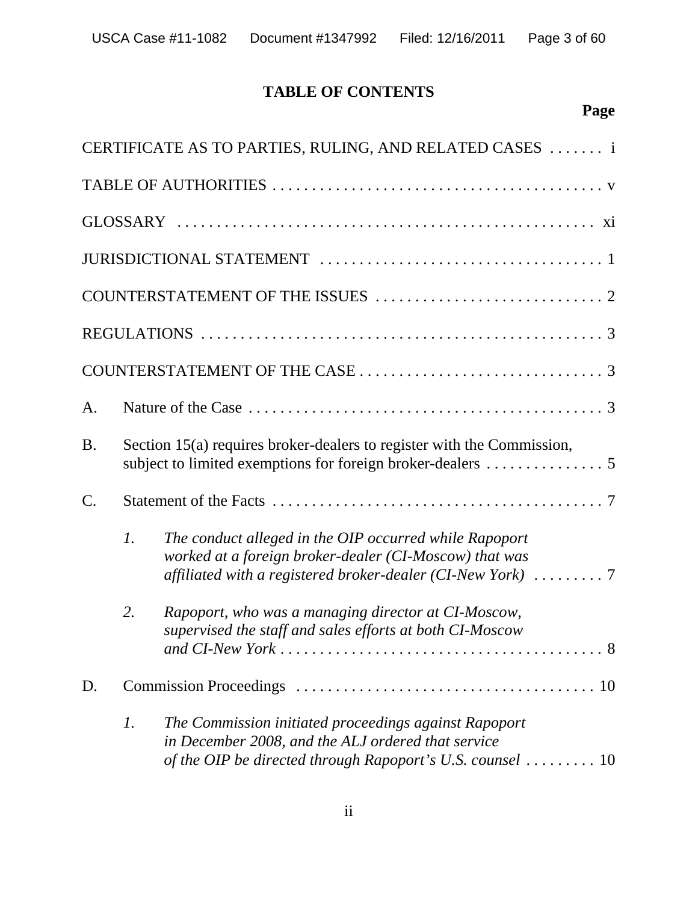# TABLE OF CONTENTS

**Page**

CERTIFICATE AS TO PARTIES, RULING, AND RELATED CASES . . . . . . . i

TABLE OF AUTHORITIES . . . . . . . . . . . . . . . . . . . . . . . . . . . . . . . . . . . . . . . . . . v

GLOSSARY . . . . . . . . . . . . . . . . . . . . . . . . . . . . . . . . . . . . . . . . . . . . . . . . . . . xi

JURISDICTIONAL STATEMENT . . . . . . . . . . . . . . . . . . . . . . . . . . . . . . . . . . . . 1

COUNTERSTATEMENT OF THE ISSUES . . . . . . . . . . . . . . . . . . . . . . . . . . . . . 2

REGULATIONS . . . . . . . . . . . . . . . . . . . . . . . . . . . . . . . . . . . . . . . . . . . . . . . . . 3

COUNTERSTATEMENT OF THE CASE . . . . . . . . . . . . . . . . . . . . . . . . . . . . . . . 3

A. Nature of the Case . . . . . . . . . . . . . . . . . . . . . . . . . . . . . . . . . . . . . . . . . . . . 3

B. Section 15(a) requires broker-dealers to register with the Commission, subject to limited exemptions for foreign broker-dealers . . . . . . . . . . . . . . . 5

C. Statement of the Facts . . . . . . . . . . . . . . . . . . . . . . . . . . . . . . . . . . . . . . . . . 7

   1. *The conduct alleged in the OIP occurred while Rapoport worked at a foreign broker-dealer (CI-Moscow) that was affiliated with a registered broker-dealer (CI-New York)* . . . . . . . . . 7

   2. *Rapoport, who was a managing director at CI-Moscow, supervised the staff and sales efforts at both CI-Moscow and CI-New York* . . . . . . . . . . . . . . . . . . . . . . . . . . . . . . . . . . . . . . . . 8

D. Commission Proceedings . . . . . . . . . . . . . . . . . . . . . . . . . . . . . . . . . . . . . 10

   1. *The Commission initiated proceedings against Rapoport in December 2008, and the ALJ ordered that service of the OIP be directed through Rapoport's U.S. counsel* . . . . . . . . . 10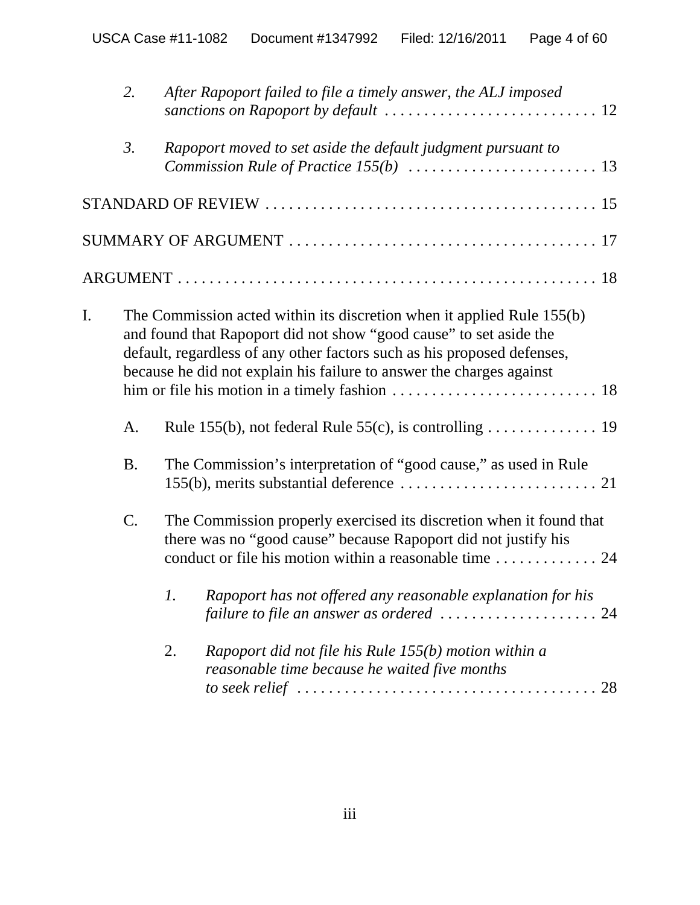2. *After Rapoport failed to file a timely answer, the ALJ imposed sanctions on Rapoport by default* . . . . . . . . . . . . . . . . . . . . . . . . . . . 12

3. *Rapoport moved to set aside the default judgment pursuant to Commission Rule of Practice 155(b)* . . . . . . . . . . . . . . . . . . . . . . . . 13

STANDARD OF REVIEW . . . . . . . . . . . . . . . . . . . . . . . . . . . . . . . . . . . . . . . . . . 15

SUMMARY OF ARGUMENT . . . . . . . . . . . . . . . . . . . . . . . . . . . . . . . . . . . . . . . 17

ARGUMENT . . . . . . . . . . . . . . . . . . . . . . . . . . . . . . . . . . . . . . . . . . . . . . . . . . . . 18

I. The Commission acted within its discretion when it applied Rule 155(b) and found that Rapoport did not show "good cause" to set aside the default, regardless of any other factors such as his proposed defenses, because he did not explain his failure to answer the charges against him or file his motion in a timely fashion . . . . . . . . . . . . . . . . . . . . . . . . . . 18

A. Rule 155(b), not federal Rule 55(c), is controlling . . . . . . . . . . . . . . 19

B. The Commission's interpretation of "good cause," as used in Rule 155(b), merits substantial deference . . . . . . . . . . . . . . . . . . . . . . . . . 21

C. The Commission properly exercised its discretion when it found that there was no "good cause" because Rapoport did not justify his conduct or file his motion within a reasonable time . . . . . . . . . . . . . 24

1. *Rapoport has not offered any reasonable explanation for his failure to file an answer as ordered* . . . . . . . . . . . . . . . . . . . . 24

2. *Rapoport did not file his Rule 155(b) motion within a reasonable time because he waited five months to seek relief* . . . . . . . . . . . . . . . . . . . . . . . . . . . . . . . . . . . . . 28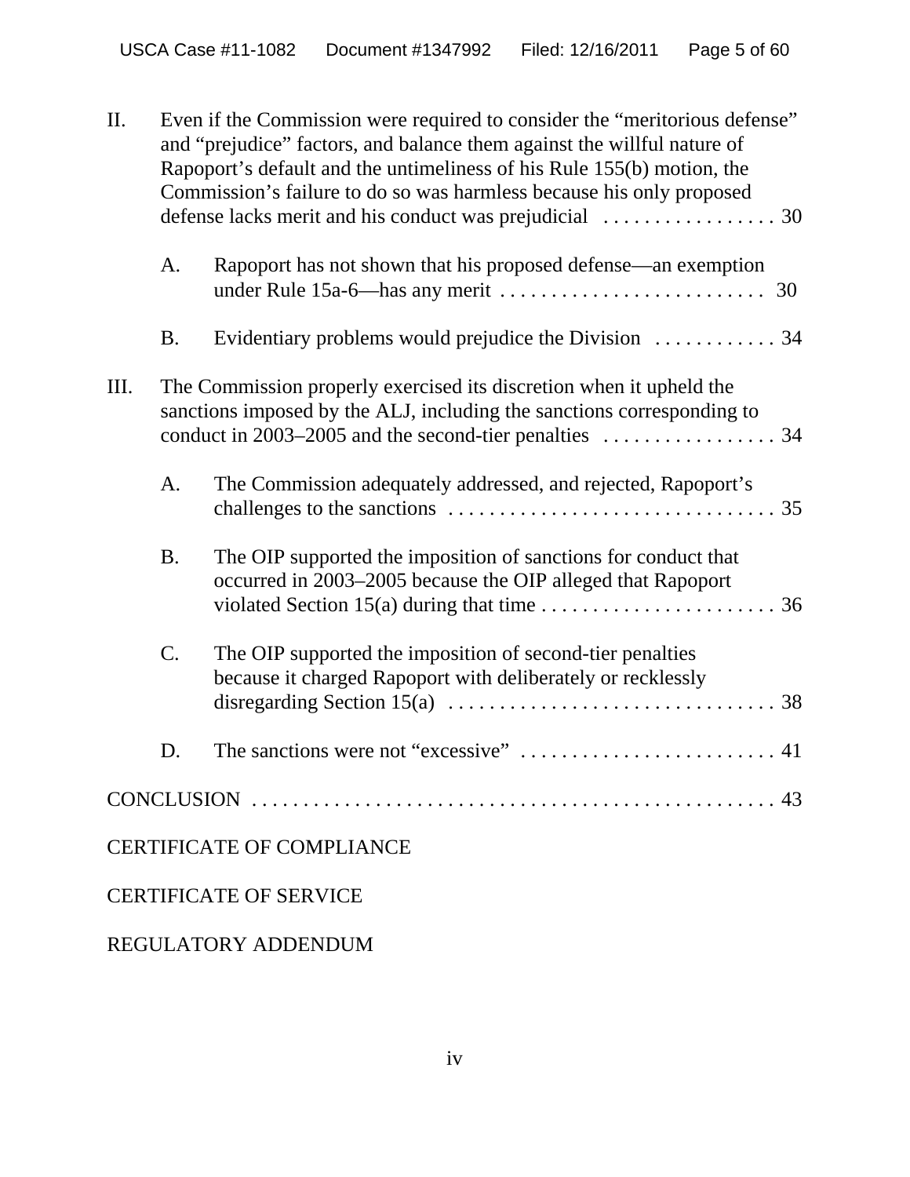II. Even if the Commission were required to consider the "meritorious defense" and "prejudice" factors, and balance them against the willful nature of Rapoport's default and the untimeliness of his Rule 155(b) motion, the Commission's failure to do so was harmless because his only proposed defense lacks merit and his conduct was prejudicial . . . . . . . . . . . . . . . . . 30

  A. Rapoport has not shown that his proposed defense—an exemption under Rule 15a-6—has any merit . . . . . . . . . . . . . . . . . . . . . . . . . . 30

  B. Evidentiary problems would prejudice the Division . . . . . . . . . . . . 34

III. The Commission properly exercised its discretion when it upheld the sanctions imposed by the ALJ, including the sanctions corresponding to conduct in 2003–2005 and the second-tier penalties . . . . . . . . . . . . . . . . . 34

  A. The Commission adequately addressed, and rejected, Rapoport's challenges to the sanctions . . . . . . . . . . . . . . . . . . . . . . . . . . . . . . . . 35

  B. The OIP supported the imposition of sanctions for conduct that occurred in 2003–2005 because the OIP alleged that Rapoport violated Section 15(a) during that time . . . . . . . . . . . . . . . . . . . . . . . 36

  C. The OIP supported the imposition of second-tier penalties because it charged Rapoport with deliberately or recklessly disregarding Section 15(a) . . . . . . . . . . . . . . . . . . . . . . . . . . . . . . . . 38

  D. The sanctions were not "excessive" . . . . . . . . . . . . . . . . . . . . . . . . . 41

CONCLUSION . . . . . . . . . . . . . . . . . . . . . . . . . . . . . . . . . . . . . . . . . . . . . . . . . . . . 43

CERTIFICATE OF COMPLIANCE

CERTIFICATE OF SERVICE

REGULATORY ADDENDUM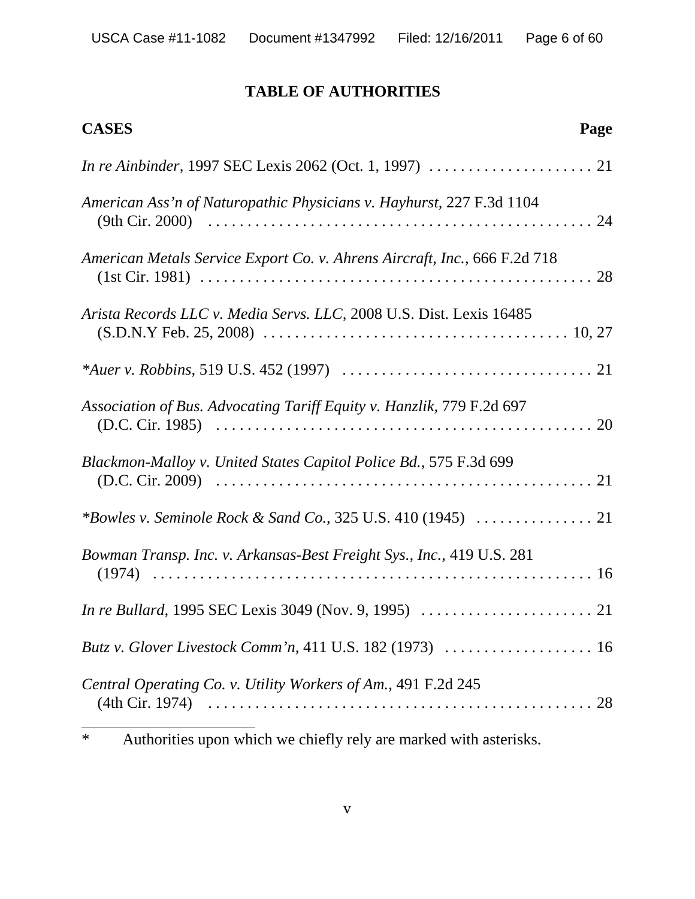## TABLE OF AUTHORITIES

**CASES** **Page**

*In re Ainbinder*, 1997 SEC Lexis 2062 (Oct. 1, 1997) . . . . . . . . . . . . . . . . . . . . . 21

*American Ass'n of Naturopathic Physicians v. Hayhurst*, 227 F.3d 1104 (9th Cir. 2000) . . . . . . . . . . . . . . . . . . . . . . . . . . . . . . . . . . . . . . . . . . . . . . . . . 24

*American Metals Service Export Co. v. Ahrens Aircraft, Inc.*, 666 F.2d 718 (1st Cir. 1981) . . . . . . . . . . . . . . . . . . . . . . . . . . . . . . . . . . . . . . . . . . . . . . . . . . 28

*Arista Records LLC v. Media Servs. LLC*, 2008 U.S. Dist. Lexis 16485 (S.D.N.Y Feb. 25, 2008) . . . . . . . . . . . . . . . . . . . . . . . . . . . . . . . . . . . . . . 10, 27

*\*Auer v. Robbins*, 519 U.S. 452 (1997) . . . . . . . . . . . . . . . . . . . . . . . . . . . . . . . . 21

*Association of Bus. Advocating Tariff Equity v. Hanzlik*, 779 F.2d 697 (D.C. Cir. 1985) . . . . . . . . . . . . . . . . . . . . . . . . . . . . . . . . . . . . . . . . . . . . . . . . 20

*Blackmon-Malloy v. United States Capitol Police Bd.*, 575 F.3d 699 (D.C. Cir. 2009) . . . . . . . . . . . . . . . . . . . . . . . . . . . . . . . . . . . . . . . . . . . . . . . . 21

*\*Bowles v. Seminole Rock & Sand Co.*, 325 U.S. 410 (1945) . . . . . . . . . . . . . . . 21

*Bowman Transp. Inc. v. Arkansas-Best Freight Sys., Inc.*, 419 U.S. 281 (1974) . . . . . . . . . . . . . . . . . . . . . . . . . . . . . . . . . . . . . . . . . . . . . . . . . . . . . . . . 16

*In re Bullard*, 1995 SEC Lexis 3049 (Nov. 9, 1995) . . . . . . . . . . . . . . . . . . . . . . 21

*Butz v. Glover Livestock Comm'n*, 411 U.S. 182 (1973) . . . . . . . . . . . . . . . . . . . 16

*Central Operating Co. v. Utility Workers of Am.*, 491 F.2d 245 (4th Cir. 1974) . . . . . . . . . . . . . . . . . . . . . . . . . . . . . . . . . . . . . . . . . . . . . . . . . . 28

---

\* Authorities upon which we chiefly rely are marked with asterisks.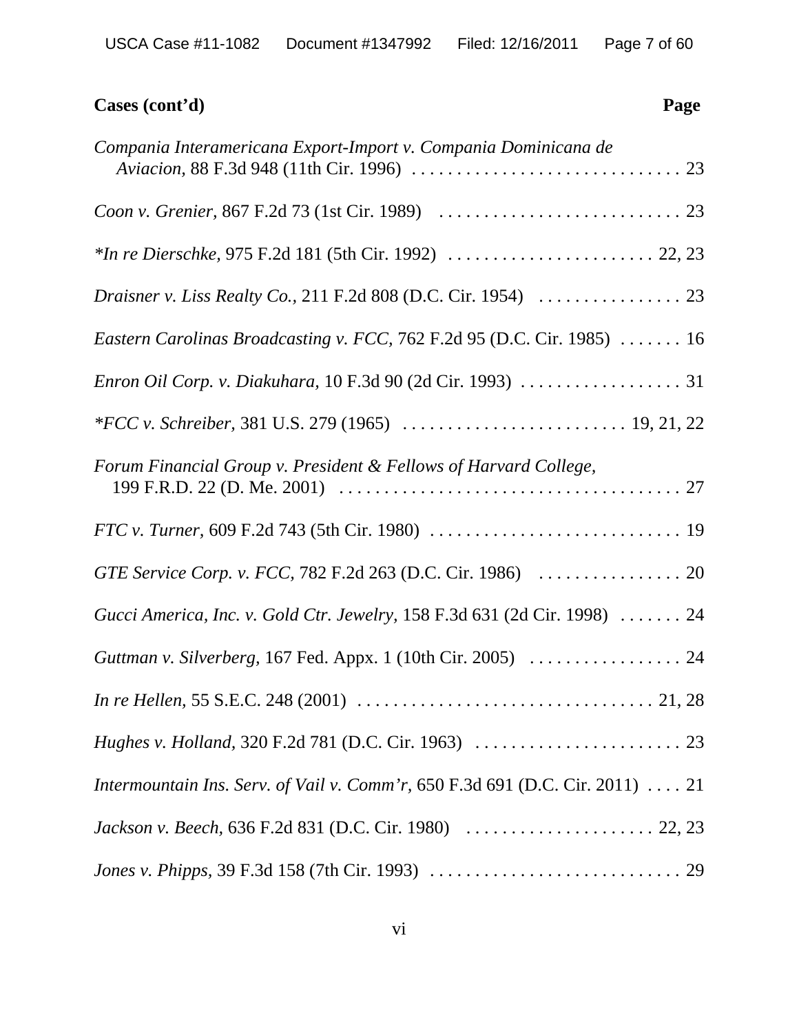**Cases (cont'd)** **Page**

*Companía Interamericana Export-Import v. Compania Dominicana de Aviacion*, 88 F.3d 948 (11th Cir. 1996) . . . . . . . . . . . . . . . . . . . . . . . . . . . . . . 23

*Coon v. Grenier*, 867 F.2d 73 (1st Cir. 1989) . . . . . . . . . . . . . . . . . . . . . . . . . . . 23

*\*In re Dierschke*, 975 F.2d 181 (5th Cir. 1992) . . . . . . . . . . . . . . . . . . . . . . . 22, 23

*Draisner v. Liss Realty Co.*, 211 F.2d 808 (D.C. Cir. 1954) . . . . . . . . . . . . . . . . 23

*Eastern Carolinas Broadcasting v. FCC*, 762 F.2d 95 (D.C. Cir. 1985) . . . . . . . 16

*Enron Oil Corp. v. Diakuhara*, 10 F.3d 90 (2d Cir. 1993) . . . . . . . . . . . . . . . . . . 31

*\*FCC v. Schreiber*, 381 U.S. 279 (1965) . . . . . . . . . . . . . . . . . . . . . . . . . 19, 21, 22

*Forum Financial Group v. President & Fellows of Harvard College*, 199 F.R.D. 22 (D. Me. 2001) . . . . . . . . . . . . . . . . . . . . . . . . . . . . . . . . . . . . . . 27

*FTC v. Turner*, 609 F.2d 743 (5th Cir. 1980) . . . . . . . . . . . . . . . . . . . . . . . . . . . . 19

*GTE Service Corp. v. FCC*, 782 F.2d 263 (D.C. Cir. 1986) . . . . . . . . . . . . . . . . 20

*Gucci America, Inc. v. Gold Ctr. Jewelry*, 158 F.3d 631 (2d Cir. 1998) . . . . . . . 24

*Guttman v. Silverberg*, 167 Fed. Appx. 1 (10th Cir. 2005) . . . . . . . . . . . . . . . . . 24

*In re Hellen*, 55 S.E.C. 248 (2001) . . . . . . . . . . . . . . . . . . . . . . . . . . . . . . . . 21, 28

*Hughes v. Holland*, 320 F.2d 781 (D.C. Cir. 1963) . . . . . . . . . . . . . . . . . . . . . . . 23

*Intermountain Ins. Serv. of Vail v. Comm'r*, 650 F.3d 691 (D.C. Cir. 2011) . . . . 21

*Jackson v. Beech*, 636 F.2d 831 (D.C. Cir. 1980) . . . . . . . . . . . . . . . . . . . . . 22, 23

*Jones v. Phipps*, 39 F.3d 158 (7th Cir. 1993) . . . . . . . . . . . . . . . . . . . . . . . . . . . . 29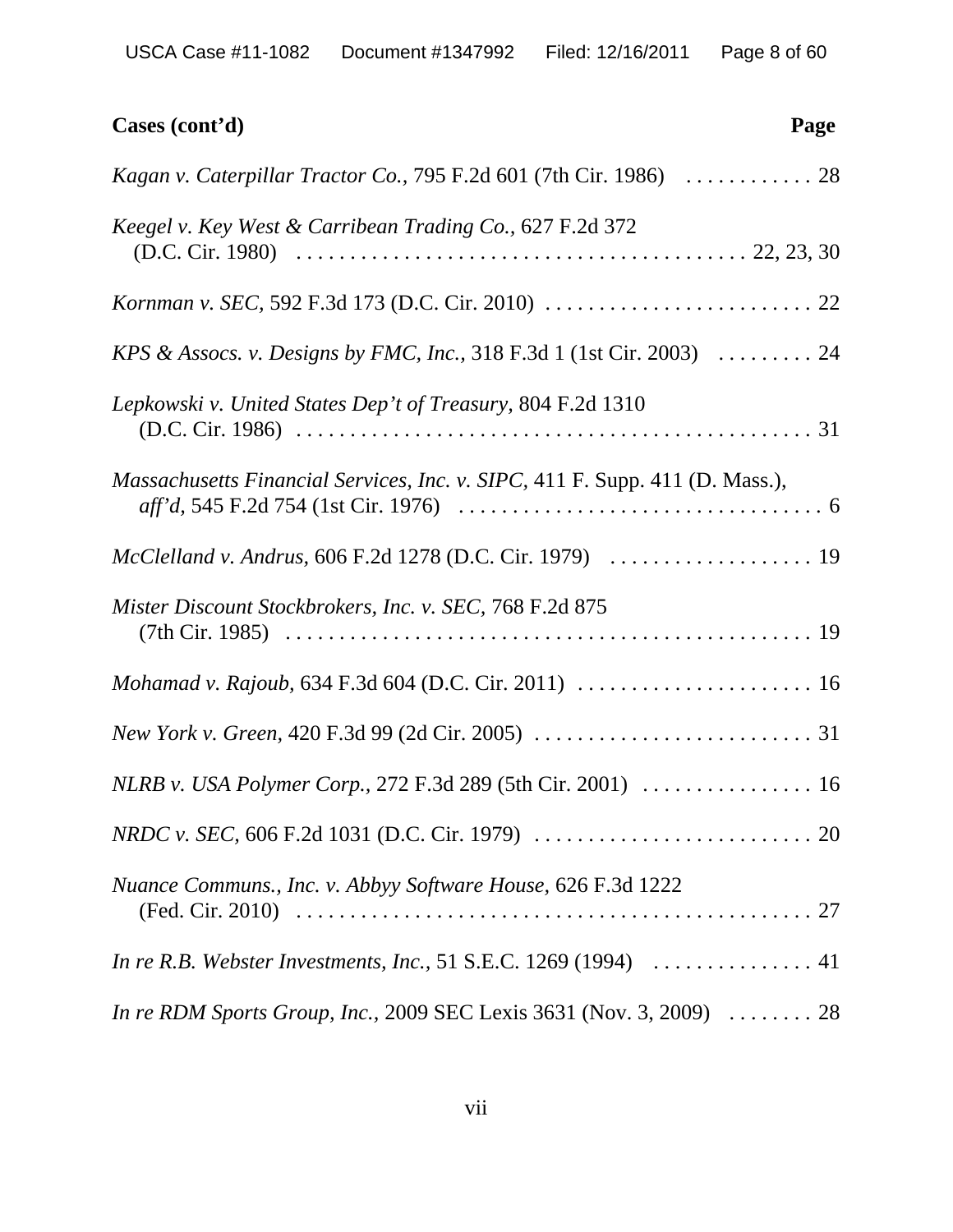**Cases (cont'd)** **Page**

*Kagan v. Caterpillar Tractor Co.*, 795 F.2d 601 (7th Cir. 1986) . . . . . . . . . . . . 28

*Keegel v. Key West & Carribean Trading Co.*, 627 F.2d 372 (D.C. Cir. 1980) . . . . . . . . . . . . . . . . . . . . . . . . . . . . . . . . . . . . . . . . . 22, 23, 30

*Kornman v. SEC*, 592 F.3d 173 (D.C. Cir. 2010) . . . . . . . . . . . . . . . . . . . . . . . . . 22

*KPS & Assocs. v. Designs by FMC, Inc.*, 318 F.3d 1 (1st Cir. 2003) . . . . . . . . . 24

*Lepkowski v. United States Dep't of Treasury*, 804 F.2d 1310 (D.C. Cir. 1986) . . . . . . . . . . . . . . . . . . . . . . . . . . . . . . . . . . . . . . . . . . . . . . . . . 31

*Massachusetts Financial Services, Inc. v. SIPC*, 411 F. Supp. 411 (D. Mass.), *aff'd*, 545 F.2d 754 (1st Cir. 1976) . . . . . . . . . . . . . . . . . . . . . . . . . . . . . . . . . . 6

*McClelland v. Andrus*, 606 F.2d 1278 (D.C. Cir. 1979) . . . . . . . . . . . . . . . . . . . 19

*Mister Discount Stockbrokers, Inc. v. SEC*, 768 F.2d 875 (7th Cir. 1985) . . . . . . . . . . . . . . . . . . . . . . . . . . . . . . . . . . . . . . . . . . . . . . . . . 19

*Mohamad v. Rajoub*, 634 F.3d 604 (D.C. Cir. 2011) . . . . . . . . . . . . . . . . . . . . . . 16

*New York v. Green*, 420 F.3d 99 (2d Cir. 2005) . . . . . . . . . . . . . . . . . . . . . . . . . . 31

*NLRB v. USA Polymer Corp.*, 272 F.3d 289 (5th Cir. 2001) . . . . . . . . . . . . . . . . 16

*NRDC v. SEC*, 606 F.2d 1031 (D.C. Cir. 1979) . . . . . . . . . . . . . . . . . . . . . . . . . . 20

*Nuance Communs., Inc. v. Abbyy Software House*, 626 F.3d 1222 (Fed. Cir. 2010) . . . . . . . . . . . . . . . . . . . . . . . . . . . . . . . . . . . . . . . . . . . . . . . . 27

*In re R.B. Webster Investments, Inc.*, 51 S.E.C. 1269 (1994) . . . . . . . . . . . . . . . 41

*In re RDM Sports Group, Inc.*, 2009 SEC Lexis 3631 (Nov. 3, 2009) . . . . . . . . 28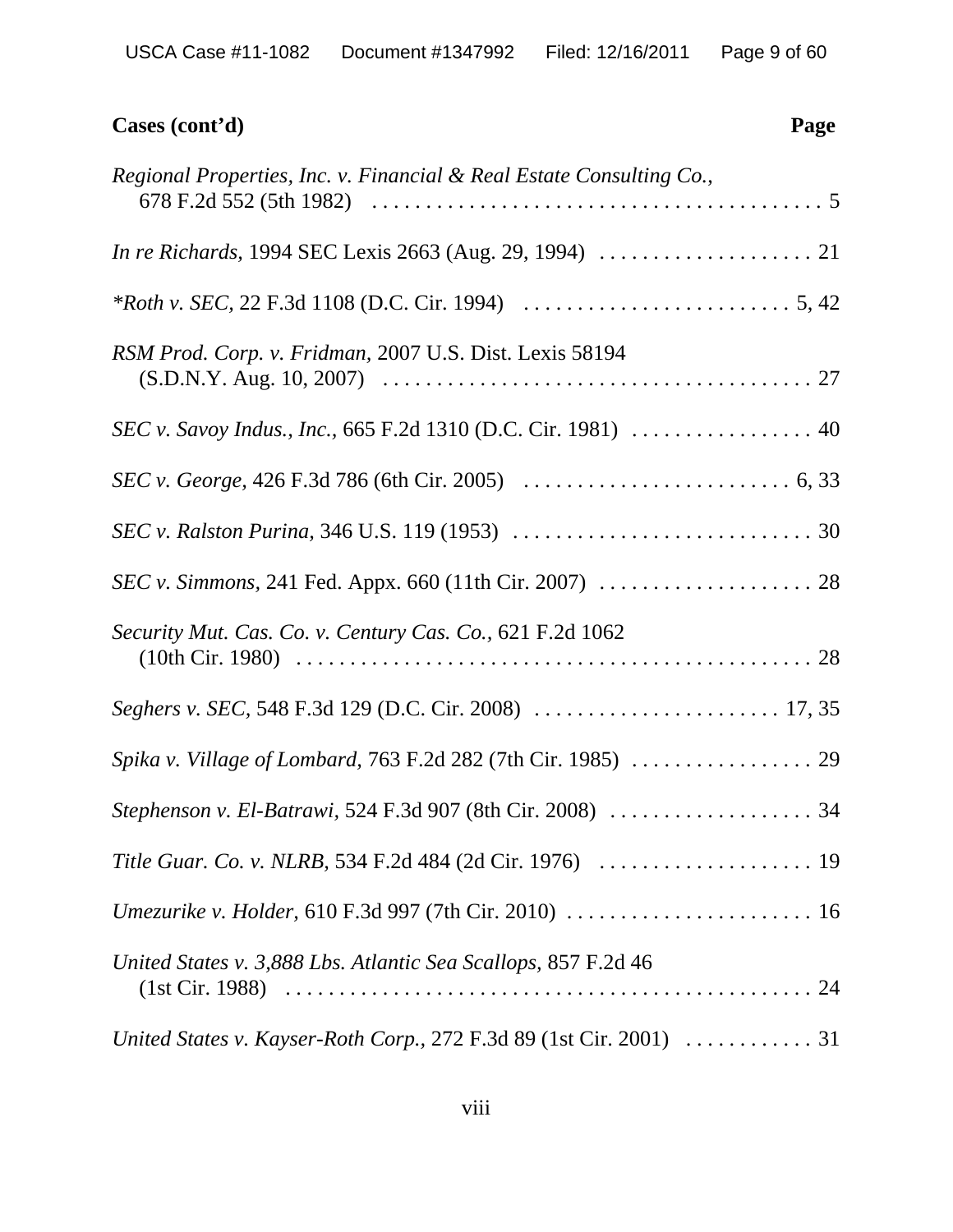**Cases (cont'd)** **Page**

*Regional Properties, Inc. v. Financial & Real Estate Consulting Co.*, 678 F.2d 552 (5th 1982) . . . . . . . . . . . . . . . . . . . . . . . . . . . . . . . . . . . . . . . . . . 5

*In re Richards*, 1994 SEC Lexis 2663 (Aug. 29, 1994) . . . . . . . . . . . . . . . . . . . . 21

**Roth v. SEC*, 22 F.3d 1108 (D.C. Cir. 1994) . . . . . . . . . . . . . . . . . . . . . . . . . . 5, 42

*RSM Prod. Corp. v. Fridman*, 2007 U.S. Dist. Lexis 58194 (S.D.N.Y. Aug. 10, 2007) . . . . . . . . . . . . . . . . . . . . . . . . . . . . . . . . . . . . . . . . 27

*SEC v. Savoy Indus., Inc.*, 665 F.2d 1310 (D.C. Cir. 1981) . . . . . . . . . . . . . . . . . 40

*SEC v. George*, 426 F.3d 786 (6th Cir. 2005) . . . . . . . . . . . . . . . . . . . . . . . . . . 6, 33

*SEC v. Ralston Purina*, 346 U.S. 119 (1953) . . . . . . . . . . . . . . . . . . . . . . . . . . . . 30

*SEC v. Simmons*, 241 Fed. Appx. 660 (11th Cir. 2007) . . . . . . . . . . . . . . . . . . . . 28

*Security Mut. Cas. Co. v. Century Cas. Co.*, 621 F.2d 1062 (10th Cir. 1980) . . . . . . . . . . . . . . . . . . . . . . . . . . . . . . . . . . . . . . . . . . . . . . . . 28

*Seghers v. SEC*, 548 F.3d 129 (D.C. Cir. 2008) . . . . . . . . . . . . . . . . . . . . . . . 17, 35

*Spika v. Village of Lombard*, 763 F.2d 282 (7th Cir. 1985) . . . . . . . . . . . . . . . . . 29

*Stephenson v. El-Batrawi*, 524 F.3d 907 (8th Cir. 2008) . . . . . . . . . . . . . . . . . . . 34

*Title Guar. Co. v. NLRB*, 534 F.2d 484 (2d Cir. 1976) . . . . . . . . . . . . . . . . . . . . 19

*Umezurike v. Holder*, 610 F.3d 997 (7th Cir. 2010) . . . . . . . . . . . . . . . . . . . . . . . 16

*United States v. 3,888 Lbs. Atlantic Sea Scallops*, 857 F.2d 46 (1st Cir. 1988) . . . . . . . . . . . . . . . . . . . . . . . . . . . . . . . . . . . . . . . . . . . . . . . . . . 24

*United States v. Kayser-Roth Corp.*, 272 F.3d 89 (1st Cir. 2001) . . . . . . . . . . . . 31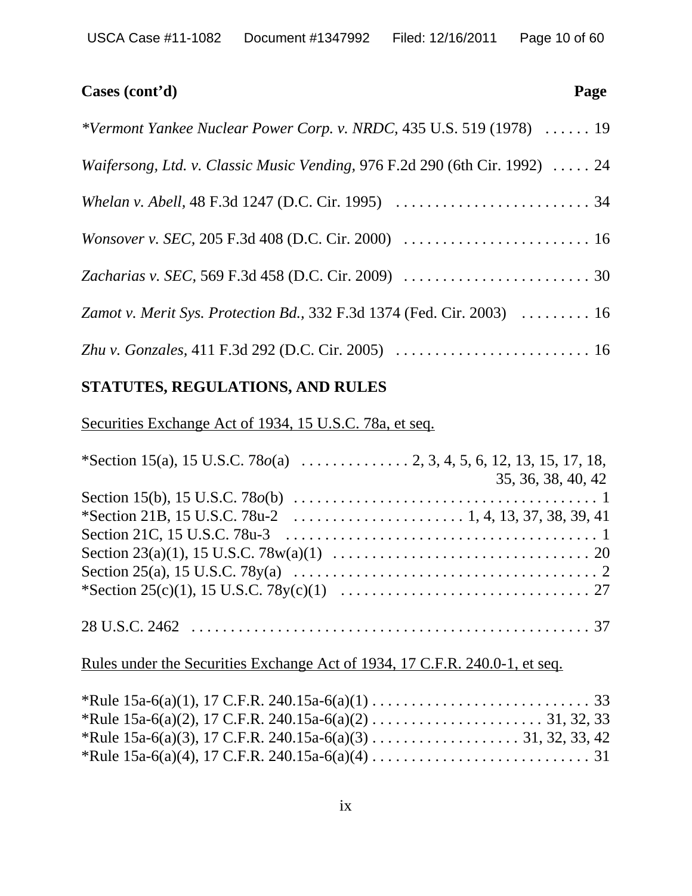**Cases (cont'd)** **Page**

**Vermont Yankee Nuclear Power Corp. v. NRDC*, 435 U.S. 519 (1978) . . . . . . 19

*Waifersong, Ltd. v. Classic Music Vending*, 976 F.2d 290 (6th Cir. 1992) . . . . . 24

*Whelan v. Abell*, 48 F.3d 1247 (D.C. Cir. 1995) . . . . . . . . . . . . . . . . . . . . . . . . . 34

*Wonsover v. SEC*, 205 F.3d 408 (D.C. Cir. 2000) . . . . . . . . . . . . . . . . . . . . . . . . . 16

*Zacharias v. SEC*, 569 F.3d 458 (D.C. Cir. 2009) . . . . . . . . . . . . . . . . . . . . . . . . . 30

*Zamot v. Merit Sys. Protection Bd.*, 332 F.3d 1374 (Fed. Cir. 2003) . . . . . . . . . 16

*Zhu v. Gonzales*, 411 F.3d 292 (D.C. Cir. 2005) . . . . . . . . . . . . . . . . . . . . . . . . . 16

**STATUTES, REGULATIONS, AND RULES**

Securities Exchange Act of 1934, 15 U.S.C. 78a, et seq.

*Section 15(a), 15 U.S.C. 78*o*(a) . . . . . . . . . . . . . . 2, 3, 4, 5, 6, 12, 13, 15, 17, 18, 35, 36, 38, 40, 42
Section 15(b), 15 U.S.C. 78*o*(b) . . . . . . . . . . . . . . . . . . . . . . . . . . . . . . . . . . . . . . 1
*Section 21B, 15 U.S.C. 78u-2 . . . . . . . . . . . . . . . . . . . . . . 1, 4, 13, 37, 38, 39, 41
Section 21C, 15 U.S.C. 78u-3 . . . . . . . . . . . . . . . . . . . . . . . . . . . . . . . . . . . . . . . . 1
Section 23(a)(1), 15 U.S.C. 78w(a)(1) . . . . . . . . . . . . . . . . . . . . . . . . . . . . . . . . . 20
Section 25(a), 15 U.S.C. 78y(a) . . . . . . . . . . . . . . . . . . . . . . . . . . . . . . . . . . . . . . . 2
*Section 25(c)(1), 15 U.S.C. 78y(c)(1) . . . . . . . . . . . . . . . . . . . . . . . . . . . . . . . . 27

28 U.S.C. 2462 . . . . . . . . . . . . . . . . . . . . . . . . . . . . . . . . . . . . . . . . . . . . . . . . . . . 37

Rules under the Securities Exchange Act of 1934, 17 C.F.R. 240.0-1, et seq.

*Rule 15a-6(a)(1), 17 C.F.R. 240.15a-6(a)(1) . . . . . . . . . . . . . . . . . . . . . . . . . . . . 33
*Rule 15a-6(a)(2), 17 C.F.R. 240.15a-6(a)(2) . . . . . . . . . . . . . . . . . . . . . . 31, 32, 33
*Rule 15a-6(a)(3), 17 C.F.R. 240.15a-6(a)(3) . . . . . . . . . . . . . . . . . . . 31, 32, 33, 42
*Rule 15a-6(a)(4), 17 C.F.R. 240.15a-6(a)(4) . . . . . . . . . . . . . . . . . . . . . . . . . . . . 31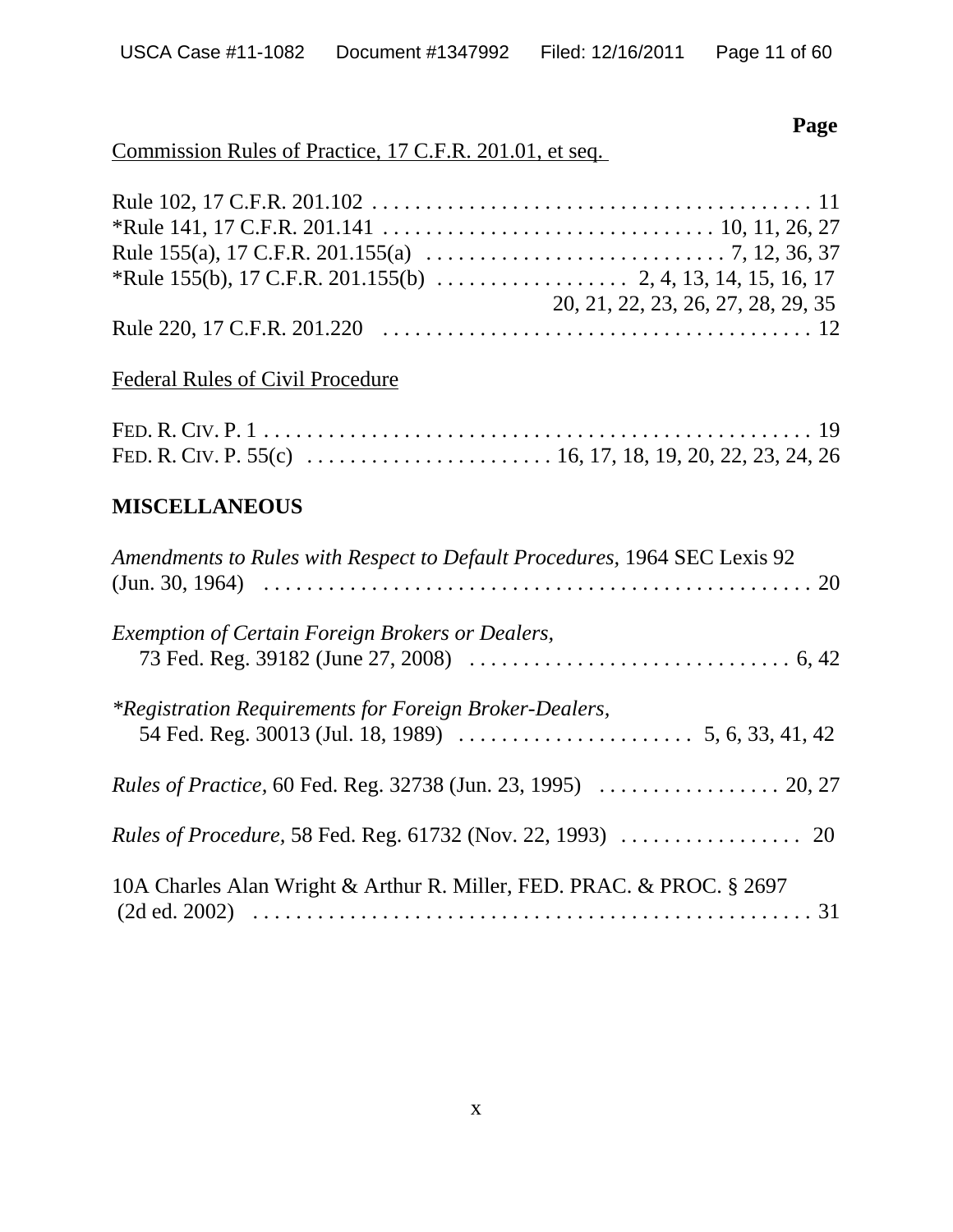**Page**

Commission Rules of Practice, 17 C.F.R. 201.01, et seq.

Rule 102, 17 C.F.R. 201.102 . . . . . . . . . . . . . . . . . . . . . . . . . . . . . . . . . . . . . . . . . 11
*Rule 141, 17 C.F.R. 201.141 . . . . . . . . . . . . . . . . . . . . . . . . . . . . . . 10, 11, 26, 27
Rule 155(a), 17 C.F.R. 201.155(a) . . . . . . . . . . . . . . . . . . . . . . . . . . . 7, 12, 36, 37
*Rule 155(b), 17 C.F.R. 201.155(b) . . . . . . . . . . . . . . . . . . 2, 4, 13, 14, 15, 16, 17
20, 21, 22, 23, 26, 27, 28, 29, 35
Rule 220, 17 C.F.R. 201.220 . . . . . . . . . . . . . . . . . . . . . . . . . . . . . . . . . . . . . . . 12

Federal Rules of Civil Procedure

FED. R. CIV. P. 1 . . . . . . . . . . . . . . . . . . . . . . . . . . . . . . . . . . . . . . . . . . . . . . . . . . 19
FED. R. CIV. P. 55(c) . . . . . . . . . . . . . . . . . . . . . . . 16, 17, 18, 19, 20, 22, 23, 24, 26

**MISCELLANEOUS**

*Amendments to Rules with Respect to Default Procedures,* 1964 SEC Lexis 92 (Jun. 30, 1964) . . . . . . . . . . . . . . . . . . . . . . . . . . . . . . . . . . . . . . . . . . . . . . . . . . . 20

*Exemption of Certain Foreign Brokers or Dealers,*
73 Fed. Reg. 39182 (June 27, 2008) . . . . . . . . . . . . . . . . . . . . . . . . . . . . . . 6, 42

**Registration Requirements for Foreign Broker-Dealers,*
54 Fed. Reg. 30013 (Jul. 18, 1989) . . . . . . . . . . . . . . . . . . . . . . 5, 6, 33, 41, 42

*Rules of Practice,* 60 Fed. Reg. 32738 (Jun. 23, 1995) . . . . . . . . . . . . . . . . . 20, 27

*Rules of Procedure,* 58 Fed. Reg. 61732 (Nov. 22, 1993) . . . . . . . . . . . . . . . . . 20

10A Charles Alan Wright & Arthur R. Miller, FED. PRAC. & PROC. § 2697 (2d ed. 2002) . . . . . . . . . . . . . . . . . . . . . . . . . . . . . . . . . . . . . . . . . . . . . . . . . . . . 31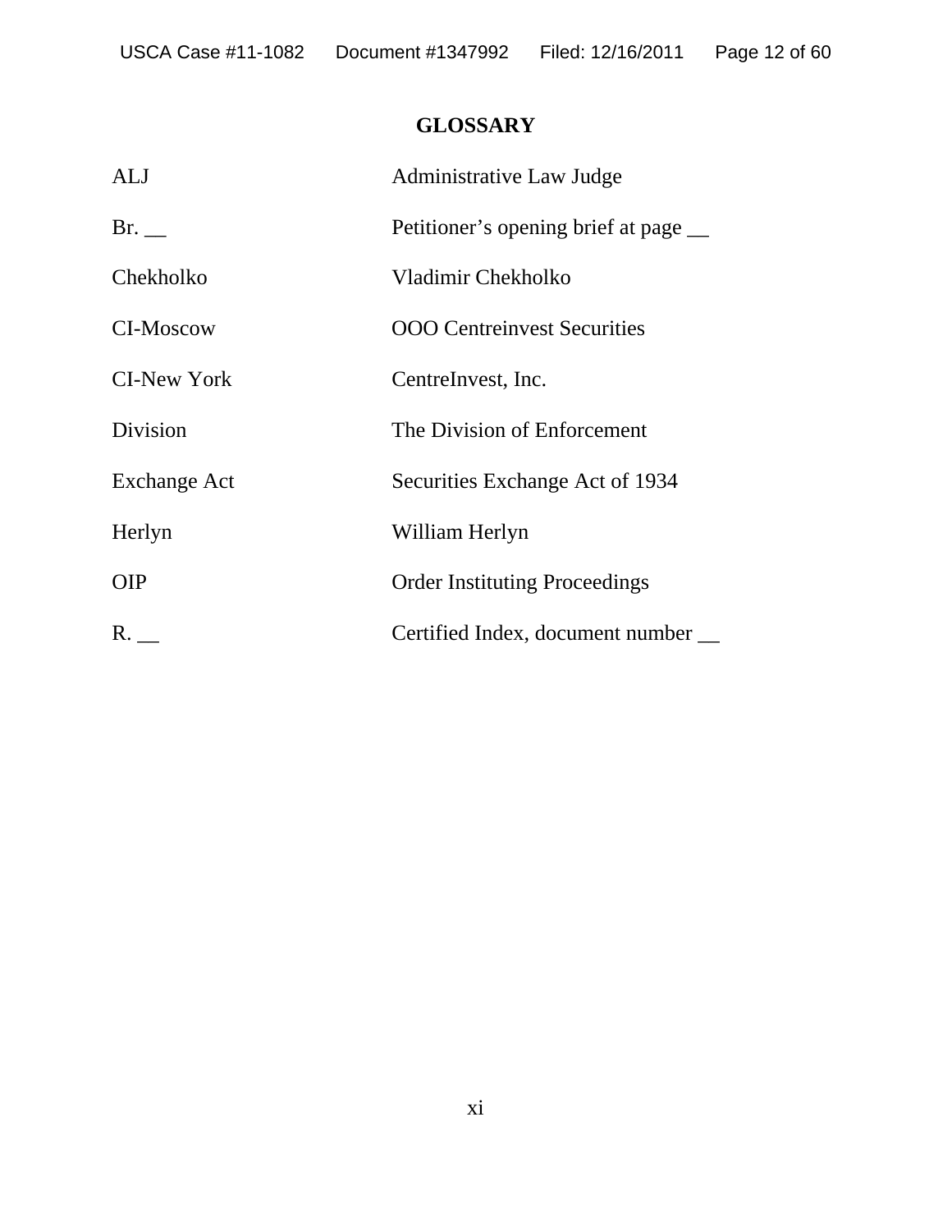# GLOSSARY

| | |
|---|---|
| ALJ | Administrative Law Judge |
| Br. __ | Petitioner's opening brief at page __ |
| Chekholko | Vladimir Chekholko |
| CI-Moscow | OOO Centreinvest Securities |
| CI-New York | CentreInvest, Inc. |
| Division | The Division of Enforcement |
| Exchange Act | Securities Exchange Act of 1934 |
| Herlyn | William Herlyn |
| OIP | Order Instituting Proceedings |
| R. __ | Certified Index, document number __ |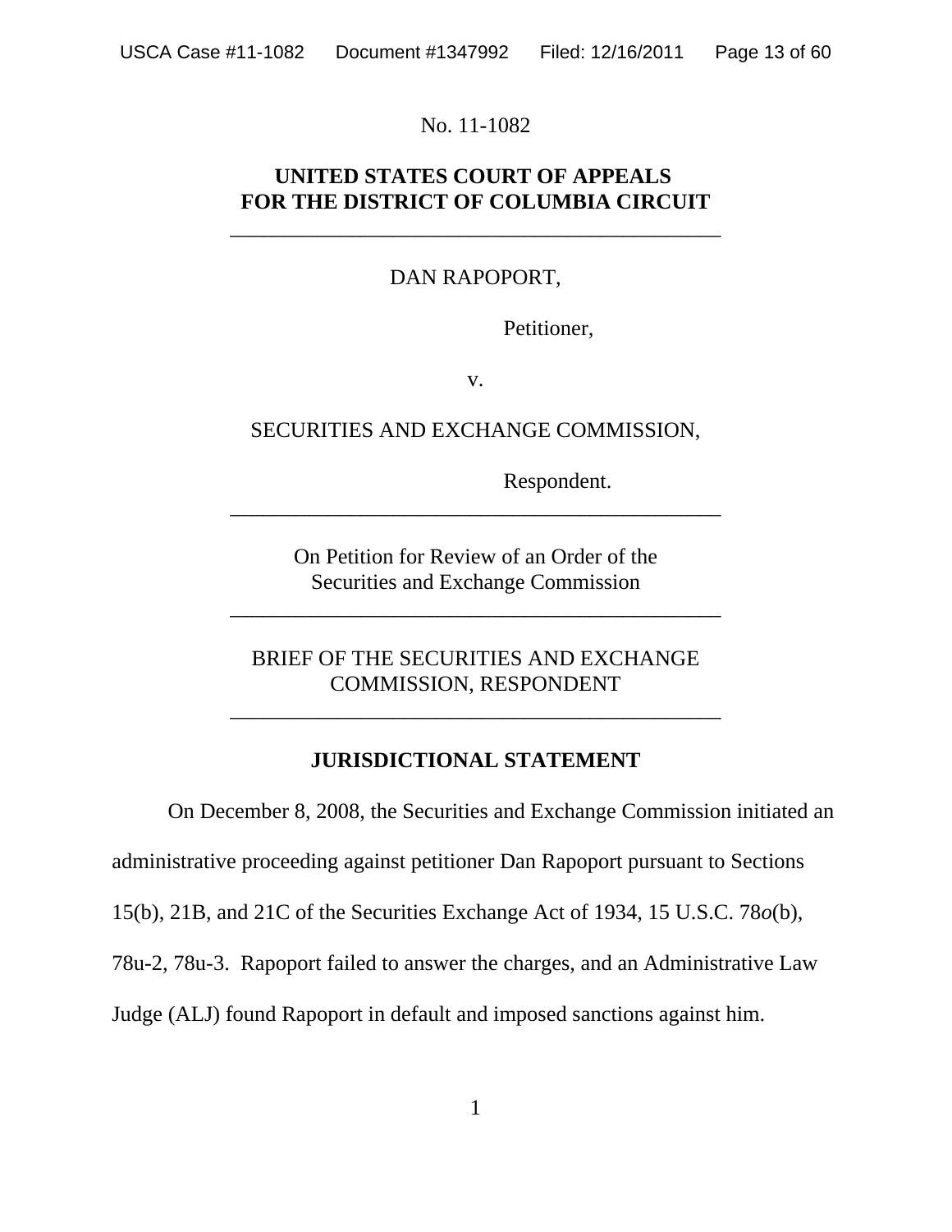No. 11-1082

**UNITED STATES COURT OF APPEALS**
**FOR THE DISTRICT OF COLUMBIA CIRCUIT**

---

DAN RAPOPORT,

Petitioner,

v.

SECURITIES AND EXCHANGE COMMISSION,

Respondent.

---

On Petition for Review of an Order of the
Securities and Exchange Commission

---

BRIEF OF THE SECURITIES AND EXCHANGE
COMMISSION, RESPONDENT

---

## JURISDICTIONAL STATEMENT

On December 8, 2008, the Securities and Exchange Commission initiated an administrative proceeding against petitioner Dan Rapoport pursuant to Sections 15(b), 21B, and 21C of the Securities Exchange Act of 1934, 15 U.S.C. 78*o*(b), 78u-2, 78u-3. Rapoport failed to answer the charges, and an Administrative Law Judge (ALJ) found Rapoport in default and imposed sanctions against him.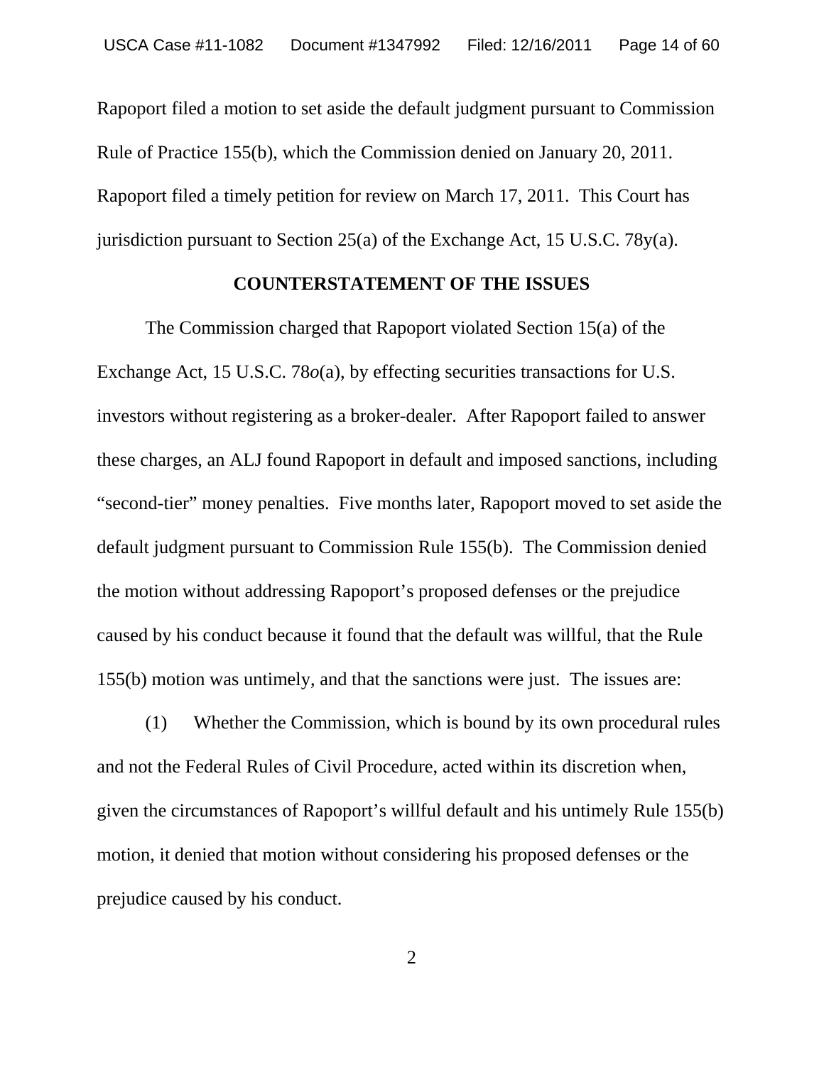Rapoport filed a motion to set aside the default judgment pursuant to Commission Rule of Practice 155(b), which the Commission denied on January 20, 2011. Rapoport filed a timely petition for review on March 17, 2011. This Court has jurisdiction pursuant to Section 25(a) of the Exchange Act, 15 U.S.C. 78y(a).

## COUNTERSTATEMENT OF THE ISSUES

The Commission charged that Rapoport violated Section 15(a) of the Exchange Act, 15 U.S.C. 78*o*(a), by effecting securities transactions for U.S. investors without registering as a broker-dealer. After Rapoport failed to answer these charges, an ALJ found Rapoport in default and imposed sanctions, including "second-tier" money penalties. Five months later, Rapoport moved to set aside the default judgment pursuant to Commission Rule 155(b). The Commission denied the motion without addressing Rapoport's proposed defenses or the prejudice caused by his conduct because it found that the default was willful, that the Rule 155(b) motion was untimely, and that the sanctions were just. The issues are:

(1) Whether the Commission, which is bound by its own procedural rules and not the Federal Rules of Civil Procedure, acted within its discretion when, given the circumstances of Rapoport's willful default and his untimely Rule 155(b) motion, it denied that motion without considering his proposed defenses or the prejudice caused by his conduct.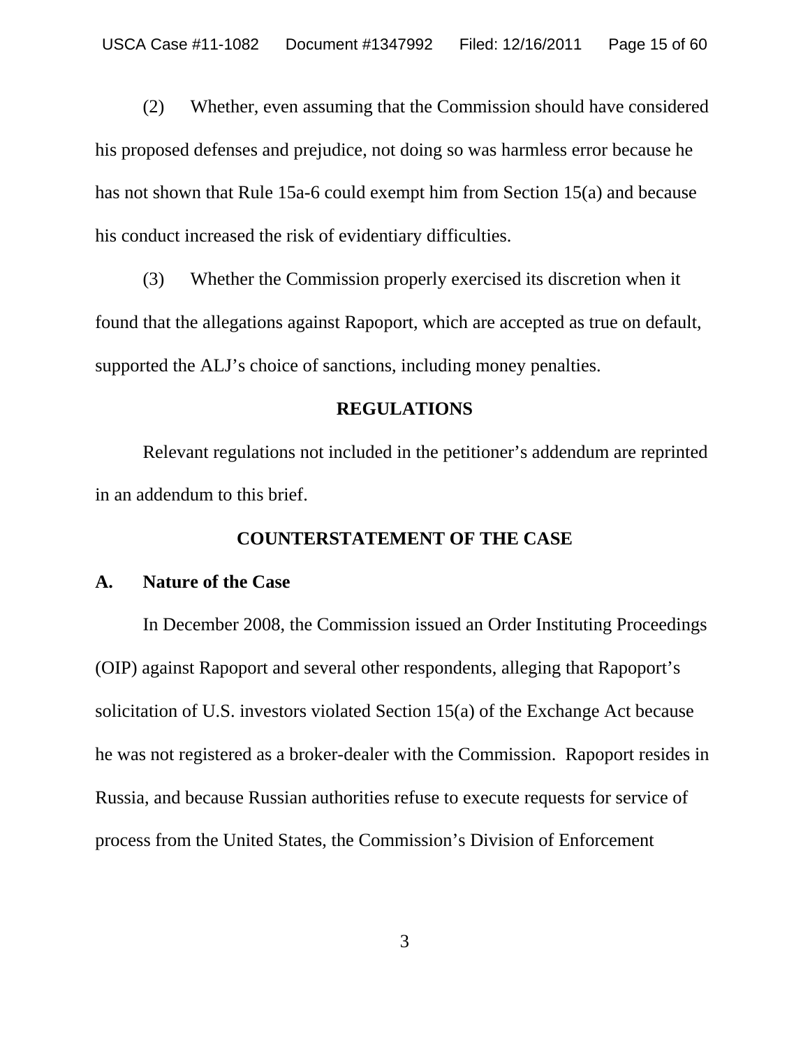(2) Whether, even assuming that the Commission should have considered his proposed defenses and prejudice, not doing so was harmless error because he has not shown that Rule 15a-6 could exempt him from Section 15(a) and because his conduct increased the risk of evidentiary difficulties.

(3) Whether the Commission properly exercised its discretion when it found that the allegations against Rapoport, which are accepted as true on default, supported the ALJ's choice of sanctions, including money penalties.

## REGULATIONS

Relevant regulations not included in the petitioner's addendum are reprinted in an addendum to this brief.

## COUNTERSTATEMENT OF THE CASE

### A. Nature of the Case

In December 2008, the Commission issued an Order Instituting Proceedings (OIP) against Rapoport and several other respondents, alleging that Rapoport's solicitation of U.S. investors violated Section 15(a) of the Exchange Act because he was not registered as a broker-dealer with the Commission. Rapoport resides in Russia, and because Russian authorities refuse to execute requests for service of process from the United States, the Commission's Division of Enforcement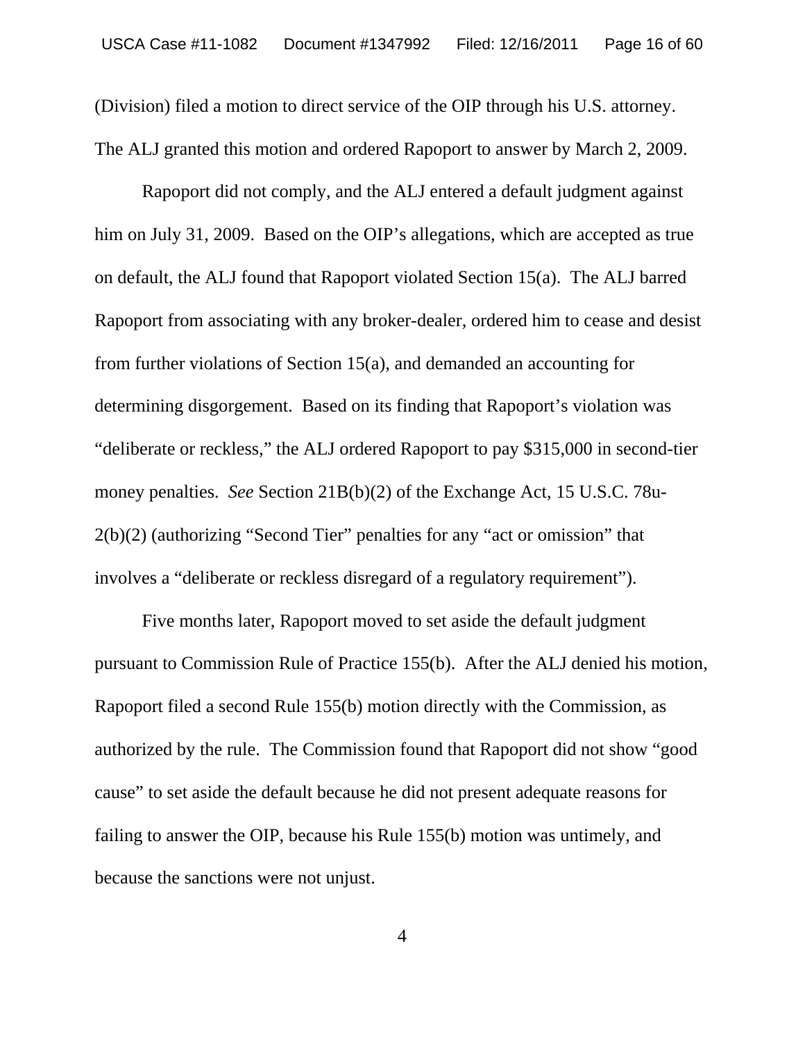(Division) filed a motion to direct service of the OIP through his U.S. attorney. The ALJ granted this motion and ordered Rapoport to answer by March 2, 2009.

Rapoport did not comply, and the ALJ entered a default judgment against him on July 31, 2009. Based on the OIP's allegations, which are accepted as true on default, the ALJ found that Rapoport violated Section 15(a). The ALJ barred Rapoport from associating with any broker-dealer, ordered him to cease and desist from further violations of Section 15(a), and demanded an accounting for determining disgorgement. Based on its finding that Rapoport's violation was "deliberate or reckless," the ALJ ordered Rapoport to pay $315,000 in second-tier money penalties. *See* Section 21B(b)(2) of the Exchange Act, 15 U.S.C. 78u-2(b)(2) (authorizing "Second Tier" penalties for any "act or omission" that involves a "deliberate or reckless disregard of a regulatory requirement").

Five months later, Rapoport moved to set aside the default judgment pursuant to Commission Rule of Practice 155(b). After the ALJ denied his motion, Rapoport filed a second Rule 155(b) motion directly with the Commission, as authorized by the rule. The Commission found that Rapoport did not show "good cause" to set aside the default because he did not present adequate reasons for failing to answer the OIP, because his Rule 155(b) motion was untimely, and because the sanctions were not unjust.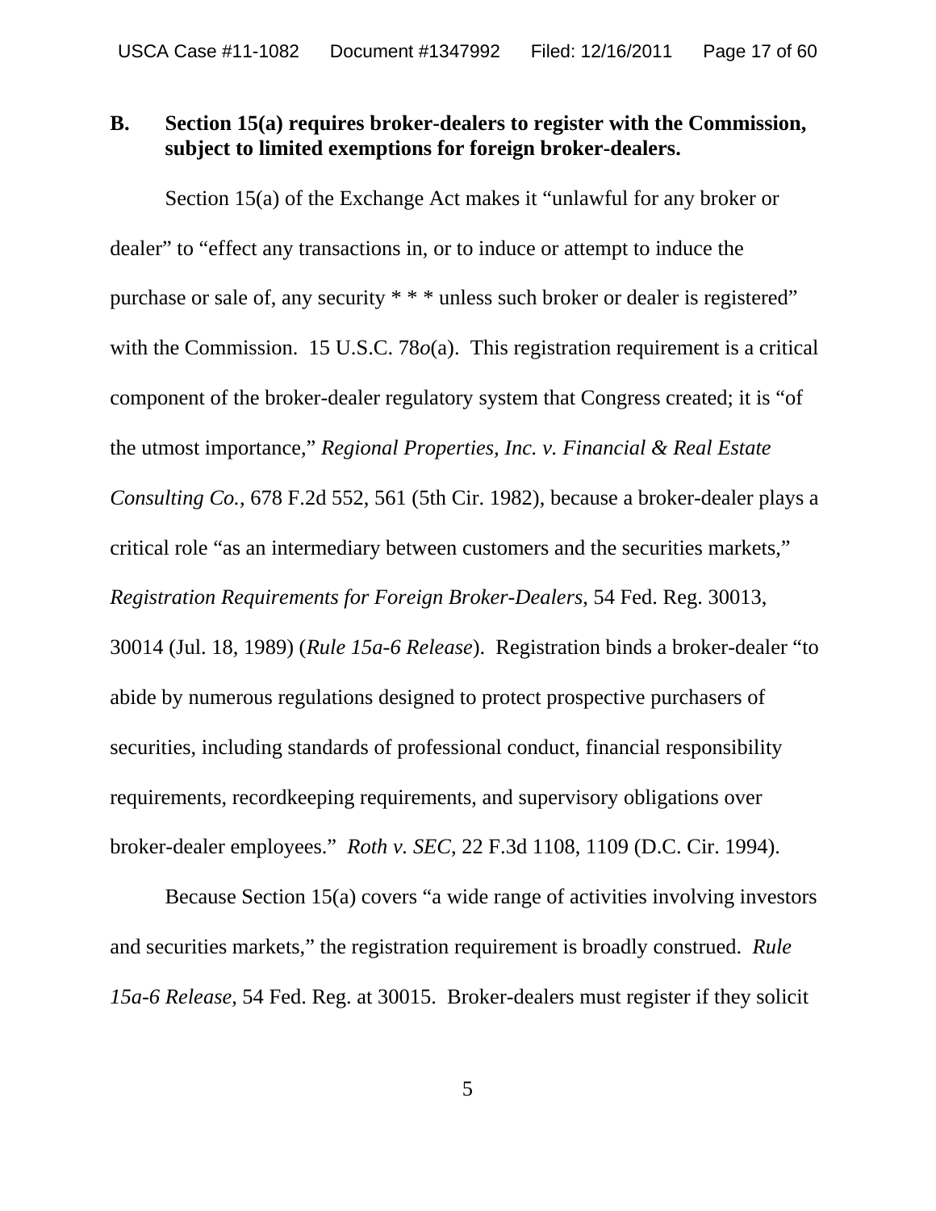## B. Section 15(a) requires broker-dealers to register with the Commission, subject to limited exemptions for foreign broker-dealers.

Section 15(a) of the Exchange Act makes it "unlawful for any broker or dealer" to "effect any transactions in, or to induce or attempt to induce the purchase or sale of, any security * * * unless such broker or dealer is registered" with the Commission. 15 U.S.C. 78*o*(a). This registration requirement is a critical component of the broker-dealer regulatory system that Congress created; it is "of the utmost importance," *Regional Properties, Inc. v. Financial & Real Estate Consulting Co.*, 678 F.2d 552, 561 (5th Cir. 1982), because a broker-dealer plays a critical role "as an intermediary between customers and the securities markets," *Registration Requirements for Foreign Broker-Dealers*, 54 Fed. Reg. 30013, 30014 (Jul. 18, 1989) (*Rule 15a-6 Release*). Registration binds a broker-dealer "to abide by numerous regulations designed to protect prospective purchasers of securities, including standards of professional conduct, financial responsibility requirements, recordkeeping requirements, and supervisory obligations over broker-dealer employees." *Roth v. SEC*, 22 F.3d 1108, 1109 (D.C. Cir. 1994).

Because Section 15(a) covers "a wide range of activities involving investors and securities markets," the registration requirement is broadly construed. *Rule 15a-6 Release*, 54 Fed. Reg. at 30015. Broker-dealers must register if they solicit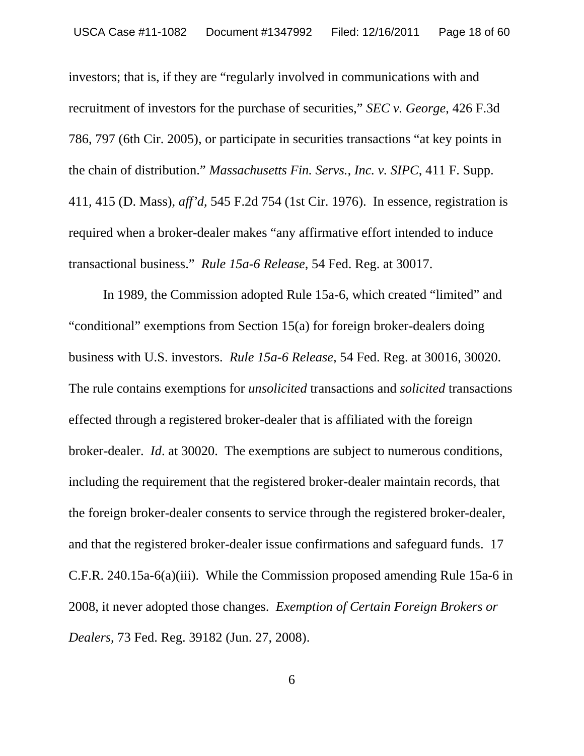investors; that is, if they are "regularly involved in communications with and recruitment of investors for the purchase of securities," *SEC v. George*, 426 F.3d 786, 797 (6th Cir. 2005), or participate in securities transactions "at key points in the chain of distribution." *Massachusetts Fin. Servs., Inc. v. SIPC*, 411 F. Supp. 411, 415 (D. Mass), *aff'd*, 545 F.2d 754 (1st Cir. 1976). In essence, registration is required when a broker-dealer makes "any affirmative effort intended to induce transactional business." *Rule 15a-6 Release*, 54 Fed. Reg. at 30017.

In 1989, the Commission adopted Rule 15a-6, which created "limited" and "conditional" exemptions from Section 15(a) for foreign broker-dealers doing business with U.S. investors. *Rule 15a-6 Release*, 54 Fed. Reg. at 30016, 30020. The rule contains exemptions for *unsolicited* transactions and *solicited* transactions effected through a registered broker-dealer that is affiliated with the foreign broker-dealer. *Id*. at 30020. The exemptions are subject to numerous conditions, including the requirement that the registered broker-dealer maintain records, that the foreign broker-dealer consents to service through the registered broker-dealer, and that the registered broker-dealer issue confirmations and safeguard funds. 17 C.F.R. 240.15a-6(a)(iii). While the Commission proposed amending Rule 15a-6 in 2008, it never adopted those changes. *Exemption of Certain Foreign Brokers or Dealers*, 73 Fed. Reg. 39182 (Jun. 27, 2008).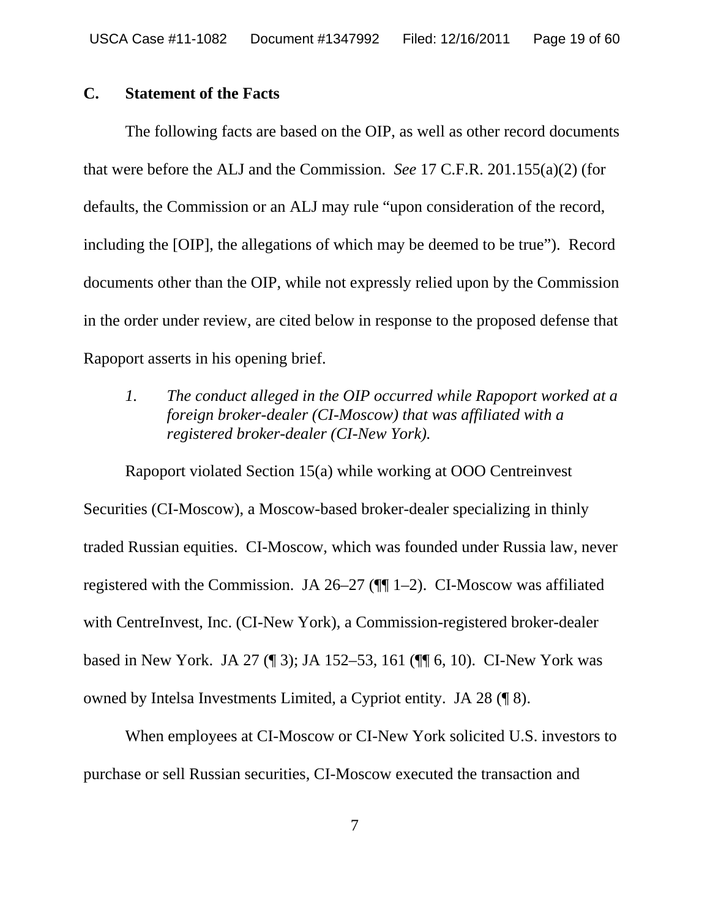### C. Statement of the Facts

The following facts are based on the OIP, as well as other record documents that were before the ALJ and the Commission. *See* 17 C.F.R. 201.155(a)(2) (for defaults, the Commission or an ALJ may rule "upon consideration of the record, including the [OIP], the allegations of which may be deemed to be true"). Record documents other than the OIP, while not expressly relied upon by the Commission in the order under review, are cited below in response to the proposed defense that Rapoport asserts in his opening brief.

*1. The conduct alleged in the OIP occurred while Rapoport worked at a foreign broker-dealer (CI-Moscow) that was affiliated with a registered broker-dealer (CI-New York).*

Rapoport violated Section 15(a) while working at OOO Centreinvest Securities (CI-Moscow), a Moscow-based broker-dealer specializing in thinly traded Russian equities. CI-Moscow, which was founded under Russia law, never registered with the Commission. JA 26–27 (¶¶ 1–2). CI-Moscow was affiliated with CentreInvest, Inc. (CI-New York), a Commission-registered broker-dealer based in New York. JA 27 (¶ 3); JA 152–53, 161 (¶¶ 6, 10). CI-New York was owned by Intelsa Investments Limited, a Cypriot entity. JA 28 (¶ 8).

When employees at CI-Moscow or CI-New York solicited U.S. investors to purchase or sell Russian securities, CI-Moscow executed the transaction and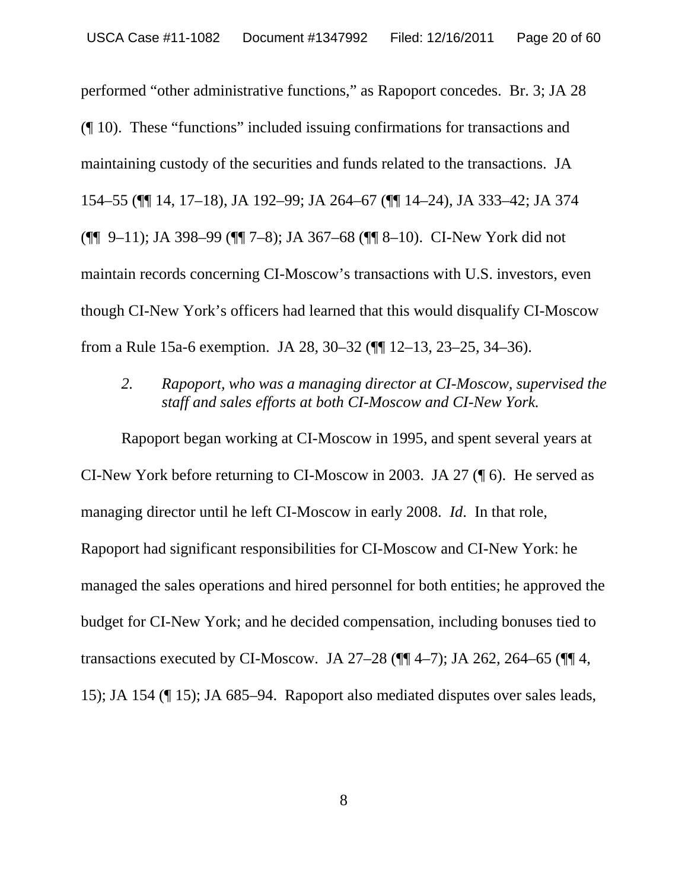performed "other administrative functions," as Rapoport concedes. Br. 3; JA 28 (¶ 10). These "functions" included issuing confirmations for transactions and maintaining custody of the securities and funds related to the transactions. JA 154–55 (¶¶ 14, 17–18), JA 192–99; JA 264–67 (¶¶ 14–24), JA 333–42; JA 374 (¶¶ 9–11); JA 398–99 (¶¶ 7–8); JA 367–68 (¶¶ 8–10). CI-New York did not maintain records concerning CI-Moscow's transactions with U.S. investors, even though CI-New York's officers had learned that this would disqualify CI-Moscow from a Rule 15a-6 exemption. JA 28, 30–32 (¶¶ 12–13, 23–25, 34–36).

*2. Rapoport, who was a managing director at CI-Moscow, supervised the staff and sales efforts at both CI-Moscow and CI-New York.*

Rapoport began working at CI-Moscow in 1995, and spent several years at CI-New York before returning to CI-Moscow in 2003. JA 27 (¶ 6). He served as managing director until he left CI-Moscow in early 2008. *Id*. In that role, Rapoport had significant responsibilities for CI-Moscow and CI-New York: he managed the sales operations and hired personnel for both entities; he approved the budget for CI-New York; and he decided compensation, including bonuses tied to transactions executed by CI-Moscow. JA 27–28 (¶¶ 4–7); JA 262, 264–65 (¶¶ 4, 15); JA 154 (¶ 15); JA 685–94. Rapoport also mediated disputes over sales leads,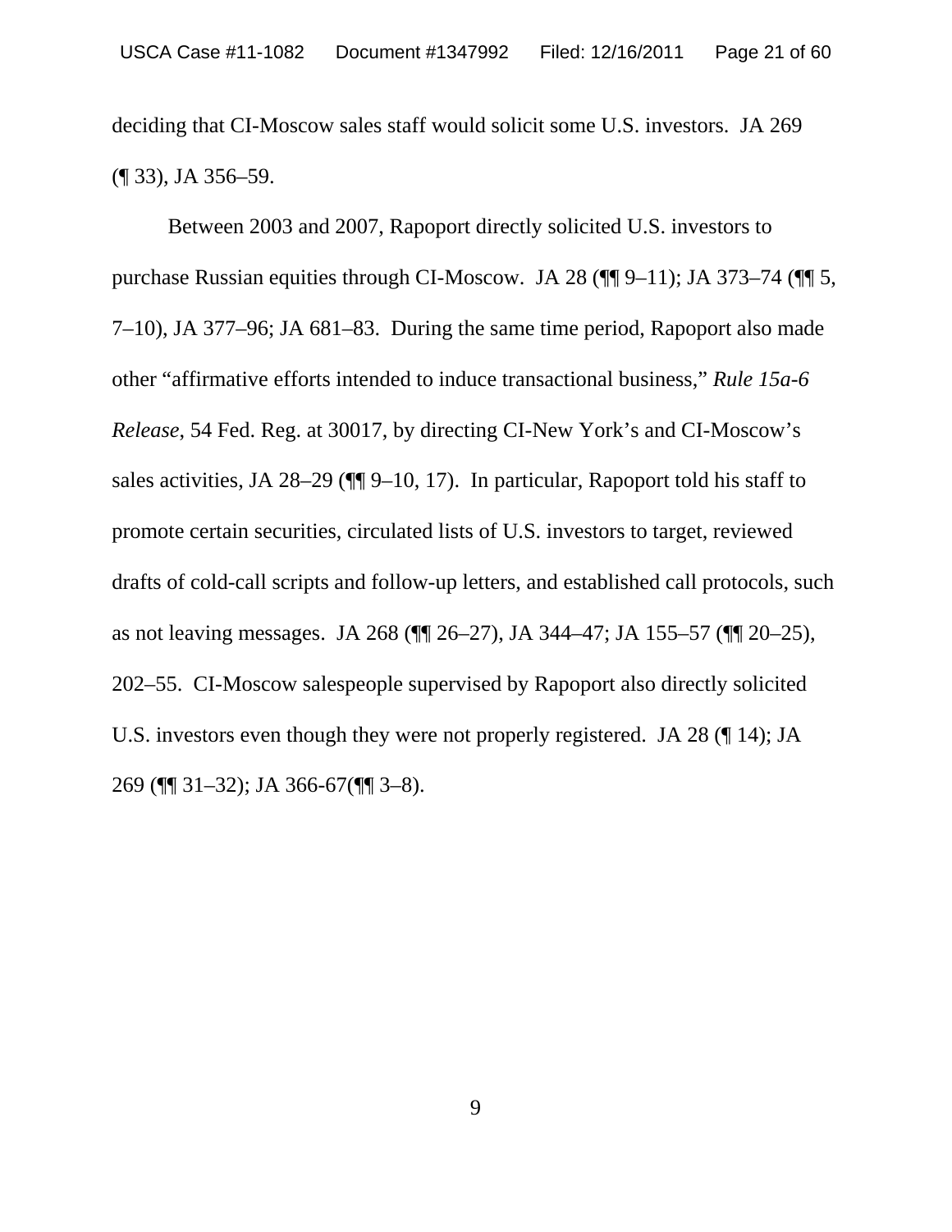deciding that CI-Moscow sales staff would solicit some U.S. investors. JA 269 (¶ 33), JA 356–59.

Between 2003 and 2007, Rapoport directly solicited U.S. investors to purchase Russian equities through CI-Moscow. JA 28 (¶¶ 9–11); JA 373–74 (¶¶ 5, 7–10), JA 377–96; JA 681–83. During the same time period, Rapoport also made other "affirmative efforts intended to induce transactional business," *Rule 15a-6 Release*, 54 Fed. Reg. at 30017, by directing CI-New York's and CI-Moscow's sales activities, JA 28–29 (¶¶ 9–10, 17). In particular, Rapoport told his staff to promote certain securities, circulated lists of U.S. investors to target, reviewed drafts of cold-call scripts and follow-up letters, and established call protocols, such as not leaving messages. JA 268 (¶¶ 26–27), JA 344–47; JA 155–57 (¶¶ 20–25), 202–55. CI-Moscow salespeople supervised by Rapoport also directly solicited U.S. investors even though they were not properly registered. JA 28 (¶ 14); JA 269 (¶¶ 31–32); JA 366-67(¶¶ 3–8).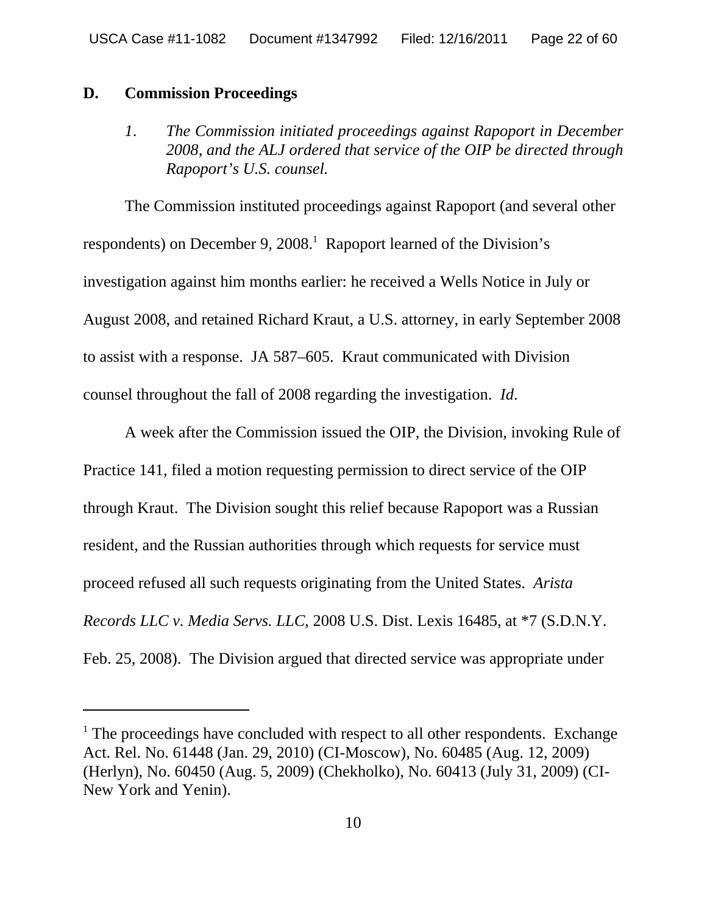## D. Commission Proceedings

### *1. The Commission initiated proceedings against Rapoport in December 2008, and the ALJ ordered that service of the OIP be directed through Rapoport's U.S. counsel.*

The Commission instituted proceedings against Rapoport (and several other respondents) on December 9, 2008.[1] Rapoport learned of the Division's investigation against him months earlier: he received a Wells Notice in July or August 2008, and retained Richard Kraut, a U.S. attorney, in early September 2008 to assist with a response. JA 587–605. Kraut communicated with Division counsel throughout the fall of 2008 regarding the investigation. *Id*.

A week after the Commission issued the OIP, the Division, invoking Rule of Practice 141, filed a motion requesting permission to direct service of the OIP through Kraut. The Division sought this relief because Rapoport was a Russian resident, and the Russian authorities through which requests for service must proceed refused all such requests originating from the United States. *Arista Records LLC v. Media Servs. LLC*, 2008 U.S. Dist. Lexis 16485, at *7 (S.D.N.Y. Feb. 25, 2008). The Division argued that directed service was appropriate under

---

[1] The proceedings have concluded with respect to all other respondents. Exchange Act. Rel. No. 61448 (Jan. 29, 2010) (CI-Moscow), No. 60485 (Aug. 12, 2009) (Herlyn), No. 60450 (Aug. 5, 2009) (Chekholko), No. 60413 (July 31, 2009) (CI-New York and Yenin).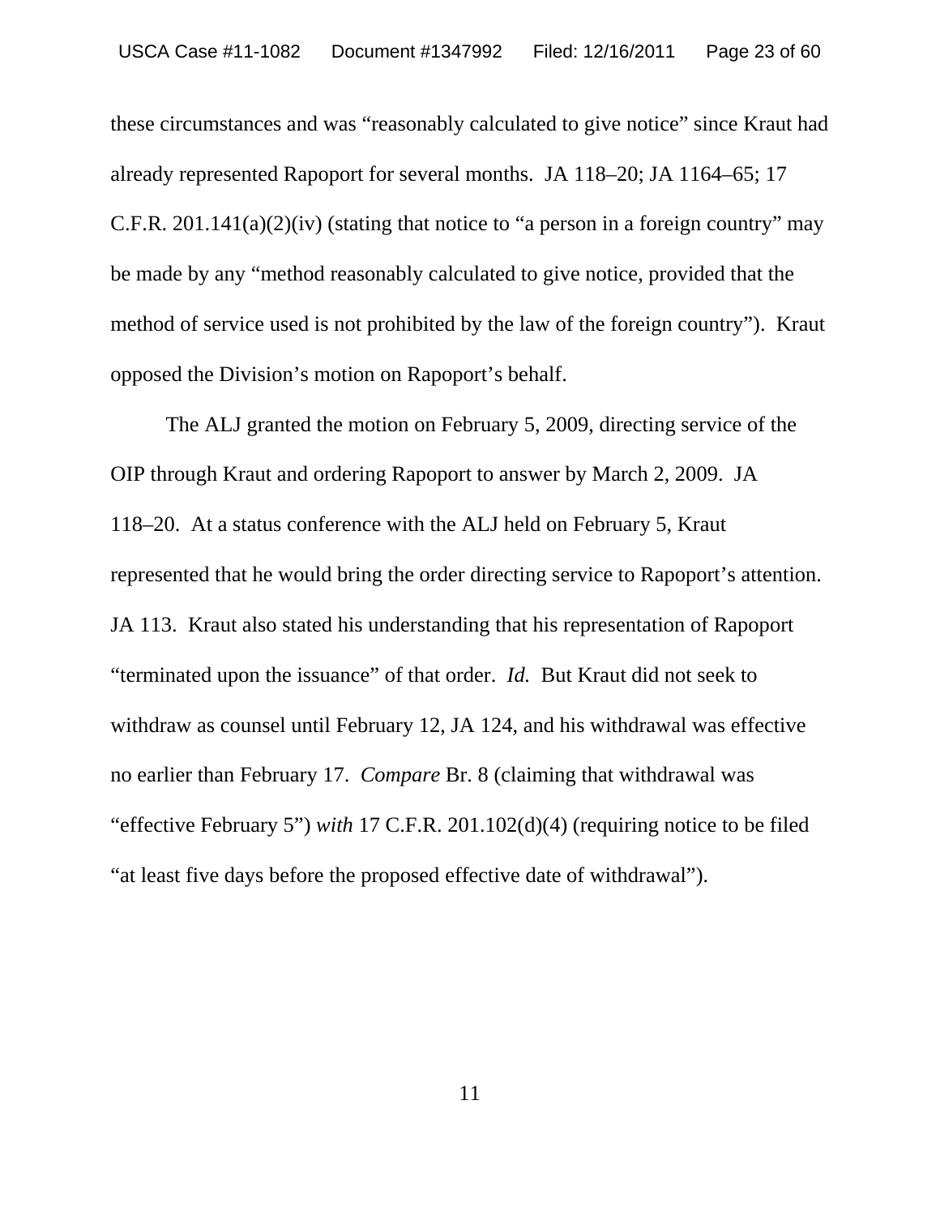these circumstances and was "reasonably calculated to give notice" since Kraut had already represented Rapoport for several months. JA 118–20; JA 1164–65; 17 C.F.R. 201.141(a)(2)(iv) (stating that notice to "a person in a foreign country" may be made by any "method reasonably calculated to give notice, provided that the method of service used is not prohibited by the law of the foreign country"). Kraut opposed the Division's motion on Rapoport's behalf.

The ALJ granted the motion on February 5, 2009, directing service of the OIP through Kraut and ordering Rapoport to answer by March 2, 2009. JA 118–20. At a status conference with the ALJ held on February 5, Kraut represented that he would bring the order directing service to Rapoport's attention. JA 113. Kraut also stated his understanding that his representation of Rapoport "terminated upon the issuance" of that order. *Id.* But Kraut did not seek to withdraw as counsel until February 12, JA 124, and his withdrawal was effective no earlier than February 17. *Compare* Br. 8 (claiming that withdrawal was "effective February 5") *with* 17 C.F.R. 201.102(d)(4) (requiring notice to be filed "at least five days before the proposed effective date of withdrawal").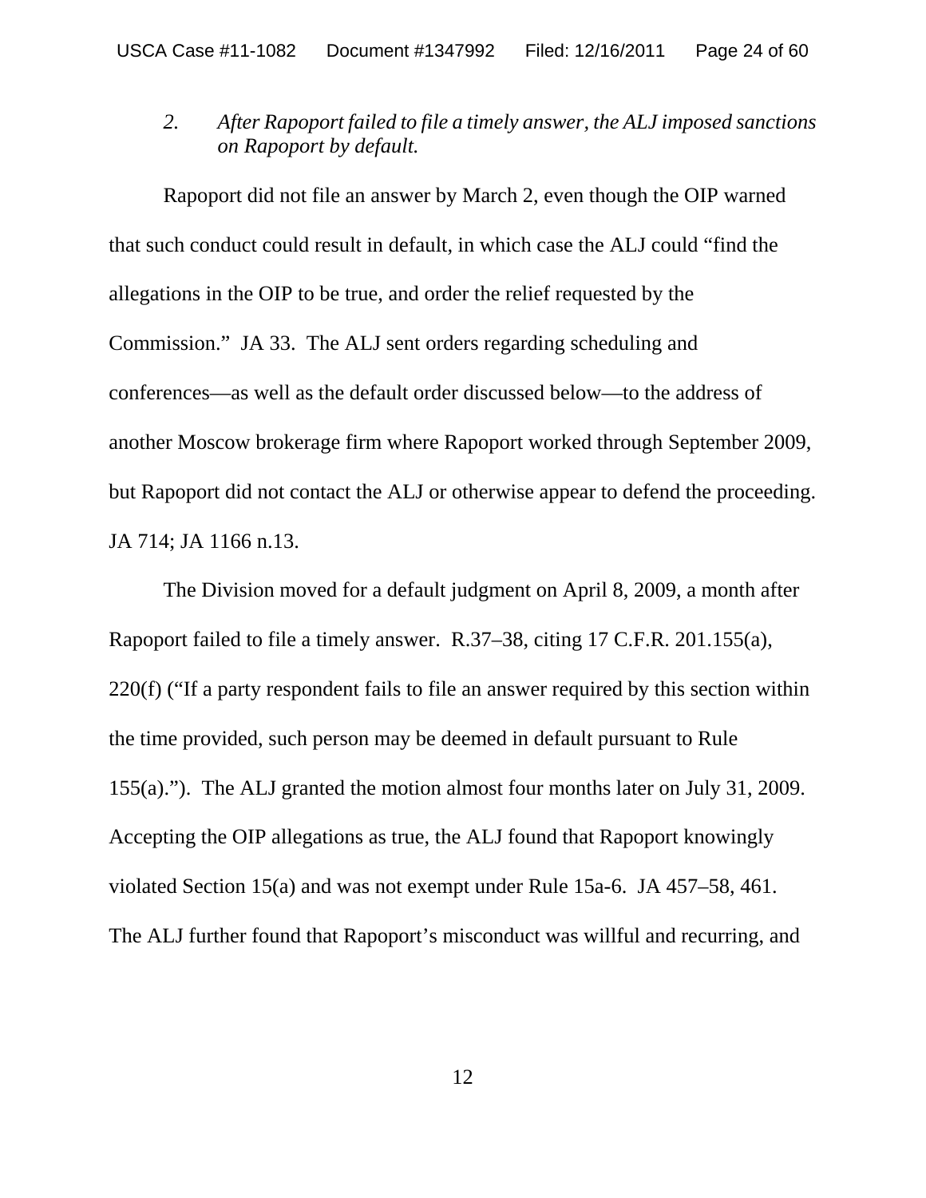*2. After Rapoport failed to file a timely answer, the ALJ imposed sanctions on Rapoport by default.*

Rapoport did not file an answer by March 2, even though the OIP warned that such conduct could result in default, in which case the ALJ could "find the allegations in the OIP to be true, and order the relief requested by the Commission." JA 33. The ALJ sent orders regarding scheduling and conferences—as well as the default order discussed below—to the address of another Moscow brokerage firm where Rapoport worked through September 2009, but Rapoport did not contact the ALJ or otherwise appear to defend the proceeding. JA 714; JA 1166 n.13.

The Division moved for a default judgment on April 8, 2009, a month after Rapoport failed to file a timely answer. R.37–38, citing 17 C.F.R. 201.155(a), 220(f) ("If a party respondent fails to file an answer required by this section within the time provided, such person may be deemed in default pursuant to Rule 155(a)."). The ALJ granted the motion almost four months later on July 31, 2009. Accepting the OIP allegations as true, the ALJ found that Rapoport knowingly violated Section 15(a) and was not exempt under Rule 15a-6. JA 457–58, 461. The ALJ further found that Rapoport's misconduct was willful and recurring, and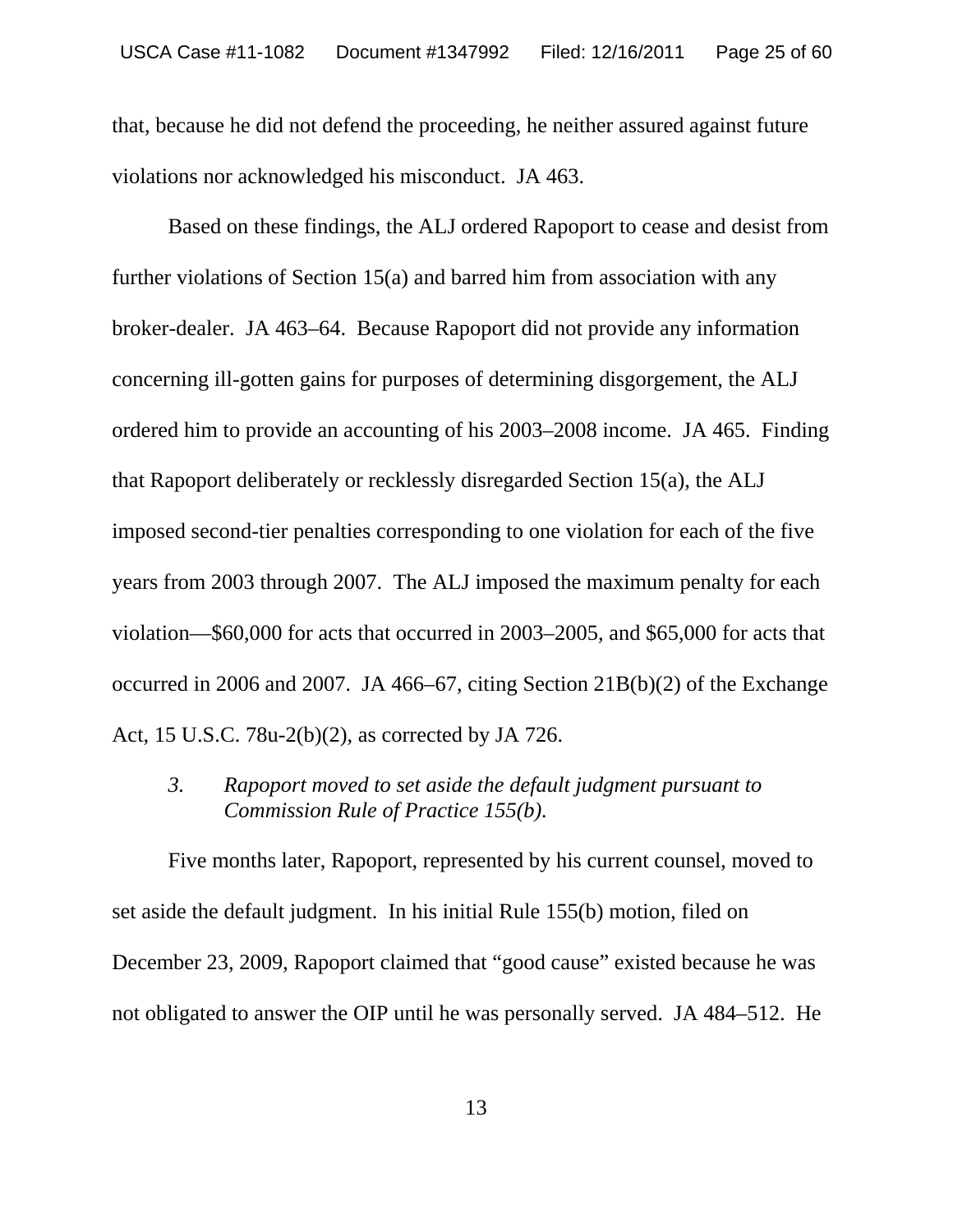that, because he did not defend the proceeding, he neither assured against future violations nor acknowledged his misconduct. JA 463.

Based on these findings, the ALJ ordered Rapoport to cease and desist from further violations of Section 15(a) and barred him from association with any broker-dealer. JA 463–64. Because Rapoport did not provide any information concerning ill-gotten gains for purposes of determining disgorgement, the ALJ ordered him to provide an accounting of his 2003–2008 income. JA 465. Finding that Rapoport deliberately or recklessly disregarded Section 15(a), the ALJ imposed second-tier penalties corresponding to one violation for each of the five years from 2003 through 2007. The ALJ imposed the maximum penalty for each violation—$60,000 for acts that occurred in 2003–2005, and $65,000 for acts that occurred in 2006 and 2007. JA 466–67, citing Section 21B(b)(2) of the Exchange Act, 15 U.S.C. 78u-2(b)(2), as corrected by JA 726.

### 3. *Rapoport moved to set aside the default judgment pursuant to Commission Rule of Practice 155(b).*

Five months later, Rapoport, represented by his current counsel, moved to set aside the default judgment. In his initial Rule 155(b) motion, filed on December 23, 2009, Rapoport claimed that "good cause" existed because he was not obligated to answer the OIP until he was personally served. JA 484–512. He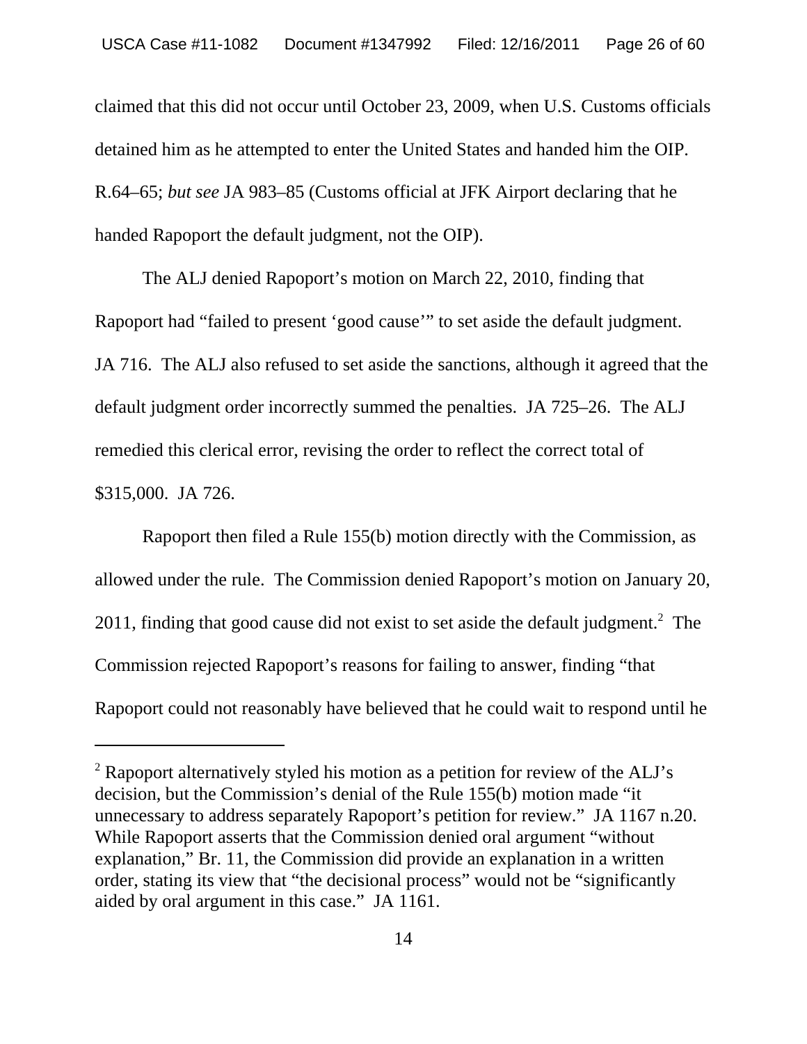claimed that this did not occur until October 23, 2009, when U.S. Customs officials detained him as he attempted to enter the United States and handed him the OIP. R.64–65; *but see* JA 983–85 (Customs official at JFK Airport declaring that he handed Rapoport the default judgment, not the OIP).

The ALJ denied Rapoport's motion on March 22, 2010, finding that Rapoport had "failed to present 'good cause'" to set aside the default judgment. JA 716. The ALJ also refused to set aside the sanctions, although it agreed that the default judgment order incorrectly summed the penalties. JA 725–26. The ALJ remedied this clerical error, revising the order to reflect the correct total of $315,000. JA 726.

Rapoport then filed a Rule 155(b) motion directly with the Commission, as allowed under the rule. The Commission denied Rapoport's motion on January 20, 2011, finding that good cause did not exist to set aside the default judgment.[2] The Commission rejected Rapoport's reasons for failing to answer, finding "that Rapoport could not reasonably have believed that he could wait to respond until he

---

[2] Rapoport alternatively styled his motion as a petition for review of the ALJ's decision, but the Commission's denial of the Rule 155(b) motion made "it unnecessary to address separately Rapoport's petition for review." JA 1167 n.20. While Rapoport asserts that the Commission denied oral argument "without explanation," Br. 11, the Commission did provide an explanation in a written order, stating its view that "the decisional process" would not be "significantly aided by oral argument in this case." JA 1161.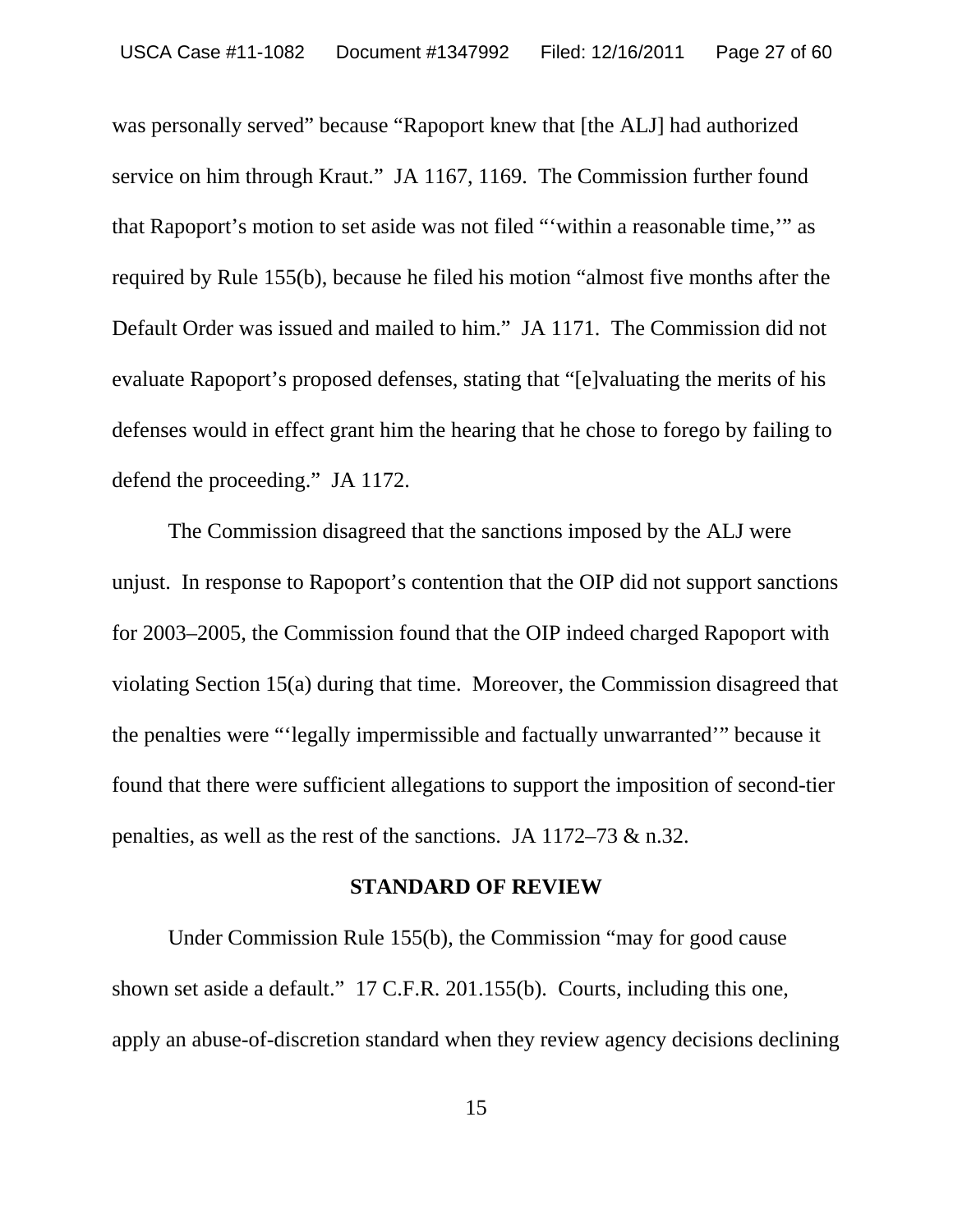was personally served" because "Rapoport knew that [the ALJ] had authorized service on him through Kraut." JA 1167, 1169. The Commission further found that Rapoport's motion to set aside was not filed "'within a reasonable time,'" as required by Rule 155(b), because he filed his motion "almost five months after the Default Order was issued and mailed to him." JA 1171. The Commission did not evaluate Rapoport's proposed defenses, stating that "[e]valuating the merits of his defenses would in effect grant him the hearing that he chose to forego by failing to defend the proceeding." JA 1172.

The Commission disagreed that the sanctions imposed by the ALJ were unjust. In response to Rapoport's contention that the OIP did not support sanctions for 2003–2005, the Commission found that the OIP indeed charged Rapoport with violating Section 15(a) during that time. Moreover, the Commission disagreed that the penalties were "'legally impermissible and factually unwarranted'" because it found that there were sufficient allegations to support the imposition of second-tier penalties, as well as the rest of the sanctions. JA 1172–73 & n.32.

## STANDARD OF REVIEW

Under Commission Rule 155(b), the Commission "may for good cause shown set aside a default." 17 C.F.R. 201.155(b). Courts, including this one, apply an abuse-of-discretion standard when they review agency decisions declining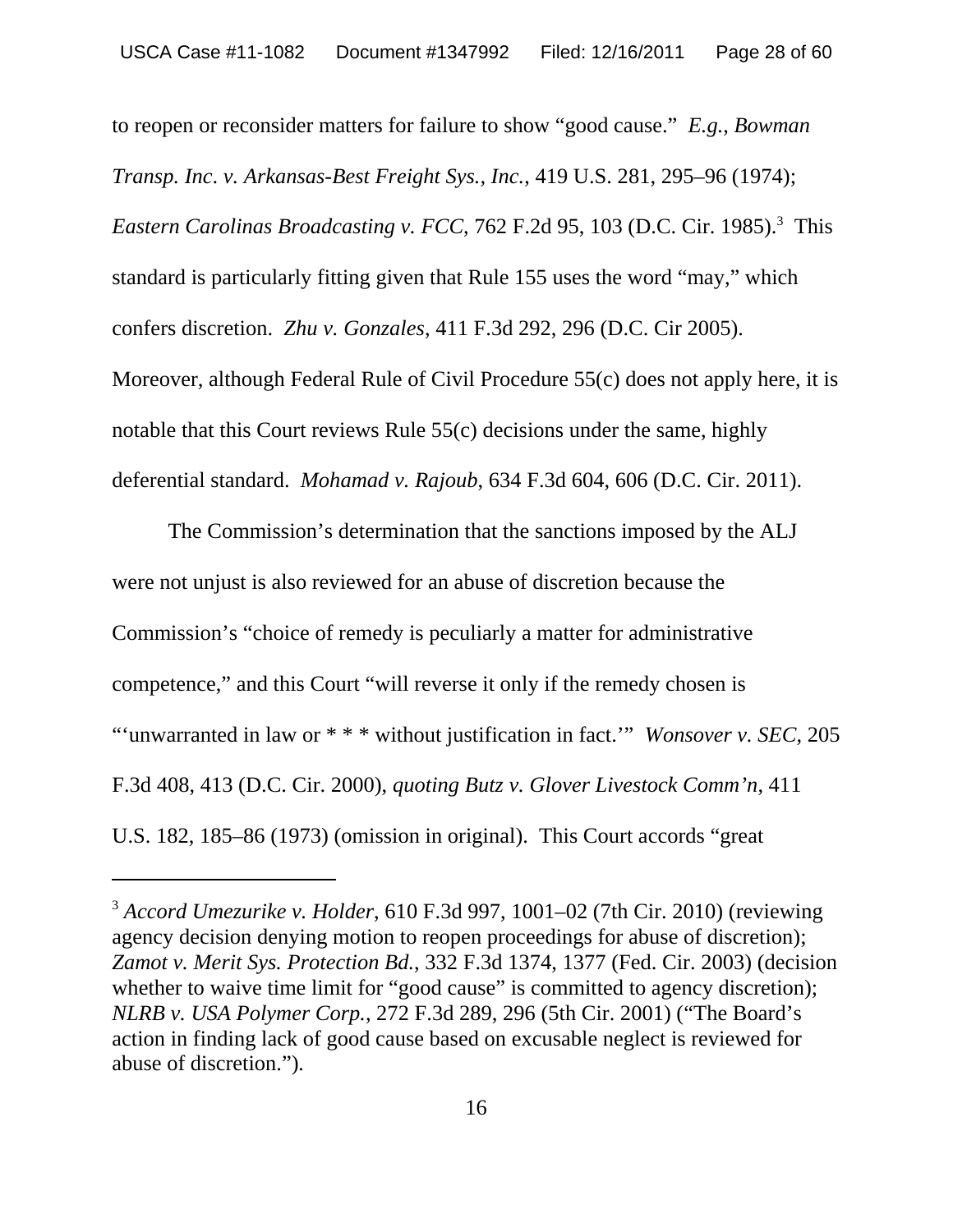to reopen or reconsider matters for failure to show "good cause." *E.g.*, *Bowman Transp. Inc. v. Arkansas-Best Freight Sys., Inc.*, 419 U.S. 281, 295–96 (1974); *Eastern Carolinas Broadcasting v. FCC*, 762 F.2d 95, 103 (D.C. Cir. 1985).[3] This standard is particularly fitting given that Rule 155 uses the word "may," which confers discretion. *Zhu v. Gonzales*, 411 F.3d 292, 296 (D.C. Cir 2005). Moreover, although Federal Rule of Civil Procedure 55(c) does not apply here, it is notable that this Court reviews Rule 55(c) decisions under the same, highly deferential standard. *Mohamad v. Rajoub*, 634 F.3d 604, 606 (D.C. Cir. 2011).

The Commission's determination that the sanctions imposed by the ALJ were not unjust is also reviewed for an abuse of discretion because the Commission's "choice of remedy is peculiarly a matter for administrative competence," and this Court "will reverse it only if the remedy chosen is "'unwarranted in law or * * * without justification in fact.'" *Wonsover v. SEC*, 205 F.3d 408, 413 (D.C. Cir. 2000), *quoting Butz v. Glover Livestock Comm'n*, 411 U.S. 182, 185–86 (1973) (omission in original). This Court accords "great

[3] *Accord Umezurike v. Holder*, 610 F.3d 997, 1001–02 (7th Cir. 2010) (reviewing agency decision denying motion to reopen proceedings for abuse of discretion); *Zamot v. Merit Sys. Protection Bd.*, 332 F.3d 1374, 1377 (Fed. Cir. 2003) (decision whether to waive time limit for "good cause" is committed to agency discretion); *NLRB v. USA Polymer Corp.*, 272 F.3d 289, 296 (5th Cir. 2001) ("The Board's action in finding lack of good cause based on excusable neglect is reviewed for abuse of discretion.").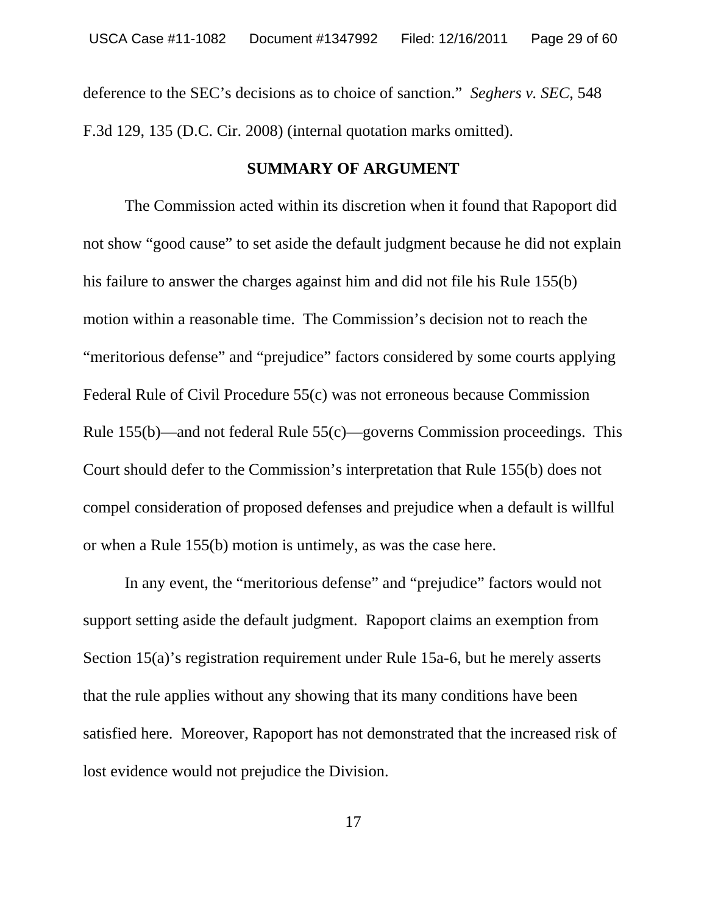deference to the SEC's decisions as to choice of sanction." *Seghers v. SEC*, 548 F.3d 129, 135 (D.C. Cir. 2008) (internal quotation marks omitted).

## SUMMARY OF ARGUMENT

The Commission acted within its discretion when it found that Rapoport did not show "good cause" to set aside the default judgment because he did not explain his failure to answer the charges against him and did not file his Rule 155(b) motion within a reasonable time. The Commission's decision not to reach the "meritorious defense" and "prejudice" factors considered by some courts applying Federal Rule of Civil Procedure 55(c) was not erroneous because Commission Rule 155(b)—and not federal Rule 55(c)—governs Commission proceedings. This Court should defer to the Commission's interpretation that Rule 155(b) does not compel consideration of proposed defenses and prejudice when a default is willful or when a Rule 155(b) motion is untimely, as was the case here.

In any event, the "meritorious defense" and "prejudice" factors would not support setting aside the default judgment. Rapoport claims an exemption from Section 15(a)'s registration requirement under Rule 15a-6, but he merely asserts that the rule applies without any showing that its many conditions have been satisfied here. Moreover, Rapoport has not demonstrated that the increased risk of lost evidence would not prejudice the Division.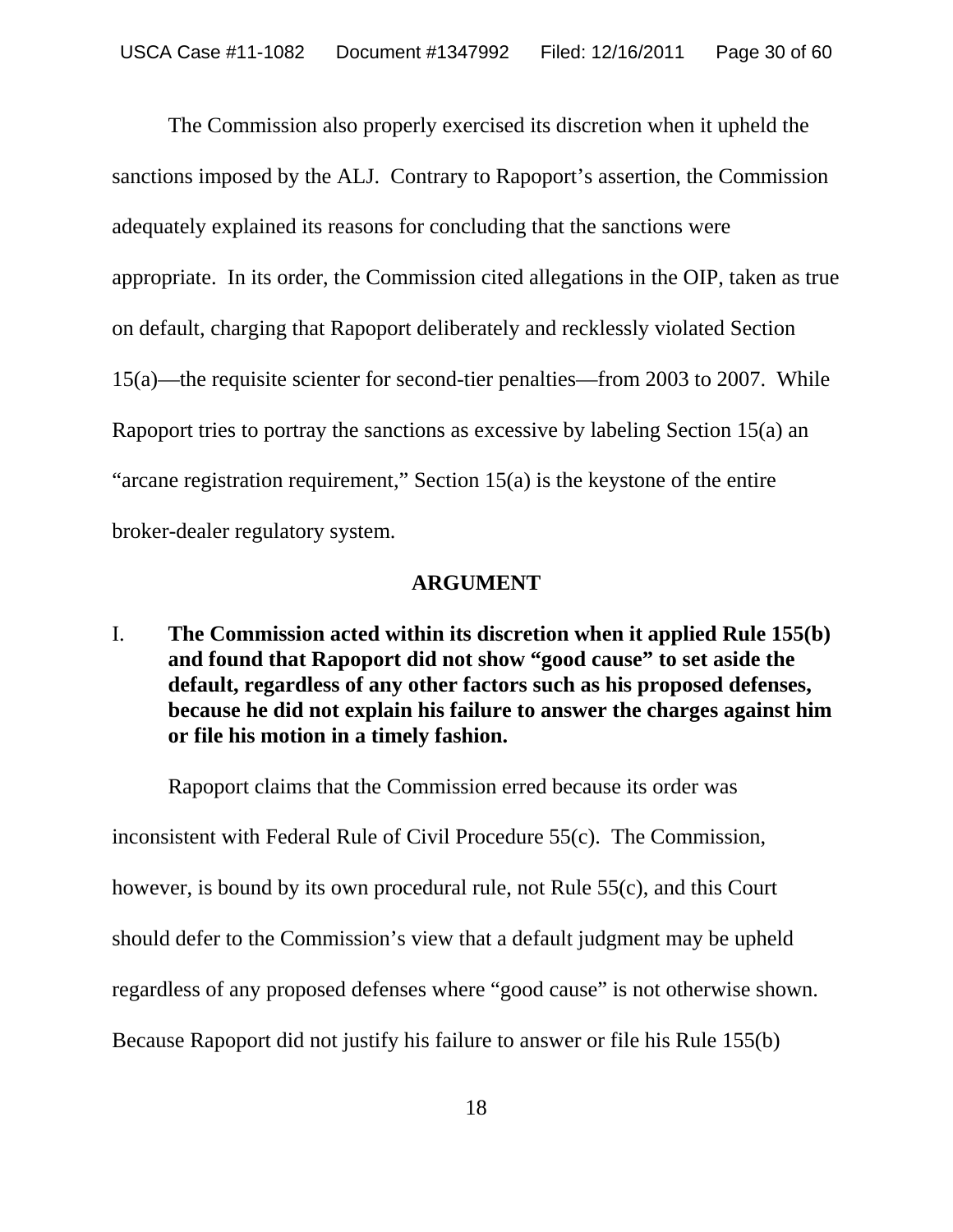The Commission also properly exercised its discretion when it upheld the sanctions imposed by the ALJ. Contrary to Rapoport's assertion, the Commission adequately explained its reasons for concluding that the sanctions were appropriate. In its order, the Commission cited allegations in the OIP, taken as true on default, charging that Rapoport deliberately and recklessly violated Section 15(a)—the requisite scienter for second-tier penalties—from 2003 to 2007. While Rapoport tries to portray the sanctions as excessive by labeling Section 15(a) an "arcane registration requirement," Section 15(a) is the keystone of the entire broker-dealer regulatory system.

## ARGUMENT

### I. The Commission acted within its discretion when it applied Rule 155(b) and found that Rapoport did not show "good cause" to set aside the default, regardless of any other factors such as his proposed defenses, because he did not explain his failure to answer the charges against him or file his motion in a timely fashion.

Rapoport claims that the Commission erred because its order was inconsistent with Federal Rule of Civil Procedure 55(c). The Commission, however, is bound by its own procedural rule, not Rule 55(c), and this Court should defer to the Commission's view that a default judgment may be upheld regardless of any proposed defenses where "good cause" is not otherwise shown. Because Rapoport did not justify his failure to answer or file his Rule 155(b)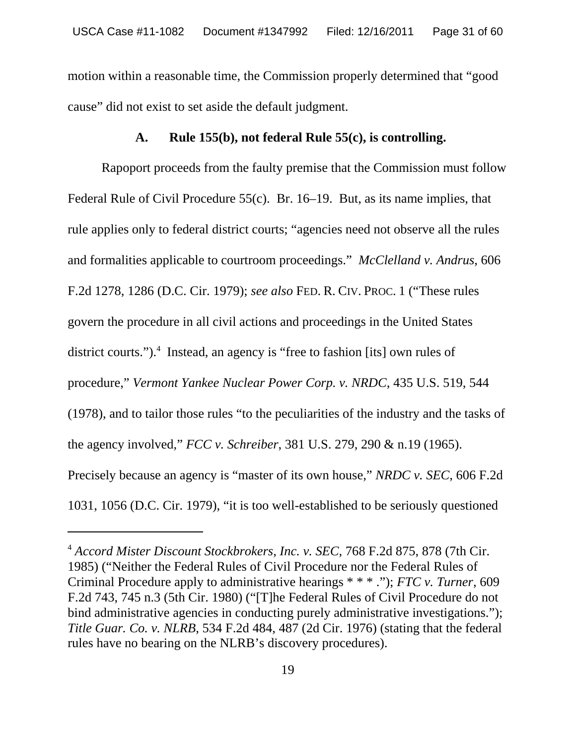motion within a reasonable time, the Commission properly determined that "good cause" did not exist to set aside the default judgment.

### A. Rule 155(b), not federal Rule 55(c), is controlling.

Rapoport proceeds from the faulty premise that the Commission must follow Federal Rule of Civil Procedure 55(c). Br. 16–19. But, as its name implies, that rule applies only to federal district courts; "agencies need not observe all the rules and formalities applicable to courtroom proceedings." *McClelland v. Andrus*, 606 F.2d 1278, 1286 (D.C. Cir. 1979); *see also* FED. R. CIV. PROC. 1 ("These rules govern the procedure in all civil actions and proceedings in the United States district courts.").[4] Instead, an agency is "free to fashion [its] own rules of procedure," *Vermont Yankee Nuclear Power Corp. v. NRDC*, 435 U.S. 519, 544 (1978), and to tailor those rules "to the peculiarities of the industry and the tasks of the agency involved," *FCC v. Schreiber*, 381 U.S. 279, 290 & n.19 (1965). Precisely because an agency is "master of its own house," *NRDC v. SEC*, 606 F.2d 1031, 1056 (D.C. Cir. 1979), "it is too well-established to be seriously questioned

[4] *Accord Mister Discount Stockbrokers, Inc. v. SEC*, 768 F.2d 875, 878 (7th Cir. 1985) ("Neither the Federal Rules of Civil Procedure nor the Federal Rules of Criminal Procedure apply to administrative hearings * * * ."); *FTC v. Turner*, 609 F.2d 743, 745 n.3 (5th Cir. 1980) ("[T]he Federal Rules of Civil Procedure do not bind administrative agencies in conducting purely administrative investigations."); *Title Guar. Co. v. NLRB*, 534 F.2d 484, 487 (2d Cir. 1976) (stating that the federal rules have no bearing on the NLRB's discovery procedures).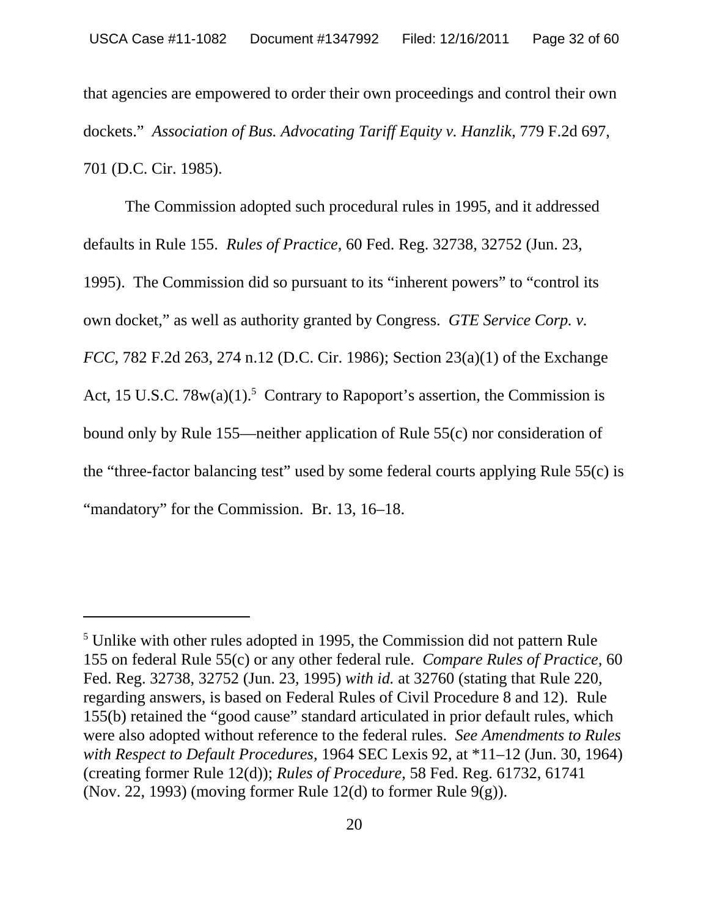that agencies are empowered to order their own proceedings and control their own dockets." *Association of Bus. Advocating Tariff Equity v. Hanzlik*, 779 F.2d 697, 701 (D.C. Cir. 1985).

The Commission adopted such procedural rules in 1995, and it addressed defaults in Rule 155. *Rules of Practice*, 60 Fed. Reg. 32738, 32752 (Jun. 23, 1995). The Commission did so pursuant to its "inherent powers" to "control its own docket," as well as authority granted by Congress. *GTE Service Corp. v. FCC*, 782 F.2d 263, 274 n.12 (D.C. Cir. 1986); Section 23(a)(1) of the Exchange Act, 15 U.S.C. 78w(a)(1).[5] Contrary to Rapoport's assertion, the Commission is bound only by Rule 155—neither application of Rule 55(c) nor consideration of the "three-factor balancing test" used by some federal courts applying Rule 55(c) is "mandatory" for the Commission. Br. 13, 16–18.

---

[5] Unlike with other rules adopted in 1995, the Commission did not pattern Rule 155 on federal Rule 55(c) or any other federal rule. *Compare Rules of Practice*, 60 Fed. Reg. 32738, 32752 (Jun. 23, 1995) *with id.* at 32760 (stating that Rule 220, regarding answers, is based on Federal Rules of Civil Procedure 8 and 12). Rule 155(b) retained the "good cause" standard articulated in prior default rules, which were also adopted without reference to the federal rules. *See Amendments to Rules with Respect to Default Procedures*, 1964 SEC Lexis 92, at *11–12 (Jun. 30, 1964) (creating former Rule 12(d)); *Rules of Procedure*, 58 Fed. Reg. 61732, 61741 (Nov. 22, 1993) (moving former Rule 12(d) to former Rule 9(g)).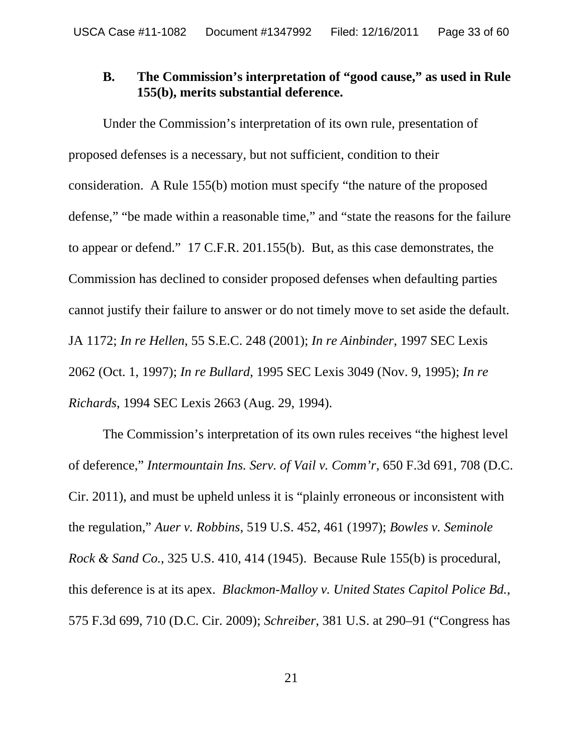### B. The Commission's interpretation of "good cause," as used in Rule 155(b), merits substantial deference.

Under the Commission's interpretation of its own rule, presentation of proposed defenses is a necessary, but not sufficient, condition to their consideration. A Rule 155(b) motion must specify "the nature of the proposed defense," "be made within a reasonable time," and "state the reasons for the failure to appear or defend." 17 C.F.R. 201.155(b). But, as this case demonstrates, the Commission has declined to consider proposed defenses when defaulting parties cannot justify their failure to answer or do not timely move to set aside the default. JA 1172; *In re Hellen*, 55 S.E.C. 248 (2001); *In re Ainbinder*, 1997 SEC Lexis 2062 (Oct. 1, 1997); *In re Bullard*, 1995 SEC Lexis 3049 (Nov. 9, 1995); *In re Richards*, 1994 SEC Lexis 2663 (Aug. 29, 1994).

The Commission's interpretation of its own rules receives "the highest level of deference," *Intermountain Ins. Serv. of Vail v. Comm'r*, 650 F.3d 691, 708 (D.C. Cir. 2011), and must be upheld unless it is "plainly erroneous or inconsistent with the regulation," *Auer v. Robbins*, 519 U.S. 452, 461 (1997); *Bowles v. Seminole Rock & Sand Co.*, 325 U.S. 410, 414 (1945). Because Rule 155(b) is procedural, this deference is at its apex. *Blackmon-Malloy v. United States Capitol Police Bd.*, 575 F.3d 699, 710 (D.C. Cir. 2009); *Schreiber*, 381 U.S. at 290–91 ("Congress has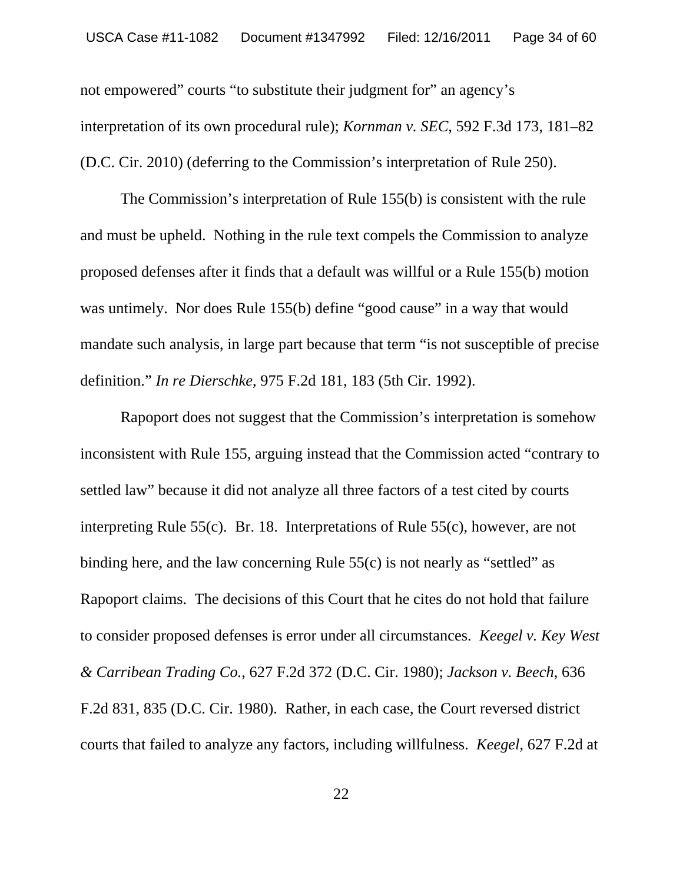not empowered" courts "to substitute their judgment for" an agency's interpretation of its own procedural rule); *Kornman v. SEC*, 592 F.3d 173, 181–82 (D.C. Cir. 2010) (deferring to the Commission's interpretation of Rule 250).

The Commission's interpretation of Rule 155(b) is consistent with the rule and must be upheld. Nothing in the rule text compels the Commission to analyze proposed defenses after it finds that a default was willful or a Rule 155(b) motion was untimely. Nor does Rule 155(b) define "good cause" in a way that would mandate such analysis, in large part because that term "is not susceptible of precise definition." *In re Dierschke*, 975 F.2d 181, 183 (5th Cir. 1992).

Rapoport does not suggest that the Commission's interpretation is somehow inconsistent with Rule 155, arguing instead that the Commission acted "contrary to settled law" because it did not analyze all three factors of a test cited by courts interpreting Rule 55(c). Br. 18. Interpretations of Rule 55(c), however, are not binding here, and the law concerning Rule 55(c) is not nearly as "settled" as Rapoport claims. The decisions of this Court that he cites do not hold that failure to consider proposed defenses is error under all circumstances. *Keegel v. Key West & Carribean Trading Co.*, 627 F.2d 372 (D.C. Cir. 1980); *Jackson v. Beech*, 636 F.2d 831, 835 (D.C. Cir. 1980). Rather, in each case, the Court reversed district courts that failed to analyze any factors, including willfulness. *Keegel*, 627 F.2d at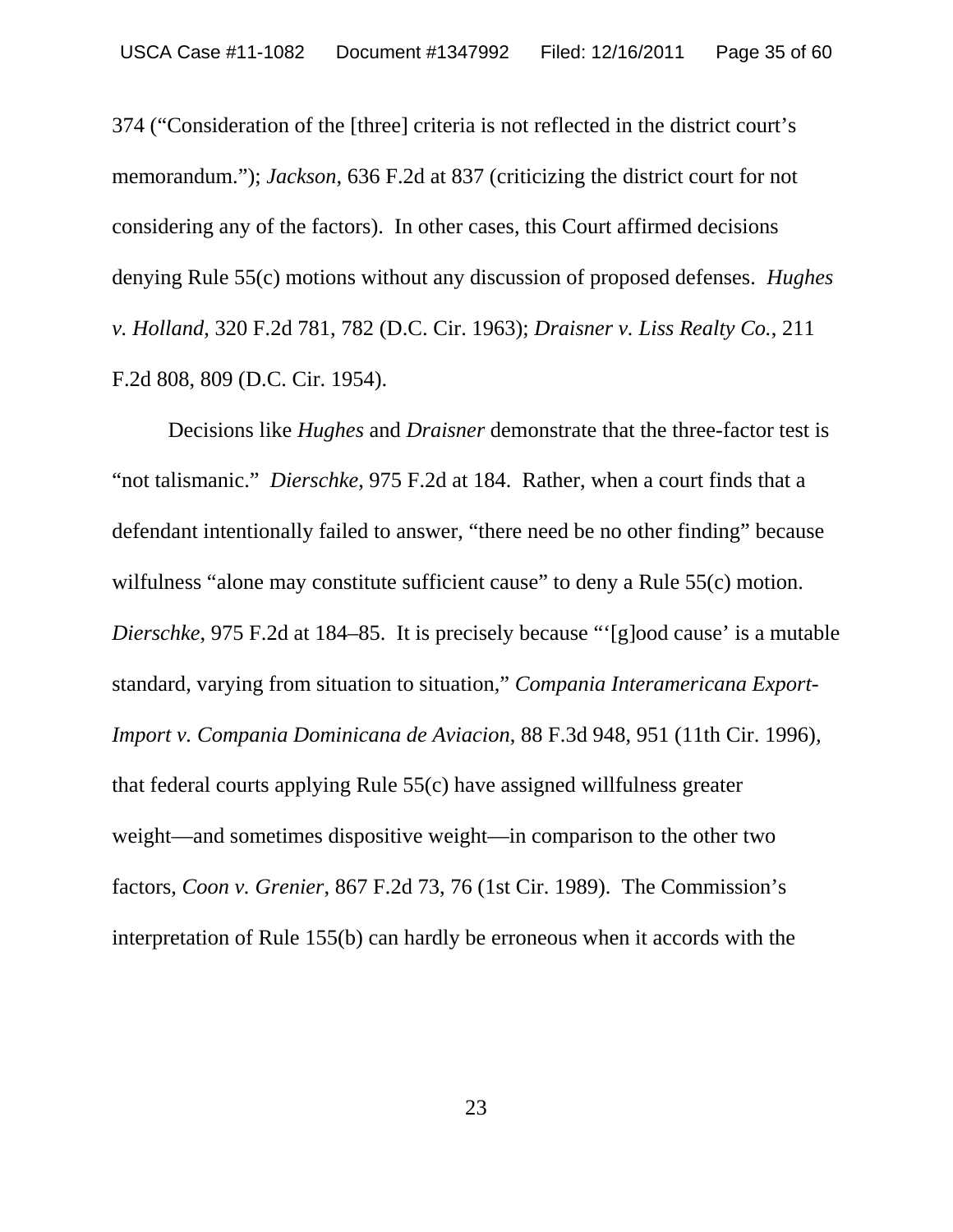374 (“Consideration of the [three] criteria is not reflected in the district court’s memorandum.”); *Jackson*, 636 F.2d at 837 (criticizing the district court for not considering any of the factors). In other cases, this Court affirmed decisions denying Rule 55(c) motions without any discussion of proposed defenses. *Hughes v. Holland*, 320 F.2d 781, 782 (D.C. Cir. 1963); *Draisner v. Liss Realty Co.*, 211 F.2d 808, 809 (D.C. Cir. 1954).

Decisions like *Hughes* and *Draisner* demonstrate that the three-factor test is “not talismanic.” *Dierschke*, 975 F.2d at 184. Rather, when a court finds that a defendant intentionally failed to answer, “there need be no other finding” because wilfulness “alone may constitute sufficient cause” to deny a Rule 55(c) motion. *Dierschke*, 975 F.2d at 184–85. It is precisely because “‘[g]ood cause’ is a mutable standard, varying from situation to situation,” *Compania Interamericana Export-Import v. Compania Dominicana de Aviacion*, 88 F.3d 948, 951 (11th Cir. 1996), that federal courts applying Rule 55(c) have assigned willfulness greater weight—and sometimes dispositive weight—in comparison to the other two factors, *Coon v. Grenier*, 867 F.2d 73, 76 (1st Cir. 1989). The Commission’s interpretation of Rule 155(b) can hardly be erroneous when it accords with the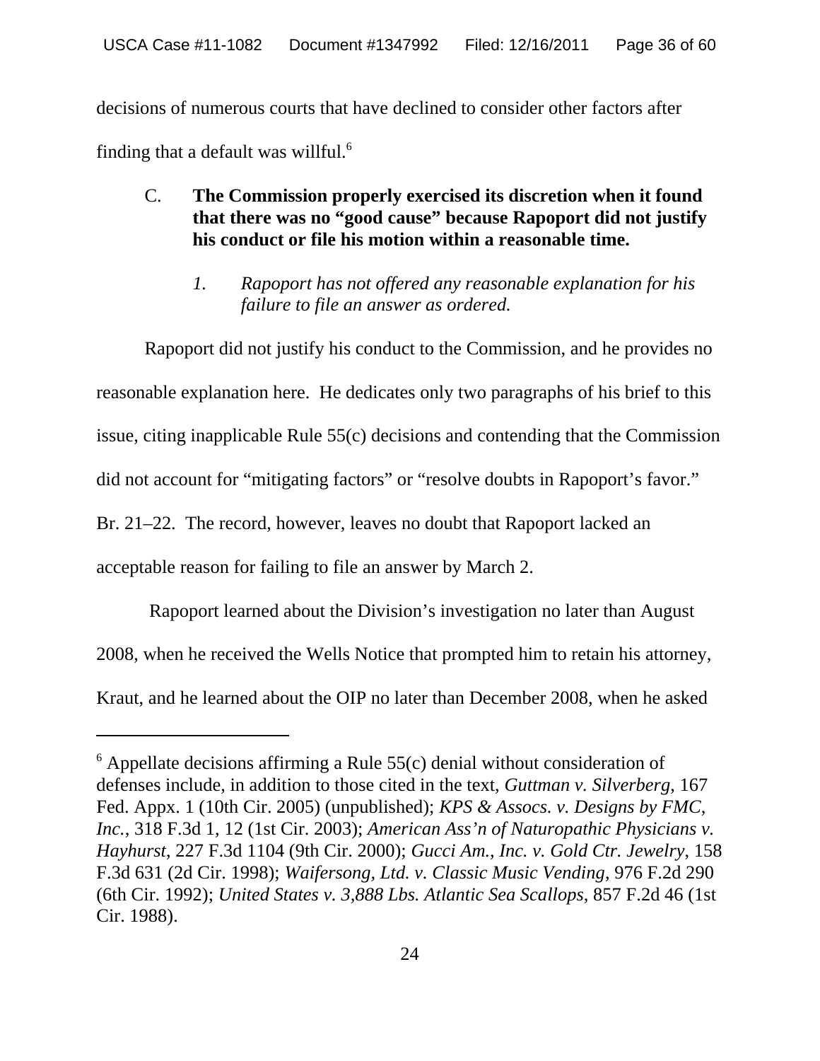decisions of numerous courts that have declined to consider other factors after finding that a default was willful.[6]

### C. The Commission properly exercised its discretion when it found that there was no "good cause" because Rapoport did not justify his conduct or file his motion within a reasonable time.

#### *1. Rapoport has not offered any reasonable explanation for his failure to file an answer as ordered.*

Rapoport did not justify his conduct to the Commission, and he provides no reasonable explanation here. He dedicates only two paragraphs of his brief to this issue, citing inapplicable Rule 55(c) decisions and contending that the Commission did not account for "mitigating factors" or "resolve doubts in Rapoport's favor." Br. 21–22. The record, however, leaves no doubt that Rapoport lacked an acceptable reason for failing to file an answer by March 2.

Rapoport learned about the Division's investigation no later than August 2008, when he received the Wells Notice that prompted him to retain his attorney, Kraut, and he learned about the OIP no later than December 2008, when he asked

---

[6] Appellate decisions affirming a Rule 55(c) denial without consideration of defenses include, in addition to those cited in the text, *Guttman v. Silverberg*, 167 Fed. Appx. 1 (10th Cir. 2005) (unpublished); *KPS & Assocs. v. Designs by FMC, Inc.*, 318 F.3d 1, 12 (1st Cir. 2003); *American Ass'n of Naturopathic Physicians v. Hayhurst*, 227 F.3d 1104 (9th Cir. 2000); *Gucci Am., Inc. v. Gold Ctr. Jewelry*, 158 F.3d 631 (2d Cir. 1998); *Waifersong, Ltd. v. Classic Music Vending*, 976 F.2d 290 (6th Cir. 1992); *United States v. 3,888 Lbs. Atlantic Sea Scallops*, 857 F.2d 46 (1st Cir. 1988).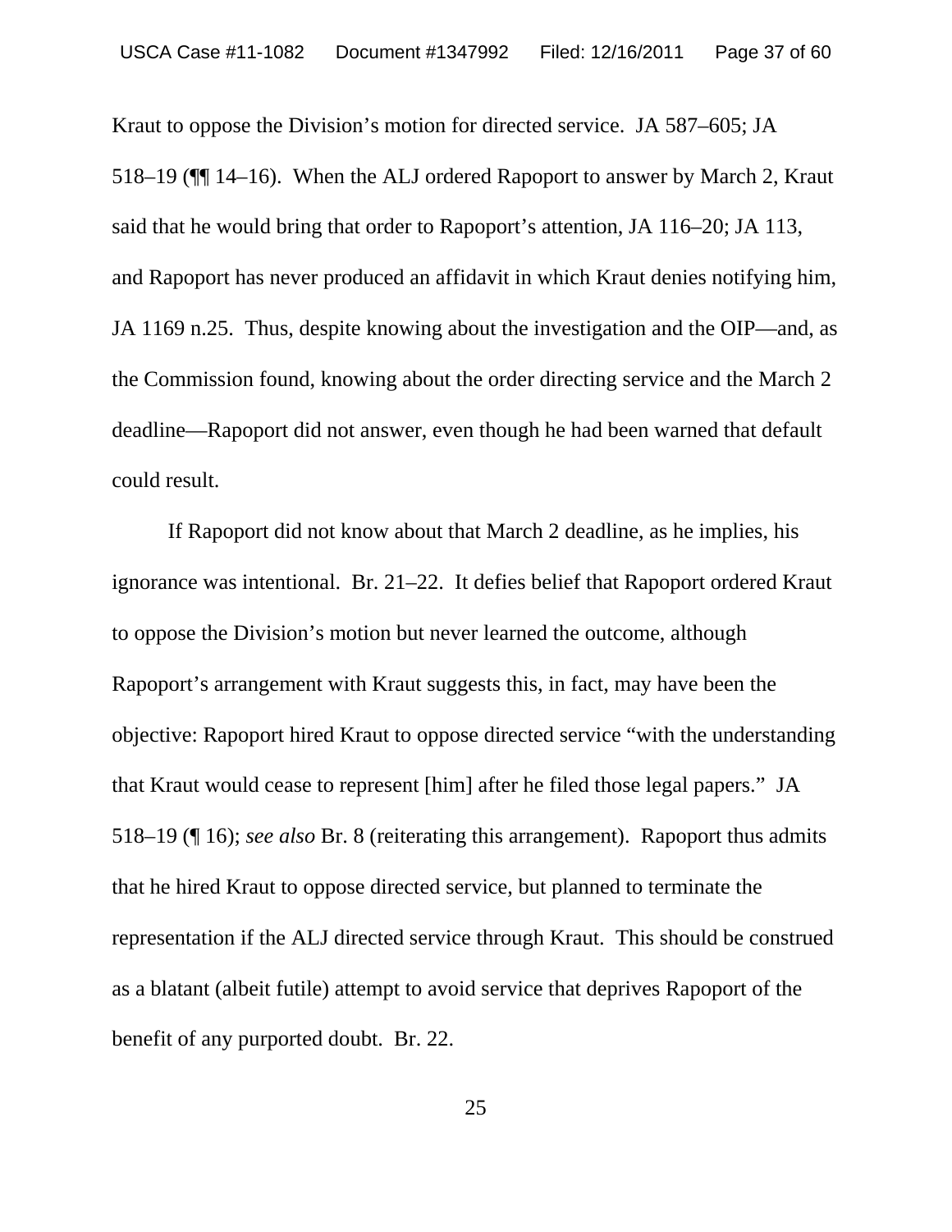Kraut to oppose the Division's motion for directed service. JA 587–605; JA 518–19 (¶¶ 14–16). When the ALJ ordered Rapoport to answer by March 2, Kraut said that he would bring that order to Rapoport's attention, JA 116–20; JA 113, and Rapoport has never produced an affidavit in which Kraut denies notifying him, JA 1169 n.25. Thus, despite knowing about the investigation and the OIP—and, as the Commission found, knowing about the order directing service and the March 2 deadline—Rapoport did not answer, even though he had been warned that default could result.

If Rapoport did not know about that March 2 deadline, as he implies, his ignorance was intentional. Br. 21–22. It defies belief that Rapoport ordered Kraut to oppose the Division's motion but never learned the outcome, although Rapoport's arrangement with Kraut suggests this, in fact, may have been the objective: Rapoport hired Kraut to oppose directed service "with the understanding that Kraut would cease to represent [him] after he filed those legal papers." JA 518–19 (¶ 16); *see also* Br. 8 (reiterating this arrangement). Rapoport thus admits that he hired Kraut to oppose directed service, but planned to terminate the representation if the ALJ directed service through Kraut. This should be construed as a blatant (albeit futile) attempt to avoid service that deprives Rapoport of the benefit of any purported doubt. Br. 22.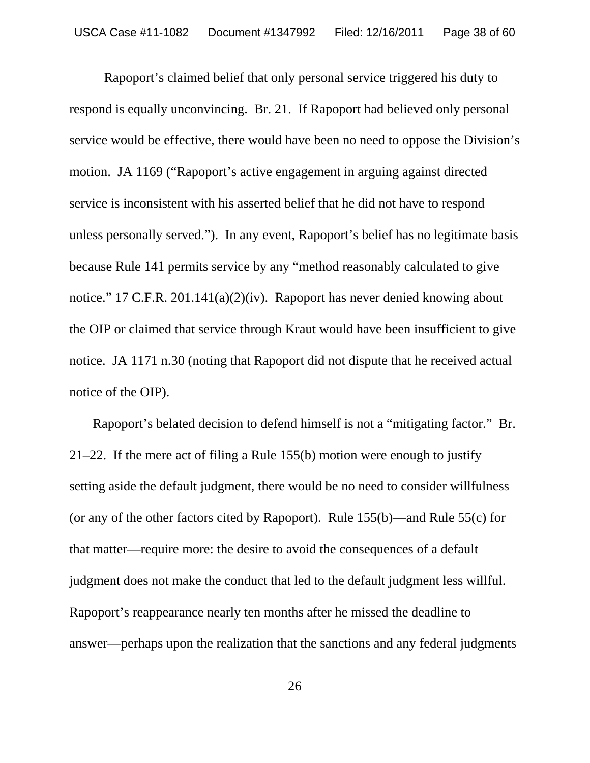Rapoport's claimed belief that only personal service triggered his duty to respond is equally unconvincing. Br. 21. If Rapoport had believed only personal service would be effective, there would have been no need to oppose the Division's motion. JA 1169 ("Rapoport's active engagement in arguing against directed service is inconsistent with his asserted belief that he did not have to respond unless personally served."). In any event, Rapoport's belief has no legitimate basis because Rule 141 permits service by any "method reasonably calculated to give notice." 17 C.F.R. 201.141(a)(2)(iv). Rapoport has never denied knowing about the OIP or claimed that service through Kraut would have been insufficient to give notice. JA 1171 n.30 (noting that Rapoport did not dispute that he received actual notice of the OIP).

Rapoport's belated decision to defend himself is not a "mitigating factor." Br. 21–22. If the mere act of filing a Rule 155(b) motion were enough to justify setting aside the default judgment, there would be no need to consider willfulness (or any of the other factors cited by Rapoport). Rule 155(b)—and Rule 55(c) for that matter—require more: the desire to avoid the consequences of a default judgment does not make the conduct that led to the default judgment less willful. Rapoport's reappearance nearly ten months after he missed the deadline to answer—perhaps upon the realization that the sanctions and any federal judgments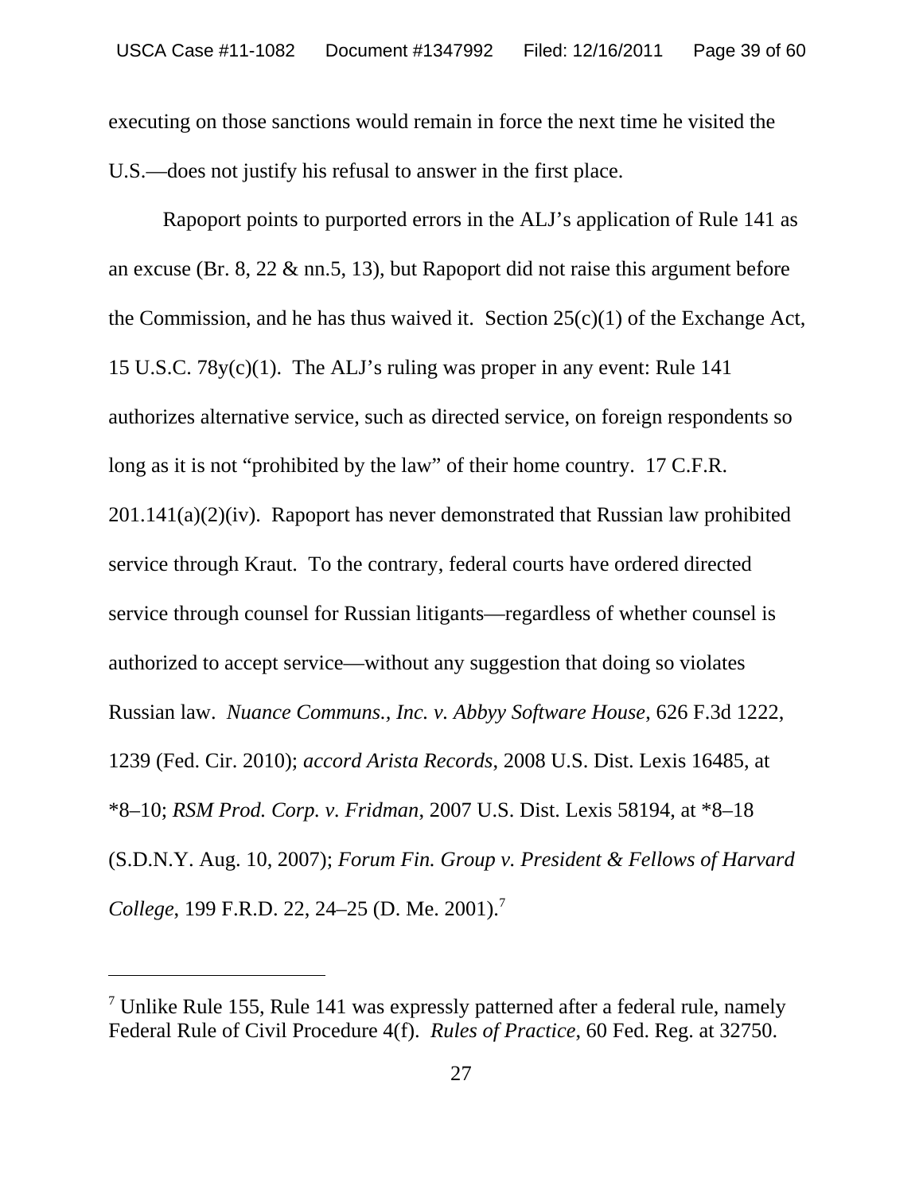executing on those sanctions would remain in force the next time he visited the U.S.—does not justify his refusal to answer in the first place.

Rapoport points to purported errors in the ALJ's application of Rule 141 as an excuse (Br. 8, 22 & nn.5, 13), but Rapoport did not raise this argument before the Commission, and he has thus waived it. Section 25(c)(1) of the Exchange Act, 15 U.S.C. 78y(c)(1). The ALJ's ruling was proper in any event: Rule 141 authorizes alternative service, such as directed service, on foreign respondents so long as it is not "prohibited by the law" of their home country. 17 C.F.R. 201.141(a)(2)(iv). Rapoport has never demonstrated that Russian law prohibited service through Kraut. To the contrary, federal courts have ordered directed service through counsel for Russian litigants—regardless of whether counsel is authorized to accept service—without any suggestion that doing so violates Russian law. *Nuance Communs., Inc. v. Abbyy Software House*, 626 F.3d 1222, 1239 (Fed. Cir. 2010); *accord Arista Records*, 2008 U.S. Dist. Lexis 16485, at *8–10; *RSM Prod. Corp. v. Fridman*, 2007 U.S. Dist. Lexis 58194, at *8–18 (S.D.N.Y. Aug. 10, 2007); *Forum Fin. Group v. President & Fellows of Harvard College*, 199 F.R.D. 22, 24–25 (D. Me. 2001).[7]

---

[7] Unlike Rule 155, Rule 141 was expressly patterned after a federal rule, namely Federal Rule of Civil Procedure 4(f). *Rules of Practice*, 60 Fed. Reg. at 32750.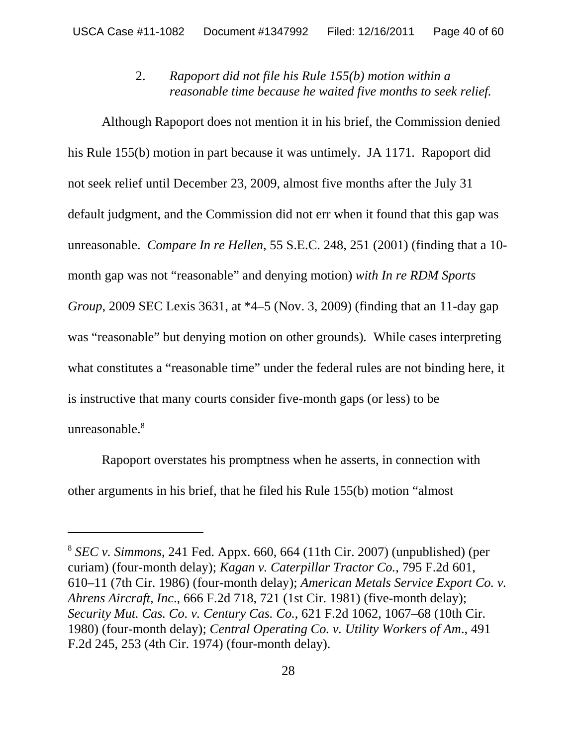### 2. *Rapoport did not file his Rule 155(b) motion within a reasonable time because he waited five months to seek relief.*

Although Rapoport does not mention it in his brief, the Commission denied his Rule 155(b) motion in part because it was untimely. JA 1171. Rapoport did not seek relief until December 23, 2009, almost five months after the July 31 default judgment, and the Commission did not err when it found that this gap was unreasonable. *Compare In re Hellen*, 55 S.E.C. 248, 251 (2001) (finding that a 10-month gap was not "reasonable" and denying motion) *with In re RDM Sports Group*, 2009 SEC Lexis 3631, at *4–5 (Nov. 3, 2009) (finding that an 11-day gap was "reasonable" but denying motion on other grounds). While cases interpreting what constitutes a "reasonable time" under the federal rules are not binding here, it is instructive that many courts consider five-month gaps (or less) to be unreasonable.[8]

Rapoport overstates his promptness when he asserts, in connection with other arguments in his brief, that he filed his Rule 155(b) motion "almost

---

[8] *SEC v. Simmons*, 241 Fed. Appx. 660, 664 (11th Cir. 2007) (unpublished) (per curiam) (four-month delay); *Kagan v. Caterpillar Tractor Co.*, 795 F.2d 601, 610–11 (7th Cir. 1986) (four-month delay); *American Metals Service Export Co. v. Ahrens Aircraft, Inc*., 666 F.2d 718, 721 (1st Cir. 1981) (five-month delay); *Security Mut. Cas. Co. v. Century Cas. Co.*, 621 F.2d 1062, 1067–68 (10th Cir. 1980) (four-month delay); *Central Operating Co. v. Utility Workers of Am*., 491 F.2d 245, 253 (4th Cir. 1974) (four-month delay).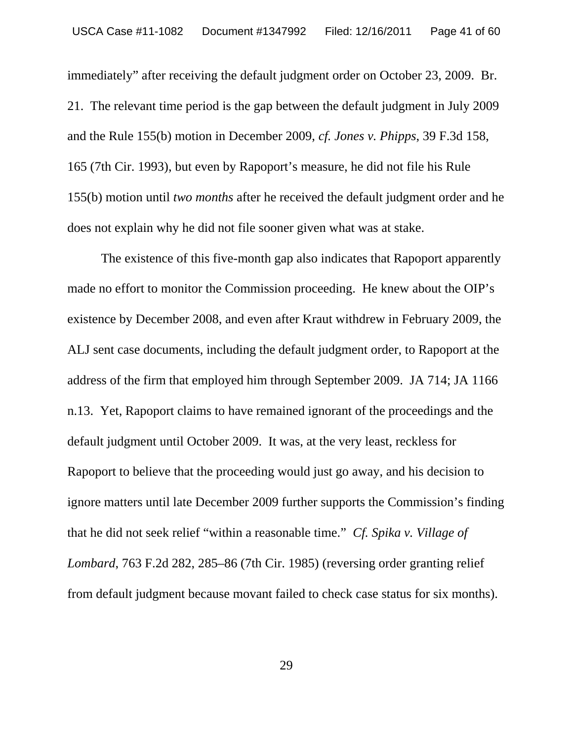immediately" after receiving the default judgment order on October 23, 2009. Br. 21. The relevant time period is the gap between the default judgment in July 2009 and the Rule 155(b) motion in December 2009, *cf. Jones v. Phipps*, 39 F.3d 158, 165 (7th Cir. 1993), but even by Rapoport's measure, he did not file his Rule 155(b) motion until *two months* after he received the default judgment order and he does not explain why he did not file sooner given what was at stake.

The existence of this five-month gap also indicates that Rapoport apparently made no effort to monitor the Commission proceeding. He knew about the OIP's existence by December 2008, and even after Kraut withdrew in February 2009, the ALJ sent case documents, including the default judgment order, to Rapoport at the address of the firm that employed him through September 2009. JA 714; JA 1166 n.13. Yet, Rapoport claims to have remained ignorant of the proceedings and the default judgment until October 2009. It was, at the very least, reckless for Rapoport to believe that the proceeding would just go away, and his decision to ignore matters until late December 2009 further supports the Commission's finding that he did not seek relief "within a reasonable time." *Cf. Spika v. Village of Lombard*, 763 F.2d 282, 285–86 (7th Cir. 1985) (reversing order granting relief from default judgment because movant failed to check case status for six months).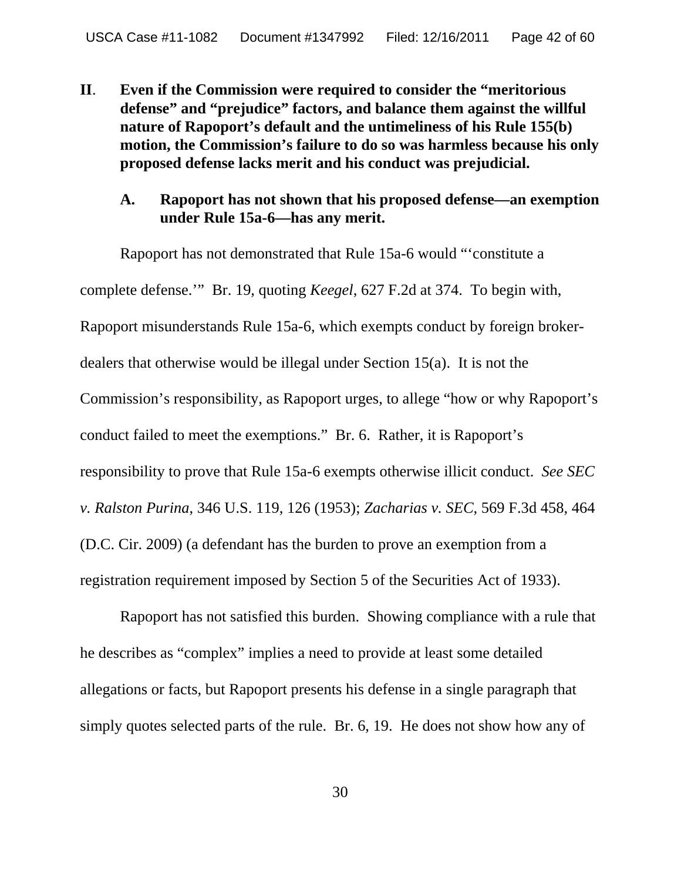**II. Even if the Commission were required to consider the "meritorious defense" and "prejudice" factors, and balance them against the willful nature of Rapoport's default and the untimeliness of his Rule 155(b) motion, the Commission's failure to do so was harmless because his only proposed defense lacks merit and his conduct was prejudicial.**

**A. Rapoport has not shown that his proposed defense—an exemption under Rule 15a-6—has any merit.**

Rapoport has not demonstrated that Rule 15a-6 would "'constitute a complete defense.'" Br. 19, quoting *Keegel*, 627 F.2d at 374. To begin with, Rapoport misunderstands Rule 15a-6, which exempts conduct by foreign broker-dealers that otherwise would be illegal under Section 15(a). It is not the Commission's responsibility, as Rapoport urges, to allege "how or why Rapoport's conduct failed to meet the exemptions." Br. 6. Rather, it is Rapoport's responsibility to prove that Rule 15a-6 exempts otherwise illicit conduct. *See SEC v. Ralston Purina*, 346 U.S. 119, 126 (1953); *Zacharias v. SEC*, 569 F.3d 458, 464 (D.C. Cir. 2009) (a defendant has the burden to prove an exemption from a registration requirement imposed by Section 5 of the Securities Act of 1933).

Rapoport has not satisfied this burden. Showing compliance with a rule that he describes as "complex" implies a need to provide at least some detailed allegations or facts, but Rapoport presents his defense in a single paragraph that simply quotes selected parts of the rule. Br. 6, 19. He does not show how any of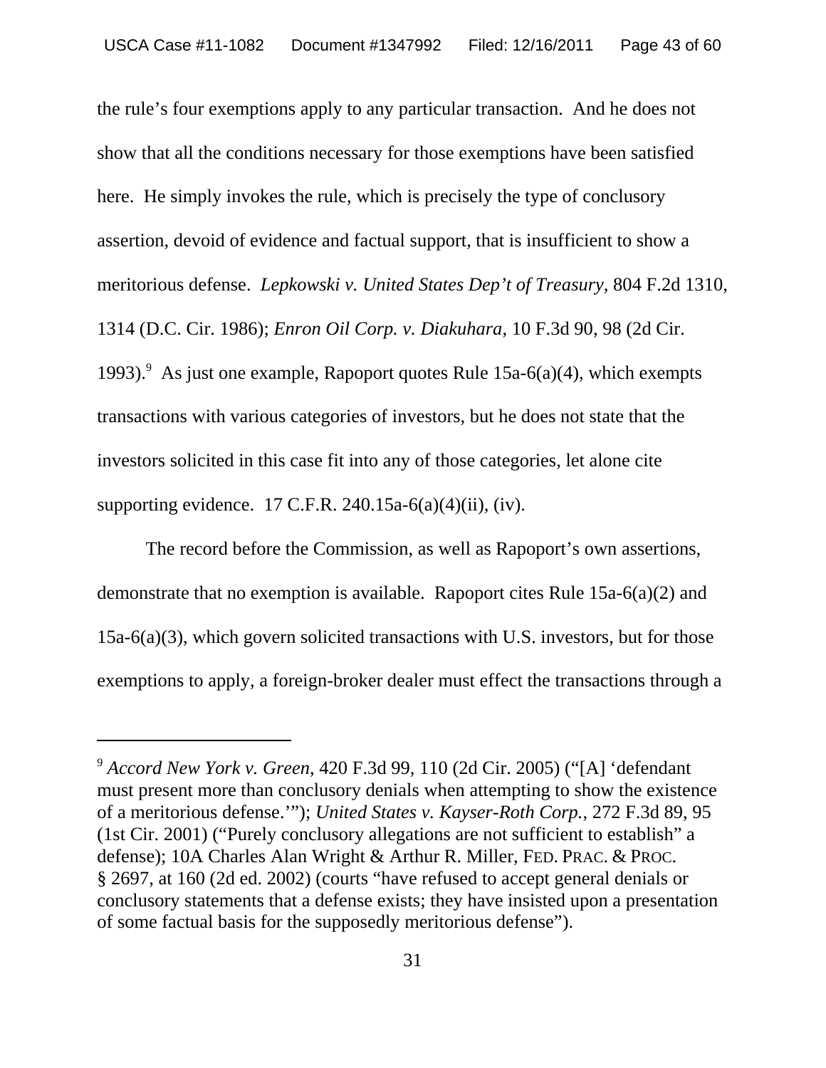the rule's four exemptions apply to any particular transaction. And he does not show that all the conditions necessary for those exemptions have been satisfied here. He simply invokes the rule, which is precisely the type of conclusory assertion, devoid of evidence and factual support, that is insufficient to show a meritorious defense. *Lepkowski v. United States Dep't of Treasury*, 804 F.2d 1310, 1314 (D.C. Cir. 1986); *Enron Oil Corp. v. Diakuhara*, 10 F.3d 90, 98 (2d Cir. 1993).[9] As just one example, Rapoport quotes Rule 15a-6(a)(4), which exempts transactions with various categories of investors, but he does not state that the investors solicited in this case fit into any of those categories, let alone cite supporting evidence. 17 C.F.R. 240.15a-6(a)(4)(ii), (iv).

The record before the Commission, as well as Rapoport's own assertions, demonstrate that no exemption is available. Rapoport cites Rule 15a-6(a)(2) and 15a-6(a)(3), which govern solicited transactions with U.S. investors, but for those exemptions to apply, a foreign-broker dealer must effect the transactions through a

---

[9] *Accord New York v. Green*, 420 F.3d 99, 110 (2d Cir. 2005) ("[A] 'defendant must present more than conclusory denials when attempting to show the existence of a meritorious defense.'"); *United States v. Kayser-Roth Corp.*, 272 F.3d 89, 95 (1st Cir. 2001) ("Purely conclusory allegations are not sufficient to establish" a defense); 10A Charles Alan Wright & Arthur R. Miller, FED. PRAC. & PROC. § 2697, at 160 (2d ed. 2002) (courts "have refused to accept general denials or conclusory statements that a defense exists; they have insisted upon a presentation of some factual basis for the supposedly meritorious defense").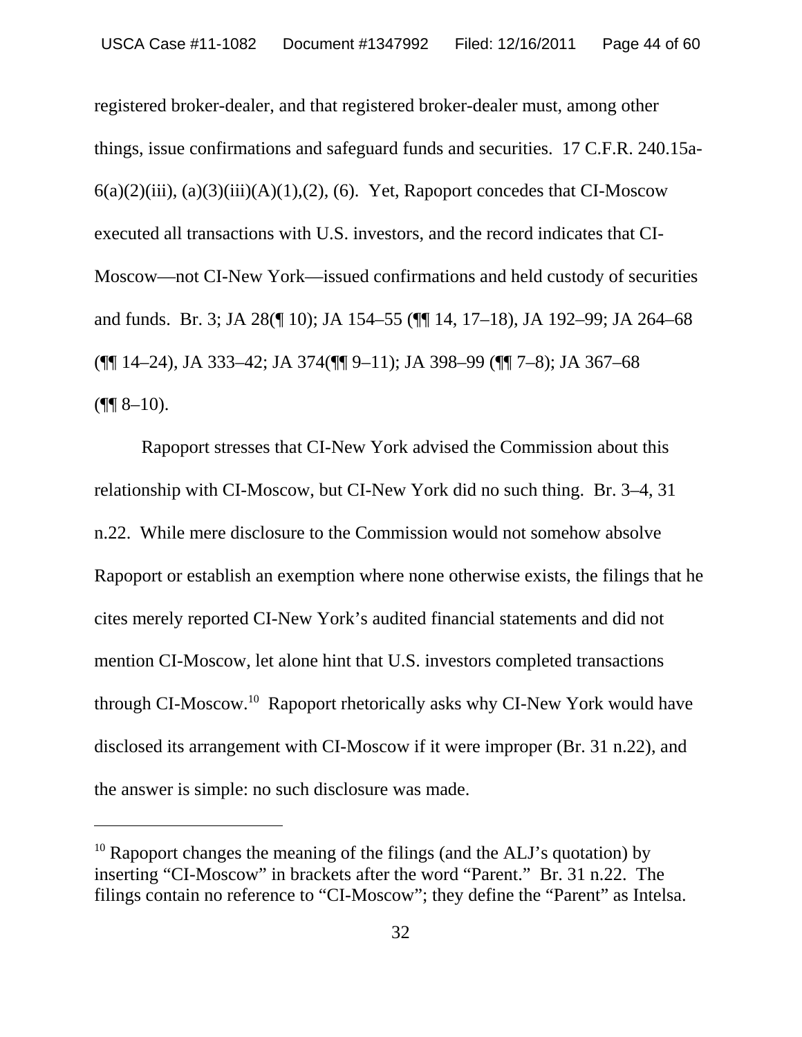registered broker-dealer, and that registered broker-dealer must, among other things, issue confirmations and safeguard funds and securities. 17 C.F.R. 240.15a-6(a)(2)(iii), (a)(3)(iii)(A)(1),(2), (6). Yet, Rapoport concedes that CI-Moscow executed all transactions with U.S. investors, and the record indicates that CI-Moscow—not CI-New York—issued confirmations and held custody of securities and funds. Br. 3; JA 28(¶ 10); JA 154–55 (¶¶ 14, 17–18), JA 192–99; JA 264–68 (¶¶ 14–24), JA 333–42; JA 374(¶¶ 9–11); JA 398–99 (¶¶ 7–8); JA 367–68 (¶¶ 8–10).

Rapoport stresses that CI-New York advised the Commission about this relationship with CI-Moscow, but CI-New York did no such thing. Br. 3–4, 31 n.22. While mere disclosure to the Commission would not somehow absolve Rapoport or establish an exemption where none otherwise exists, the filings that he cites merely reported CI-New York's audited financial statements and did not mention CI-Moscow, let alone hint that U.S. investors completed transactions through CI-Moscow.[10] Rapoport rhetorically asks why CI-New York would have disclosed its arrangement with CI-Moscow if it were improper (Br. 31 n.22), and the answer is simple: no such disclosure was made.

---

[10] Rapoport changes the meaning of the filings (and the ALJ's quotation) by inserting "CI-Moscow" in brackets after the word "Parent." Br. 31 n.22. The filings contain no reference to "CI-Moscow"; they define the "Parent" as Intelsa.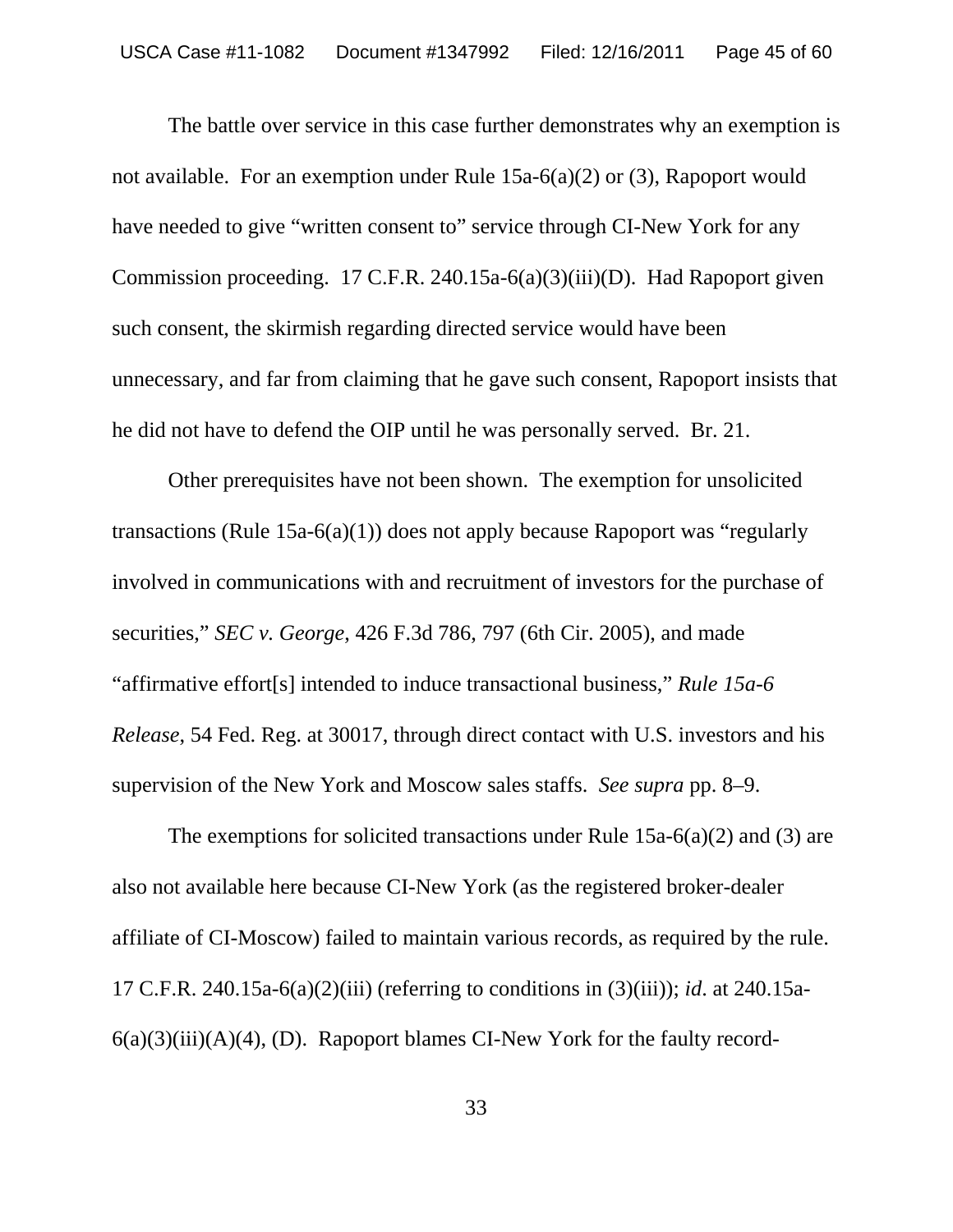The battle over service in this case further demonstrates why an exemption is not available. For an exemption under Rule 15a-6(a)(2) or (3), Rapoport would have needed to give "written consent to" service through CI-New York for any Commission proceeding. 17 C.F.R. 240.15a-6(a)(3)(iii)(D). Had Rapoport given such consent, the skirmish regarding directed service would have been unnecessary, and far from claiming that he gave such consent, Rapoport insists that he did not have to defend the OIP until he was personally served. Br. 21.

Other prerequisites have not been shown. The exemption for unsolicited transactions (Rule 15a-6(a)(1)) does not apply because Rapoport was "regularly involved in communications with and recruitment of investors for the purchase of securities," *SEC v. George*, 426 F.3d 786, 797 (6th Cir. 2005), and made "affirmative effort[s] intended to induce transactional business," *Rule 15a-6 Release*, 54 Fed. Reg. at 30017, through direct contact with U.S. investors and his supervision of the New York and Moscow sales staffs. *See supra* pp. 8–9.

The exemptions for solicited transactions under Rule 15a-6(a)(2) and (3) are also not available here because CI-New York (as the registered broker-dealer affiliate of CI-Moscow) failed to maintain various records, as required by the rule. 17 C.F.R. 240.15a-6(a)(2)(iii) (referring to conditions in (3)(iii)); *id*. at 240.15a-6(a)(3)(iii)(A)(4), (D). Rapoport blames CI-New York for the faulty record-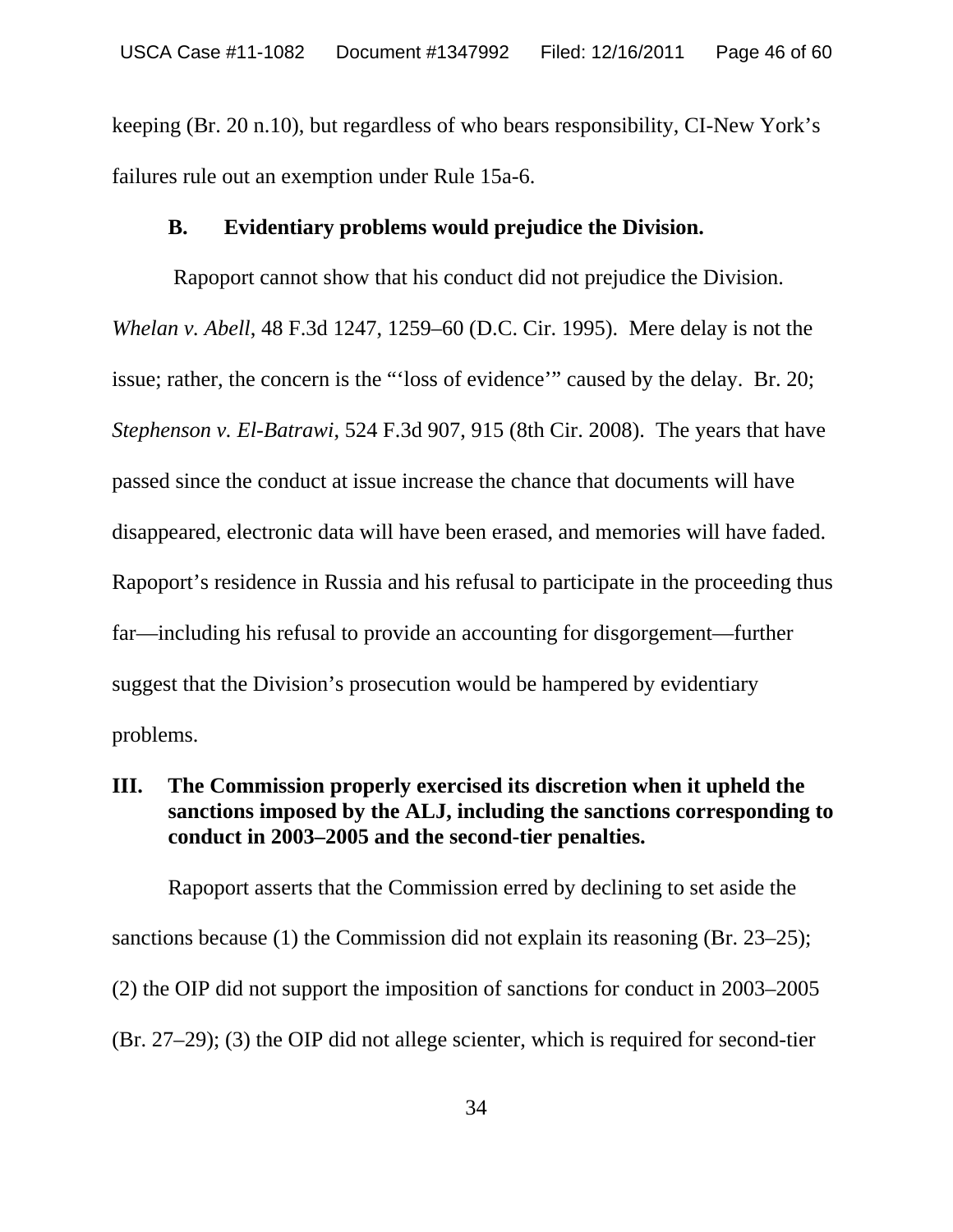keeping (Br. 20 n.10), but regardless of who bears responsibility, CI-New York's failures rule out an exemption under Rule 15a-6.

### B. Evidentiary problems would prejudice the Division.

Rapoport cannot show that his conduct did not prejudice the Division. *Whelan v. Abell*, 48 F.3d 1247, 1259–60 (D.C. Cir. 1995). Mere delay is not the issue; rather, the concern is the "'loss of evidence'" caused by the delay. Br. 20; *Stephenson v. El-Batrawi*, 524 F.3d 907, 915 (8th Cir. 2008). The years that have passed since the conduct at issue increase the chance that documents will have disappeared, electronic data will have been erased, and memories will have faded. Rapoport's residence in Russia and his refusal to participate in the proceeding thus far—including his refusal to provide an accounting for disgorgement—further suggest that the Division's prosecution would be hampered by evidentiary problems.

## III. The Commission properly exercised its discretion when it upheld the sanctions imposed by the ALJ, including the sanctions corresponding to conduct in 2003–2005 and the second-tier penalties.

Rapoport asserts that the Commission erred by declining to set aside the sanctions because (1) the Commission did not explain its reasoning (Br. 23–25); (2) the OIP did not support the imposition of sanctions for conduct in 2003–2005 (Br. 27–29); (3) the OIP did not allege scienter, which is required for second-tier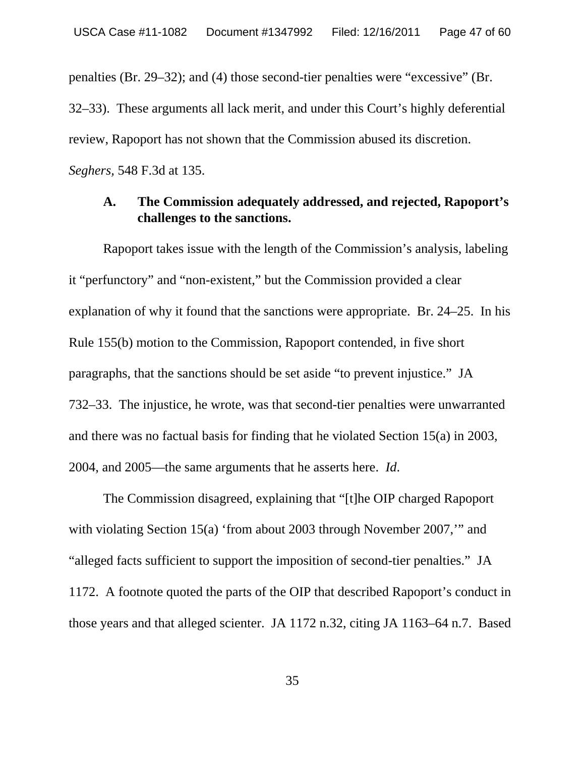penalties (Br. 29–32); and (4) those second-tier penalties were "excessive" (Br. 32–33). These arguments all lack merit, and under this Court's highly deferential review, Rapoport has not shown that the Commission abused its discretion. *Seghers*, 548 F.3d at 135.

### A. The Commission adequately addressed, and rejected, Rapoport's challenges to the sanctions.

Rapoport takes issue with the length of the Commission's analysis, labeling it "perfunctory" and "non-existent," but the Commission provided a clear explanation of why it found that the sanctions were appropriate. Br. 24–25. In his Rule 155(b) motion to the Commission, Rapoport contended, in five short paragraphs, that the sanctions should be set aside "to prevent injustice." JA 732–33. The injustice, he wrote, was that second-tier penalties were unwarranted and there was no factual basis for finding that he violated Section 15(a) in 2003, 2004, and 2005—the same arguments that he asserts here. *Id*.

The Commission disagreed, explaining that "[t]he OIP charged Rapoport with violating Section 15(a) 'from about 2003 through November 2007,'" and "alleged facts sufficient to support the imposition of second-tier penalties." JA 1172. A footnote quoted the parts of the OIP that described Rapoport's conduct in those years and that alleged scienter. JA 1172 n.32, citing JA 1163–64 n.7. Based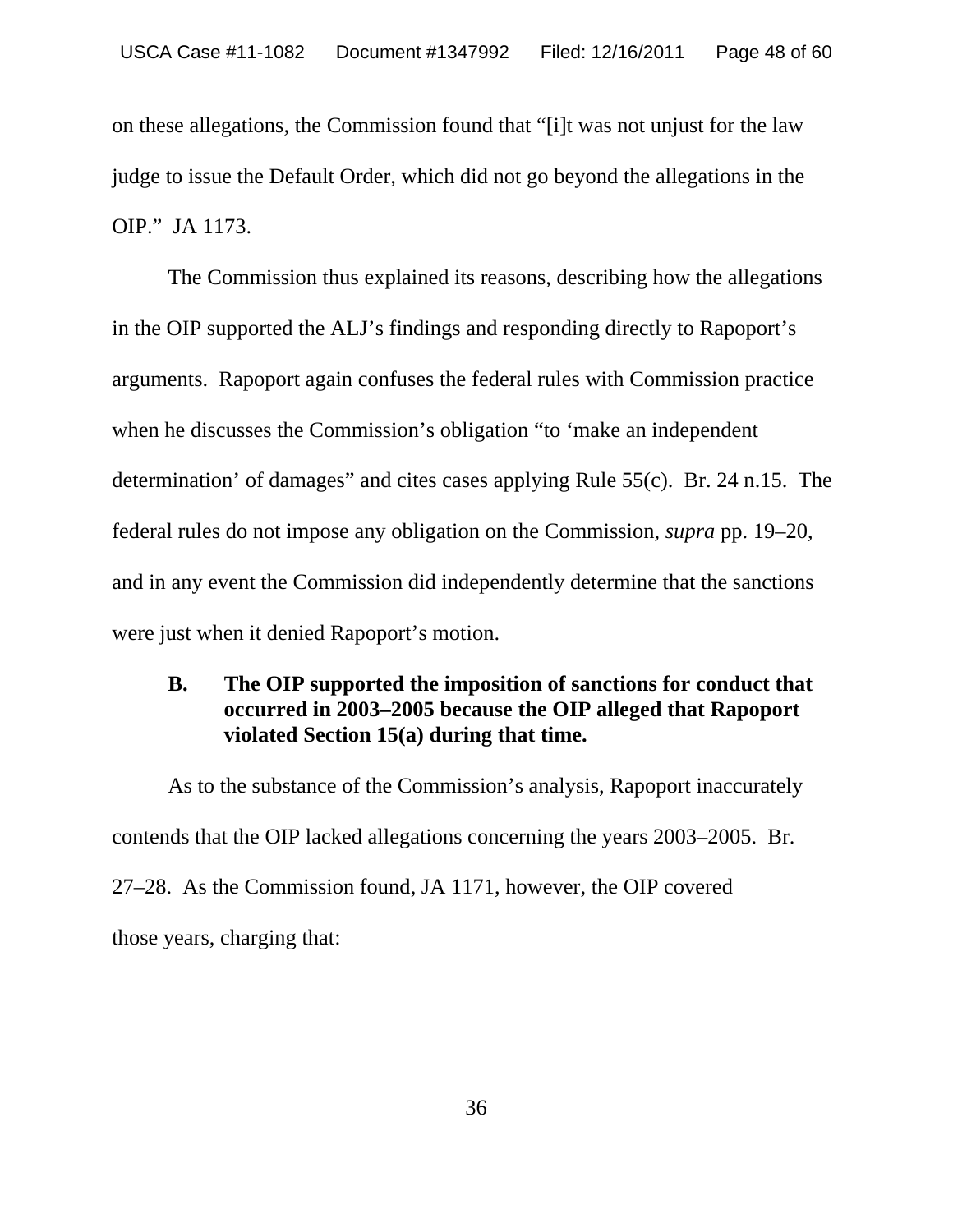on these allegations, the Commission found that "[i]t was not unjust for the law judge to issue the Default Order, which did not go beyond the allegations in the OIP." JA 1173.

The Commission thus explained its reasons, describing how the allegations in the OIP supported the ALJ's findings and responding directly to Rapoport's arguments. Rapoport again confuses the federal rules with Commission practice when he discusses the Commission's obligation "to 'make an independent determination' of damages" and cites cases applying Rule 55(c). Br. 24 n.15. The federal rules do not impose any obligation on the Commission, *supra* pp. 19–20, and in any event the Commission did independently determine that the sanctions were just when it denied Rapoport's motion.

### B. The OIP supported the imposition of sanctions for conduct that occurred in 2003–2005 because the OIP alleged that Rapoport violated Section 15(a) during that time.

As to the substance of the Commission's analysis, Rapoport inaccurately contends that the OIP lacked allegations concerning the years 2003–2005. Br. 27–28. As the Commission found, JA 1171, however, the OIP covered those years, charging that: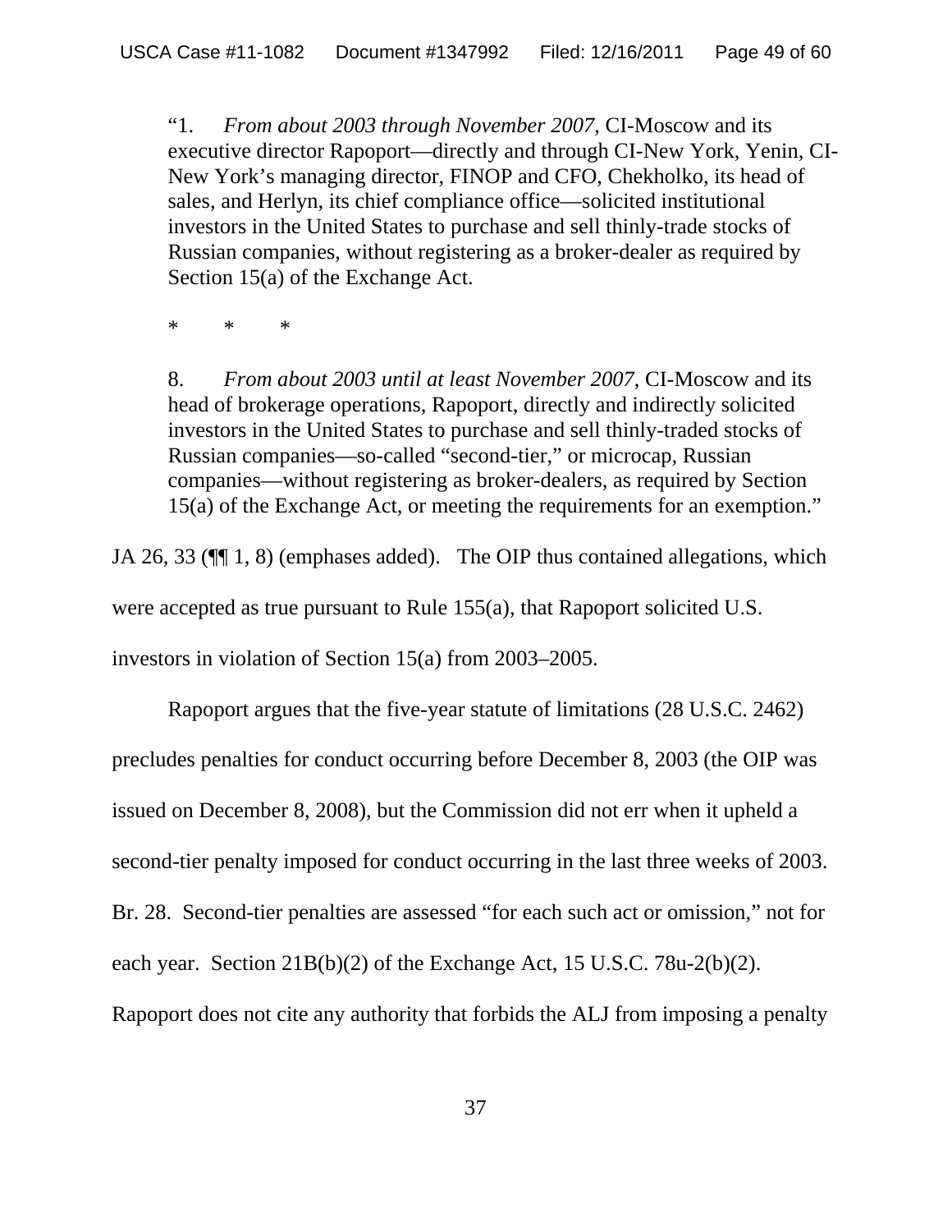> "1. *From about 2003 through November 2007*, CI-Moscow and its executive director Rapoport—directly and through CI-New York, Yenin, CI-New York's managing director, FINOP and CFO, Chekholko, its head of sales, and Herlyn, its chief compliance office—solicited institutional investors in the United States to purchase and sell thinly-trade stocks of Russian companies, without registering as a broker-dealer as required by Section 15(a) of the Exchange Act.
>
> \* \* \*
>
> 8. *From about 2003 until at least November 2007*, CI-Moscow and its head of brokerage operations, Rapoport, directly and indirectly solicited investors in the United States to purchase and sell thinly-traded stocks of Russian companies—so-called "second-tier," or microcap, Russian companies—without registering as broker-dealers, as required by Section 15(a) of the Exchange Act, or meeting the requirements for an exemption."

JA 26, 33 (¶¶ 1, 8) (emphases added). The OIP thus contained allegations, which were accepted as true pursuant to Rule 155(a), that Rapoport solicited U.S. investors in violation of Section 15(a) from 2003–2005.

Rapoport argues that the five-year statute of limitations (28 U.S.C. 2462) precludes penalties for conduct occurring before December 8, 2003 (the OIP was issued on December 8, 2008), but the Commission did not err when it upheld a second-tier penalty imposed for conduct occurring in the last three weeks of 2003. Br. 28. Second-tier penalties are assessed "for each such act or omission," not for each year. Section 21B(b)(2) of the Exchange Act, 15 U.S.C. 78u-2(b)(2). Rapoport does not cite any authority that forbids the ALJ from imposing a penalty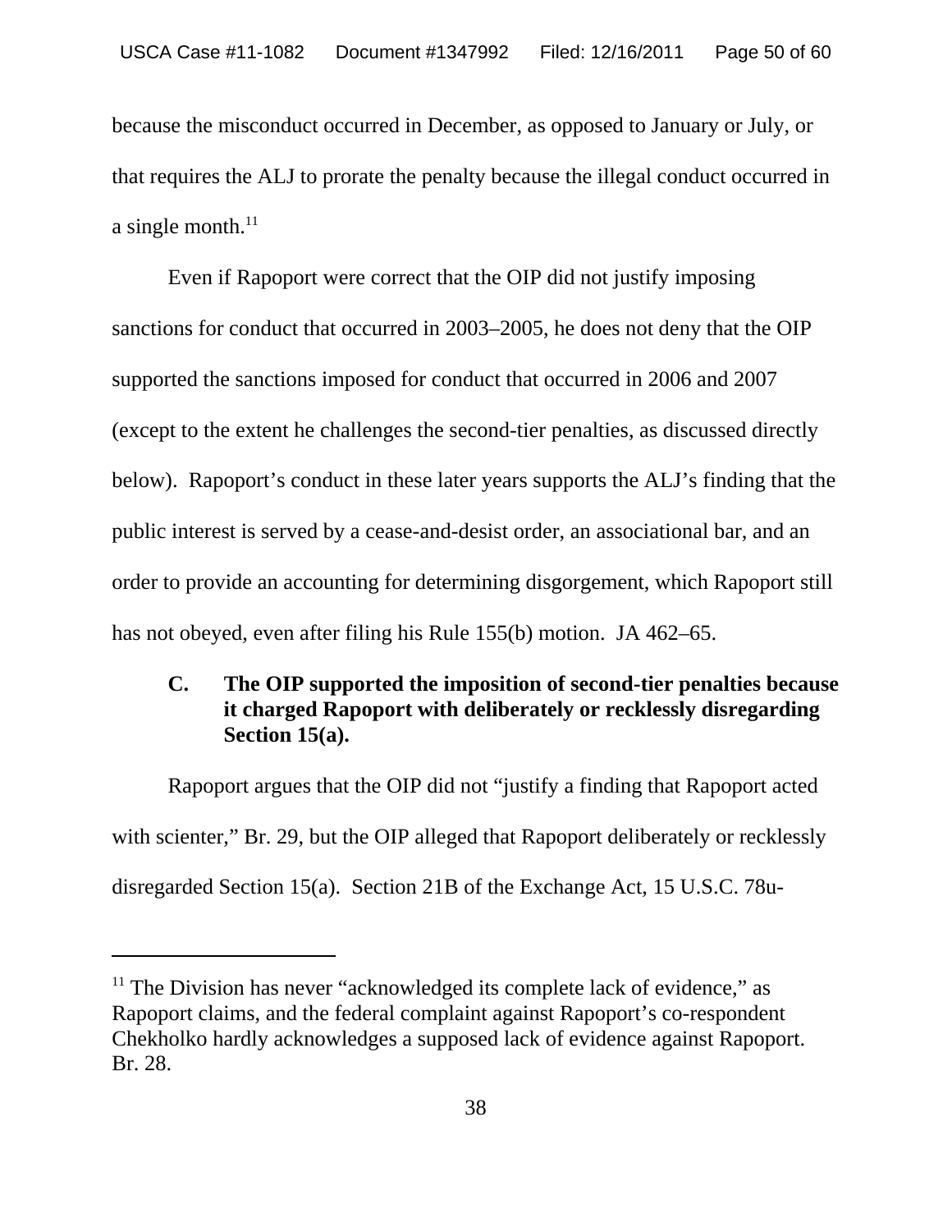because the misconduct occurred in December, as opposed to January or July, or that requires the ALJ to prorate the penalty because the illegal conduct occurred in a single month.[11]

Even if Rapoport were correct that the OIP did not justify imposing sanctions for conduct that occurred in 2003–2005, he does not deny that the OIP supported the sanctions imposed for conduct that occurred in 2006 and 2007 (except to the extent he challenges the second-tier penalties, as discussed directly below). Rapoport's conduct in these later years supports the ALJ's finding that the public interest is served by a cease-and-desist order, an associational bar, and an order to provide an accounting for determining disgorgement, which Rapoport still has not obeyed, even after filing his Rule 155(b) motion. JA 462–65.

### C. The OIP supported the imposition of second-tier penalties because it charged Rapoport with deliberately or recklessly disregarding Section 15(a).

Rapoport argues that the OIP did not "justify a finding that Rapoport acted with scienter," Br. 29, but the OIP alleged that Rapoport deliberately or recklessly disregarded Section 15(a). Section 21B of the Exchange Act, 15 U.S.C. 78u-

---

[11] The Division has never "acknowledged its complete lack of evidence," as Rapoport claims, and the federal complaint against Rapoport's co-respondent Chekholko hardly acknowledges a supposed lack of evidence against Rapoport. Br. 28.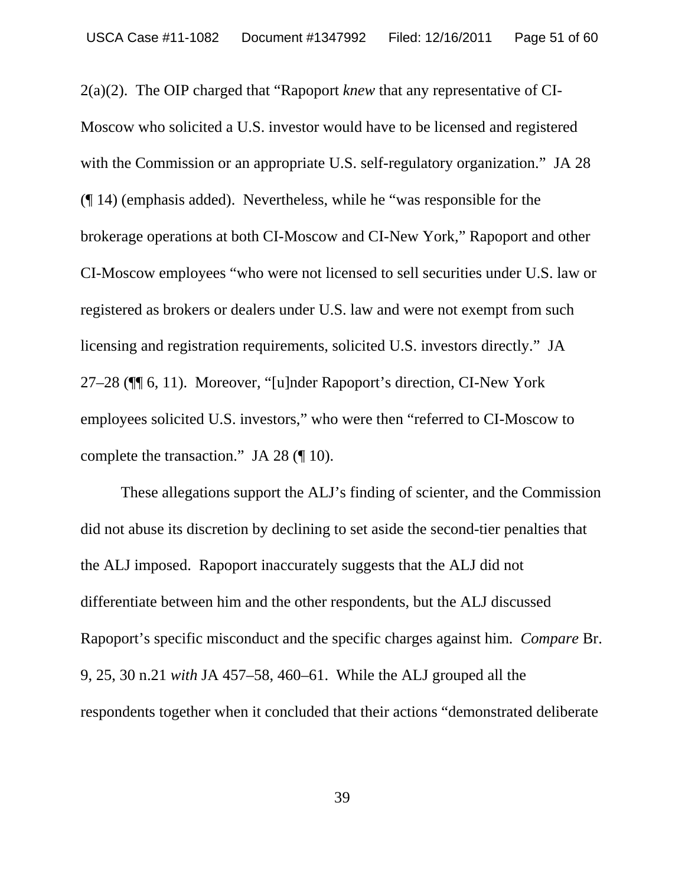2(a)(2). The OIP charged that "Rapoport *knew* that any representative of CI-Moscow who solicited a U.S. investor would have to be licensed and registered with the Commission or an appropriate U.S. self-regulatory organization." JA 28 (¶ 14) (emphasis added). Nevertheless, while he "was responsible for the brokerage operations at both CI-Moscow and CI-New York," Rapoport and other CI-Moscow employees "who were not licensed to sell securities under U.S. law or registered as brokers or dealers under U.S. law and were not exempt from such licensing and registration requirements, solicited U.S. investors directly." JA 27–28 (¶¶ 6, 11). Moreover, "[u]nder Rapoport's direction, CI-New York employees solicited U.S. investors," who were then "referred to CI-Moscow to complete the transaction." JA 28 (¶ 10).

These allegations support the ALJ's finding of scienter, and the Commission did not abuse its discretion by declining to set aside the second-tier penalties that the ALJ imposed. Rapoport inaccurately suggests that the ALJ did not differentiate between him and the other respondents, but the ALJ discussed Rapoport's specific misconduct and the specific charges against him. *Compare* Br. 9, 25, 30 n.21 *with* JA 457–58, 460–61. While the ALJ grouped all the respondents together when it concluded that their actions "demonstrated deliberate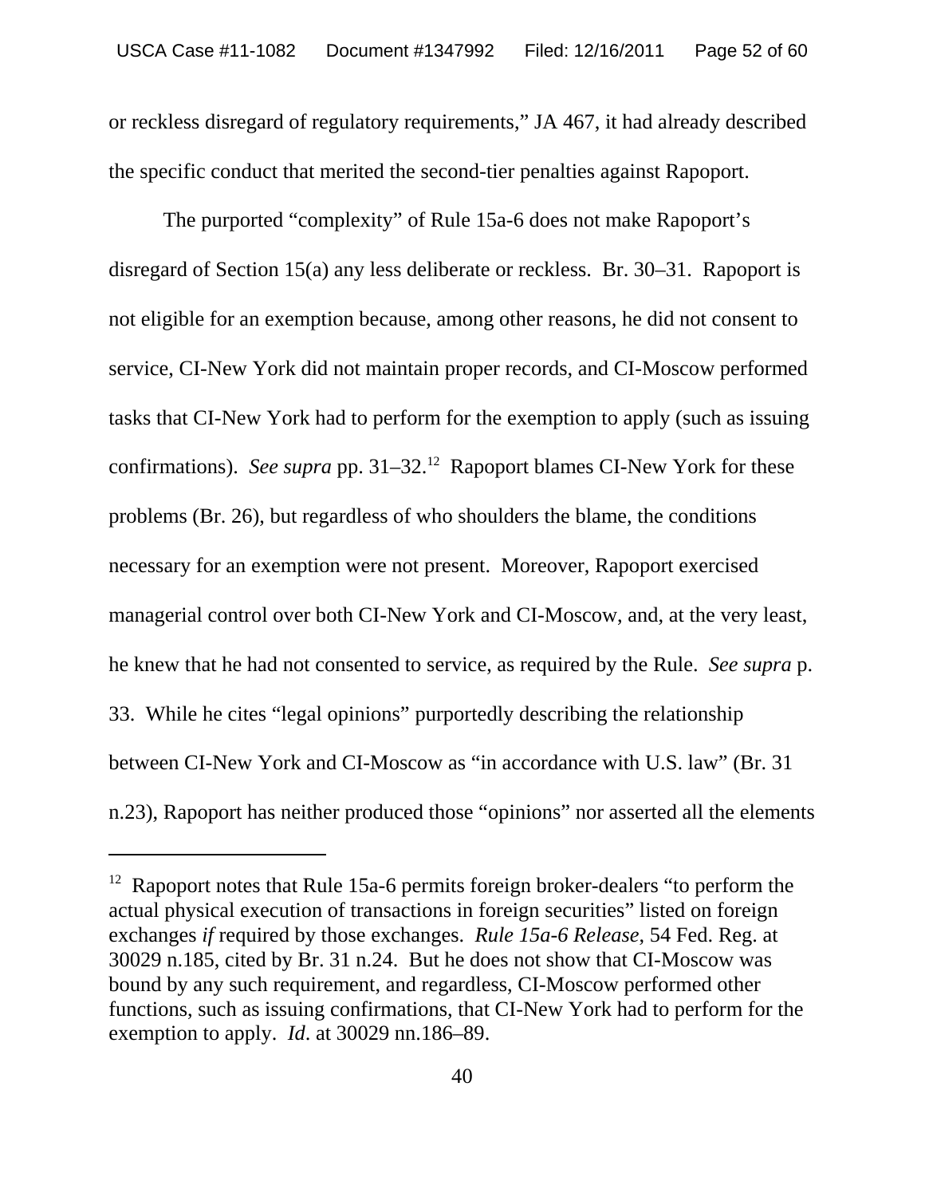or reckless disregard of regulatory requirements," JA 467, it had already described the specific conduct that merited the second-tier penalties against Rapoport.

The purported "complexity" of Rule 15a-6 does not make Rapoport's disregard of Section 15(a) any less deliberate or reckless. Br. 30–31. Rapoport is not eligible for an exemption because, among other reasons, he did not consent to service, CI-New York did not maintain proper records, and CI-Moscow performed tasks that CI-New York had to perform for the exemption to apply (such as issuing confirmations). *See supra* pp. 31–32.[12] Rapoport blames CI-New York for these problems (Br. 26), but regardless of who shoulders the blame, the conditions necessary for an exemption were not present. Moreover, Rapoport exercised managerial control over both CI-New York and CI-Moscow, and, at the very least, he knew that he had not consented to service, as required by the Rule. *See supra* p. 33. While he cites "legal opinions" purportedly describing the relationship between CI-New York and CI-Moscow as "in accordance with U.S. law" (Br. 31 n.23), Rapoport has neither produced those "opinions" nor asserted all the elements

---

[12] Rapoport notes that Rule 15a-6 permits foreign broker-dealers "to perform the actual physical execution of transactions in foreign securities" listed on foreign exchanges *if* required by those exchanges. *Rule 15a-6 Release*, 54 Fed. Reg. at 30029 n.185, cited by Br. 31 n.24. But he does not show that CI-Moscow was bound by any such requirement, and regardless, CI-Moscow performed other functions, such as issuing confirmations, that CI-New York had to perform for the exemption to apply. *Id*. at 30029 nn.186–89.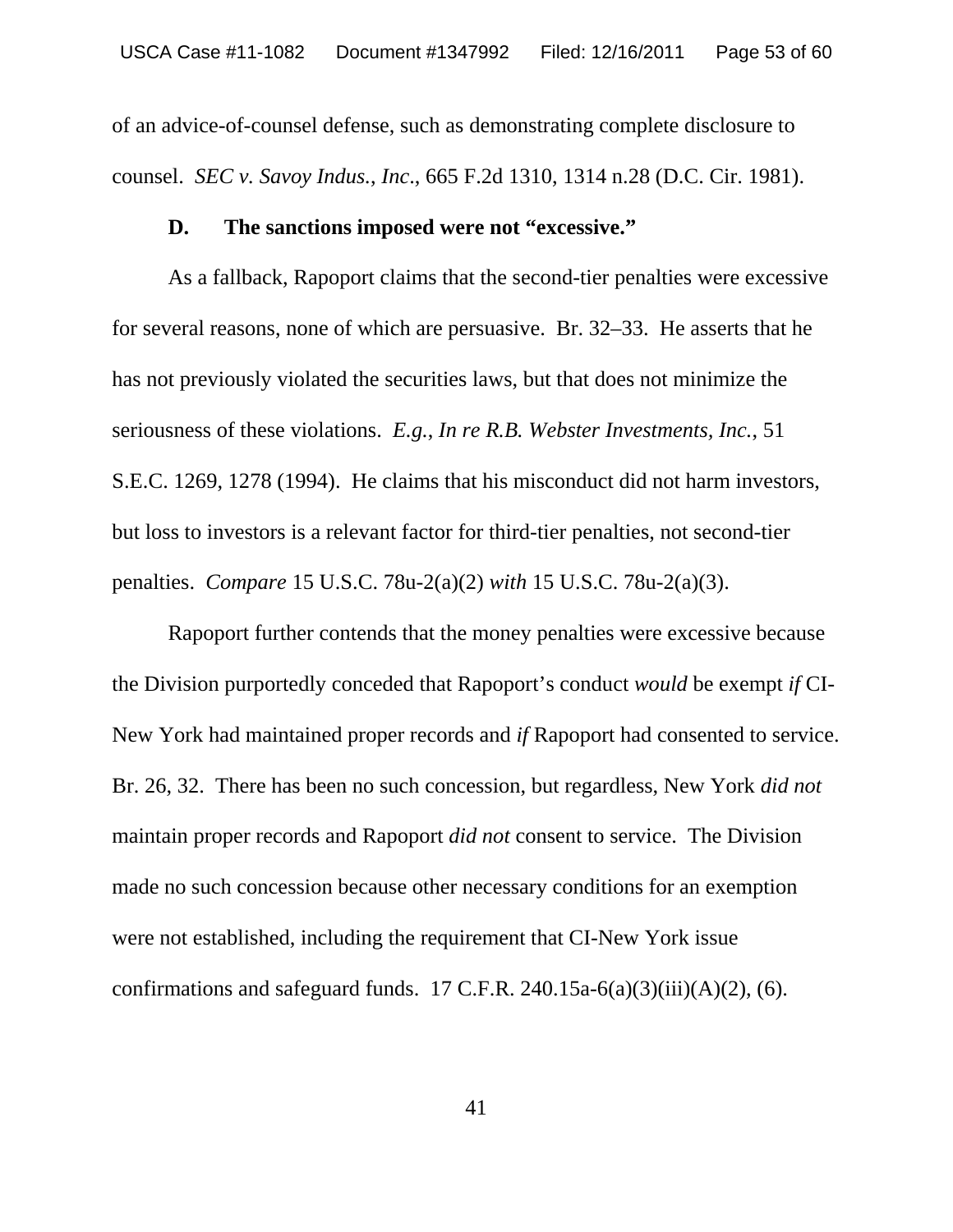of an advice-of-counsel defense, such as demonstrating complete disclosure to counsel. *SEC v. Savoy Indus., Inc*., 665 F.2d 1310, 1314 n.28 (D.C. Cir. 1981).

**D. The sanctions imposed were not "excessive."**

As a fallback, Rapoport claims that the second-tier penalties were excessive for several reasons, none of which are persuasive. Br. 32–33. He asserts that he has not previously violated the securities laws, but that does not minimize the seriousness of these violations. *E.g.*, *In re R.B. Webster Investments, Inc.*, 51 S.E.C. 1269, 1278 (1994). He claims that his misconduct did not harm investors, but loss to investors is a relevant factor for third-tier penalties, not second-tier penalties. *Compare* 15 U.S.C. 78u-2(a)(2) *with* 15 U.S.C. 78u-2(a)(3).

Rapoport further contends that the money penalties were excessive because the Division purportedly conceded that Rapoport's conduct *would* be exempt *if* CI-New York had maintained proper records and *if* Rapoport had consented to service. Br. 26, 32. There has been no such concession, but regardless, New York *did not* maintain proper records and Rapoport *did not* consent to service. The Division made no such concession because other necessary conditions for an exemption were not established, including the requirement that CI-New York issue confirmations and safeguard funds. 17 C.F.R. 240.15a-6(a)(3)(iii)(A)(2), (6).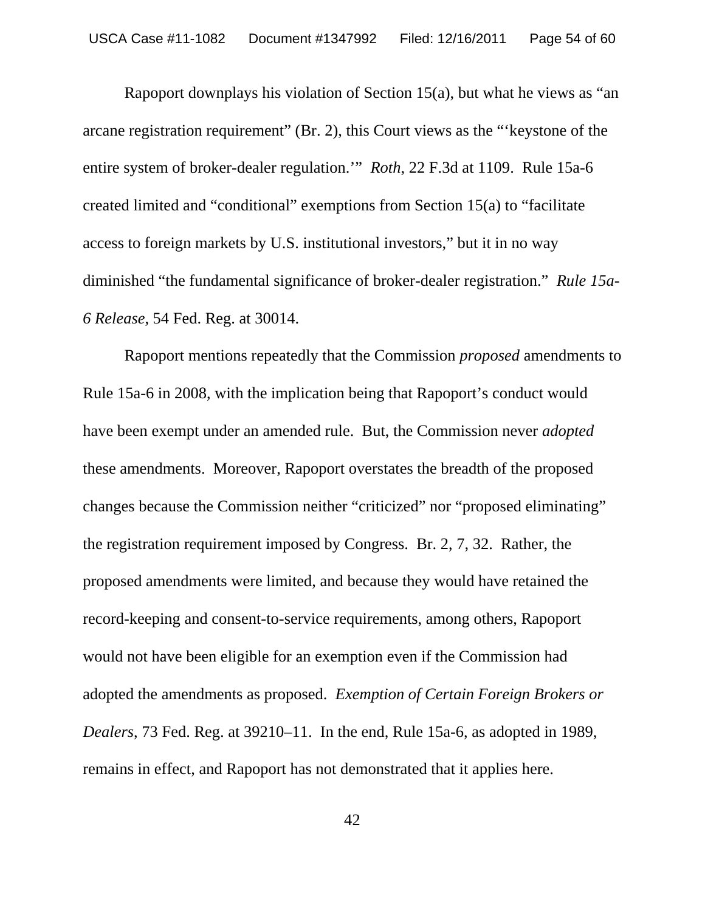Rapoport downplays his violation of Section 15(a), but what he views as "an arcane registration requirement" (Br. 2), this Court views as the "'keystone of the entire system of broker-dealer regulation.'" *Roth*, 22 F.3d at 1109. Rule 15a-6 created limited and "conditional" exemptions from Section 15(a) to "facilitate access to foreign markets by U.S. institutional investors," but it in no way diminished "the fundamental significance of broker-dealer registration." *Rule 15a-6 Release*, 54 Fed. Reg. at 30014.

Rapoport mentions repeatedly that the Commission *proposed* amendments to Rule 15a-6 in 2008, with the implication being that Rapoport's conduct would have been exempt under an amended rule. But, the Commission never *adopted* these amendments. Moreover, Rapoport overstates the breadth of the proposed changes because the Commission neither "criticized" nor "proposed eliminating" the registration requirement imposed by Congress. Br. 2, 7, 32. Rather, the proposed amendments were limited, and because they would have retained the record-keeping and consent-to-service requirements, among others, Rapoport would not have been eligible for an exemption even if the Commission had adopted the amendments as proposed. *Exemption of Certain Foreign Brokers or Dealers*, 73 Fed. Reg. at 39210–11. In the end, Rule 15a-6, as adopted in 1989, remains in effect, and Rapoport has not demonstrated that it applies here.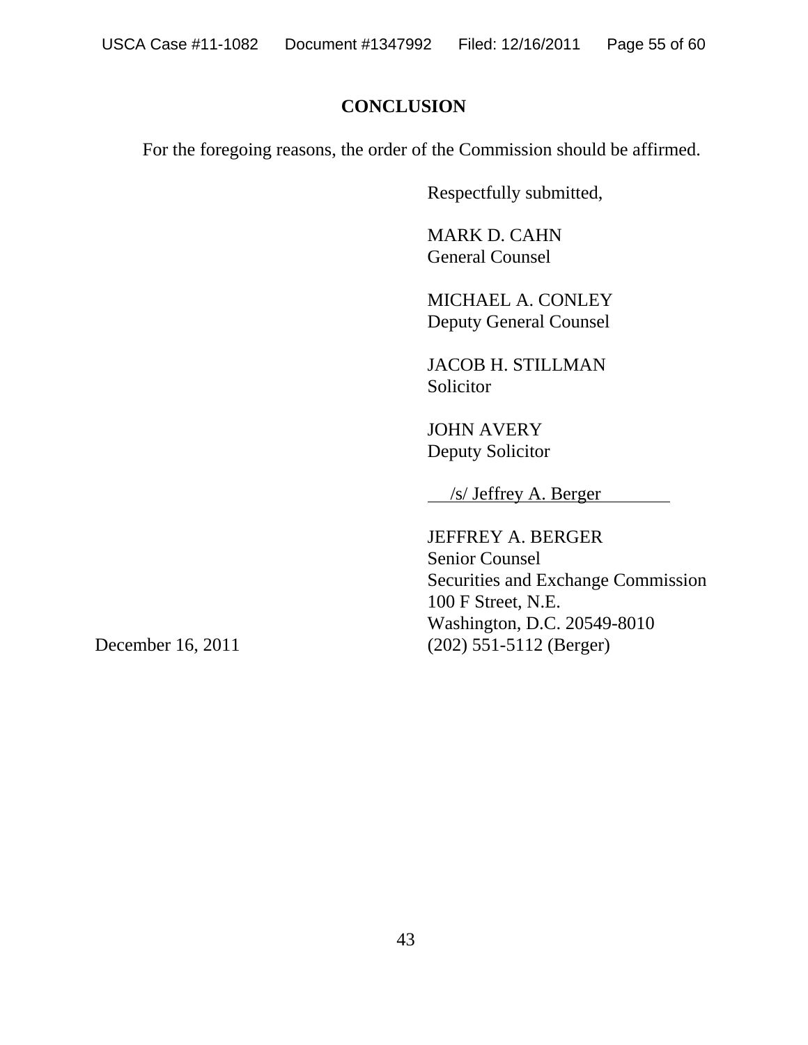## CONCLUSION

For the foregoing reasons, the order of the Commission should be affirmed.

Respectfully submitted,

MARK D. CAHN
General Counsel

MICHAEL A. CONLEY
Deputy General Counsel

JACOB H. STILLMAN
Solicitor

JOHN AVERY
Deputy Solicitor

/s/ Jeffrey A. Berger

JEFFREY A. BERGER
Senior Counsel
Securities and Exchange Commission
100 F Street, N.E.
Washington, D.C. 20549-8010
(202) 551-5112 (Berger)

December 16, 2011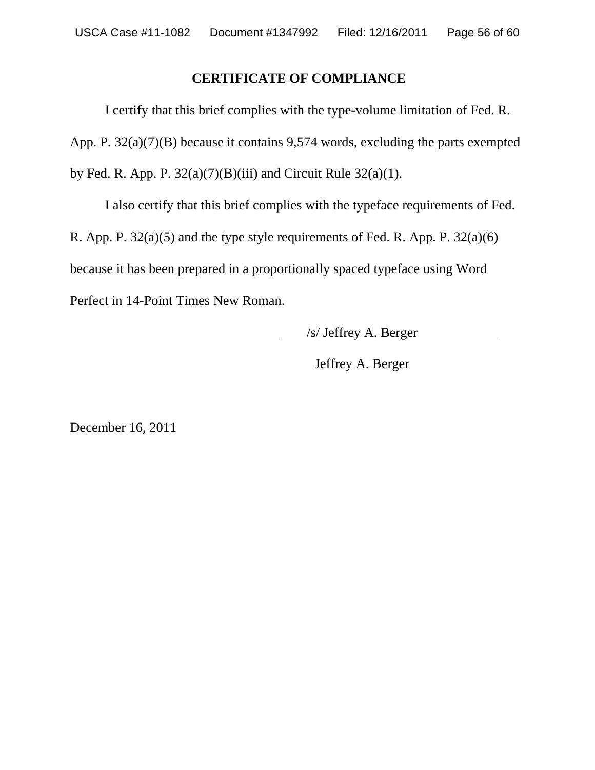## CERTIFICATE OF COMPLIANCE

I certify that this brief complies with the type-volume limitation of Fed. R. App. P. 32(a)(7)(B) because it contains 9,574 words, excluding the parts exempted by Fed. R. App. P. 32(a)(7)(B)(iii) and Circuit Rule 32(a)(1).

I also certify that this brief complies with the typeface requirements of Fed. R. App. P. 32(a)(5) and the type style requirements of Fed. R. App. P. 32(a)(6) because it has been prepared in a proportionally spaced typeface using Word Perfect in 14-Point Times New Roman.

/s/ Jeffrey A. Berger

Jeffrey A. Berger

December 16, 2011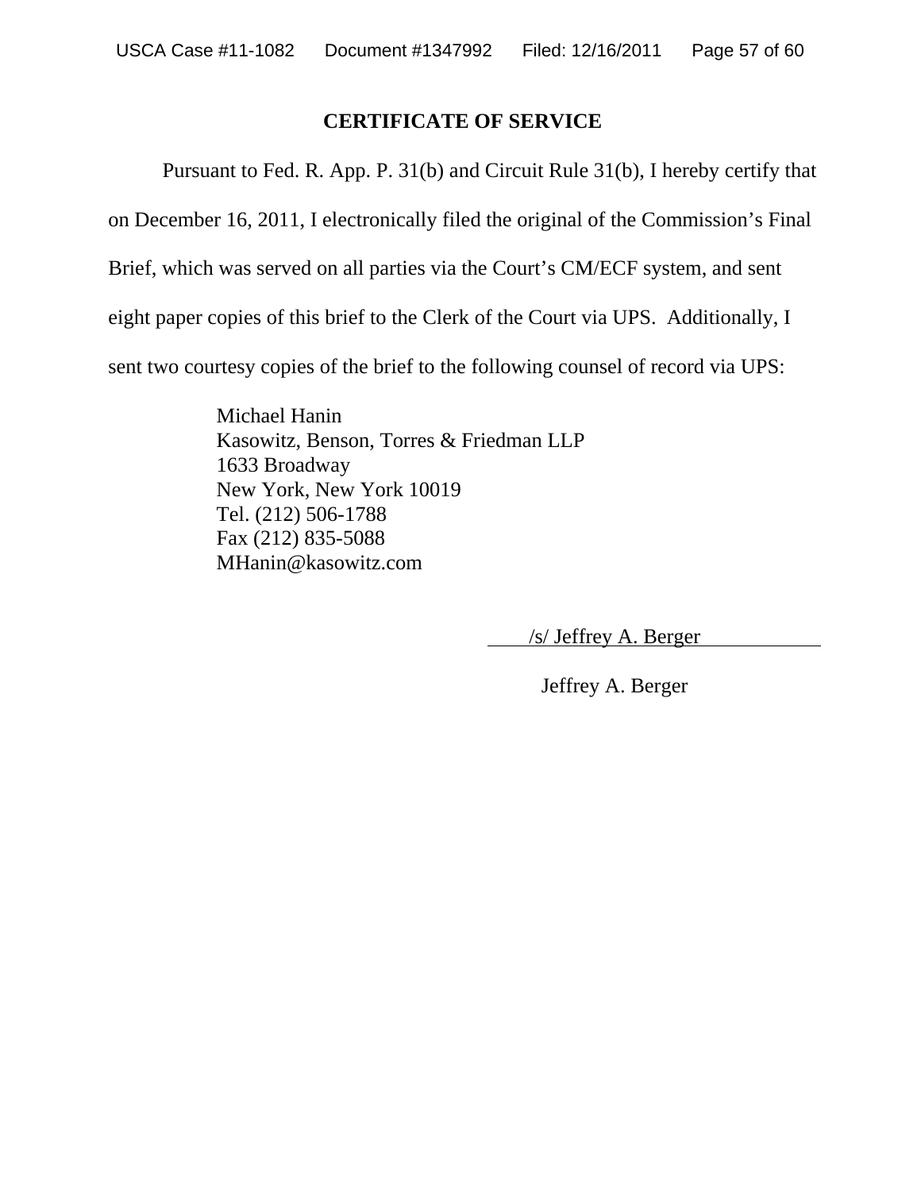**CERTIFICATE OF SERVICE**

Pursuant to Fed. R. App. P. 31(b) and Circuit Rule 31(b), I hereby certify that on December 16, 2011, I electronically filed the original of the Commission's Final Brief, which was served on all parties via the Court's CM/ECF system, and sent eight paper copies of this brief to the Clerk of the Court via UPS. Additionally, I sent two courtesy copies of the brief to the following counsel of record via UPS:

Michael Hanin  
Kasowitz, Benson, Torres & Friedman LLP  
1633 Broadway  
New York, New York 10019  
Tel. (212) 506-1788  
Fax (212) 835-5088  
MHanin@kasowitz.com

/s/ Jeffrey A. Berger

Jeffrey A. Berger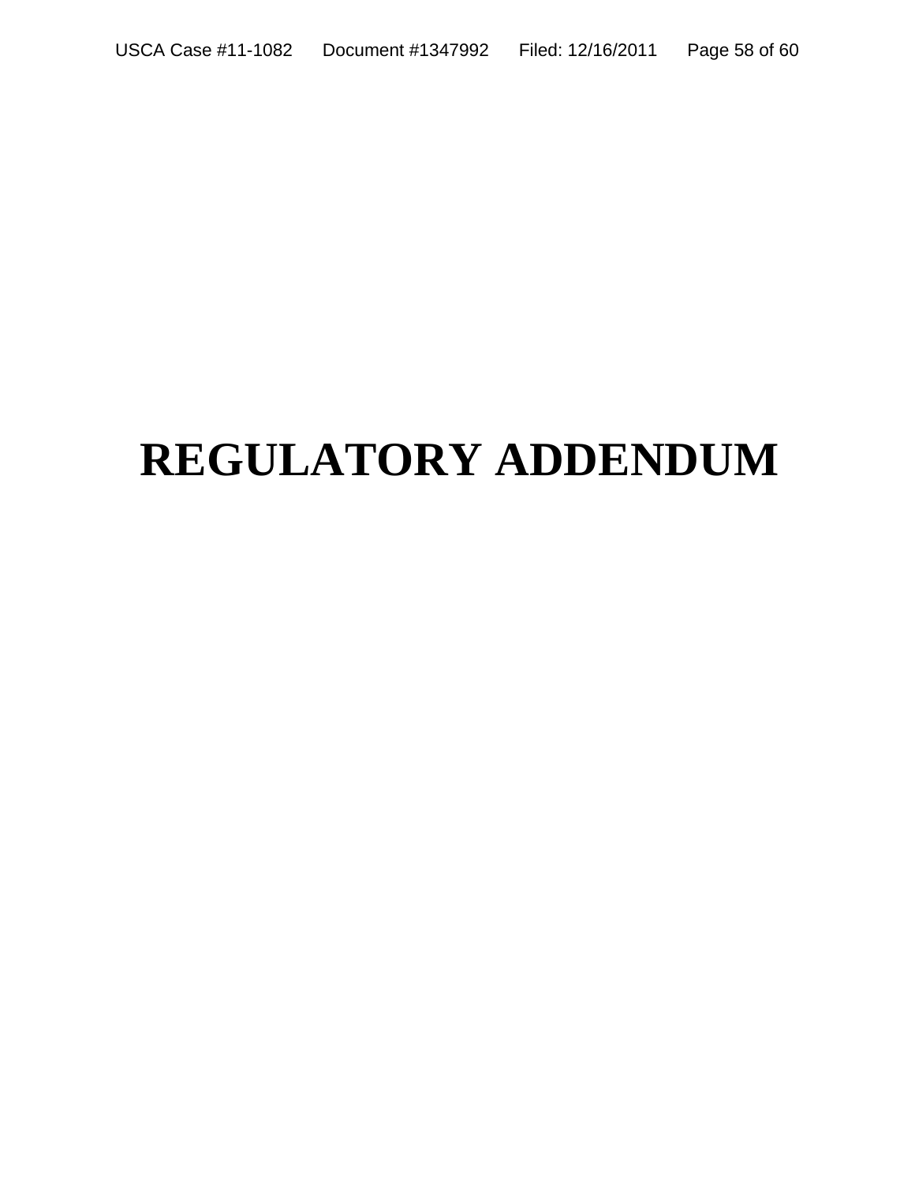# REGULATORY ADDENDUM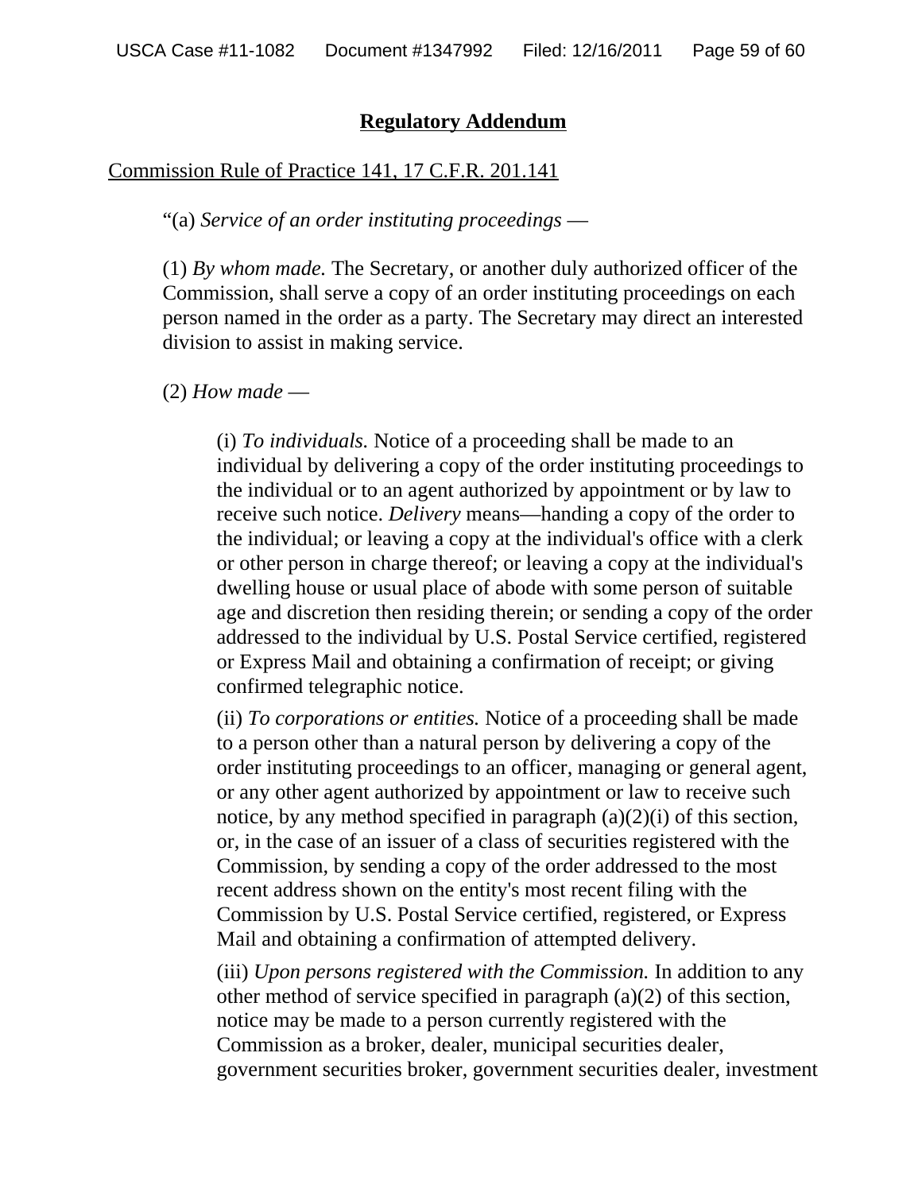## **Regulatory Addendum**

Commission Rule of Practice 141, 17 C.F.R. 201.141

"(a) *Service of an order instituting proceedings* —

(1) *By whom made.* The Secretary, or another duly authorized officer of the Commission, shall serve a copy of an order instituting proceedings on each person named in the order as a party. The Secretary may direct an interested division to assist in making service.

(2) *How made* —

> (i) *To individuals.* Notice of a proceeding shall be made to an individual by delivering a copy of the order instituting proceedings to the individual or to an agent authorized by appointment or by law to receive such notice. *Delivery* means—handing a copy of the order to the individual; or leaving a copy at the individual's office with a clerk or other person in charge thereof; or leaving a copy at the individual's dwelling house or usual place of abode with some person of suitable age and discretion then residing therein; or sending a copy of the order addressed to the individual by U.S. Postal Service certified, registered or Express Mail and obtaining a confirmation of receipt; or giving confirmed telegraphic notice.
>
> (ii) *To corporations or entities.* Notice of a proceeding shall be made to a person other than a natural person by delivering a copy of the order instituting proceedings to an officer, managing or general agent, or any other agent authorized by appointment or law to receive such notice, by any method specified in paragraph (a)(2)(i) of this section, or, in the case of an issuer of a class of securities registered with the Commission, by sending a copy of the order addressed to the most recent address shown on the entity's most recent filing with the Commission by U.S. Postal Service certified, registered, or Express Mail and obtaining a confirmation of attempted delivery.
>
> (iii) *Upon persons registered with the Commission.* In addition to any other method of service specified in paragraph (a)(2) of this section, notice may be made to a person currently registered with the Commission as a broker, dealer, municipal securities dealer, government securities broker, government securities dealer, investment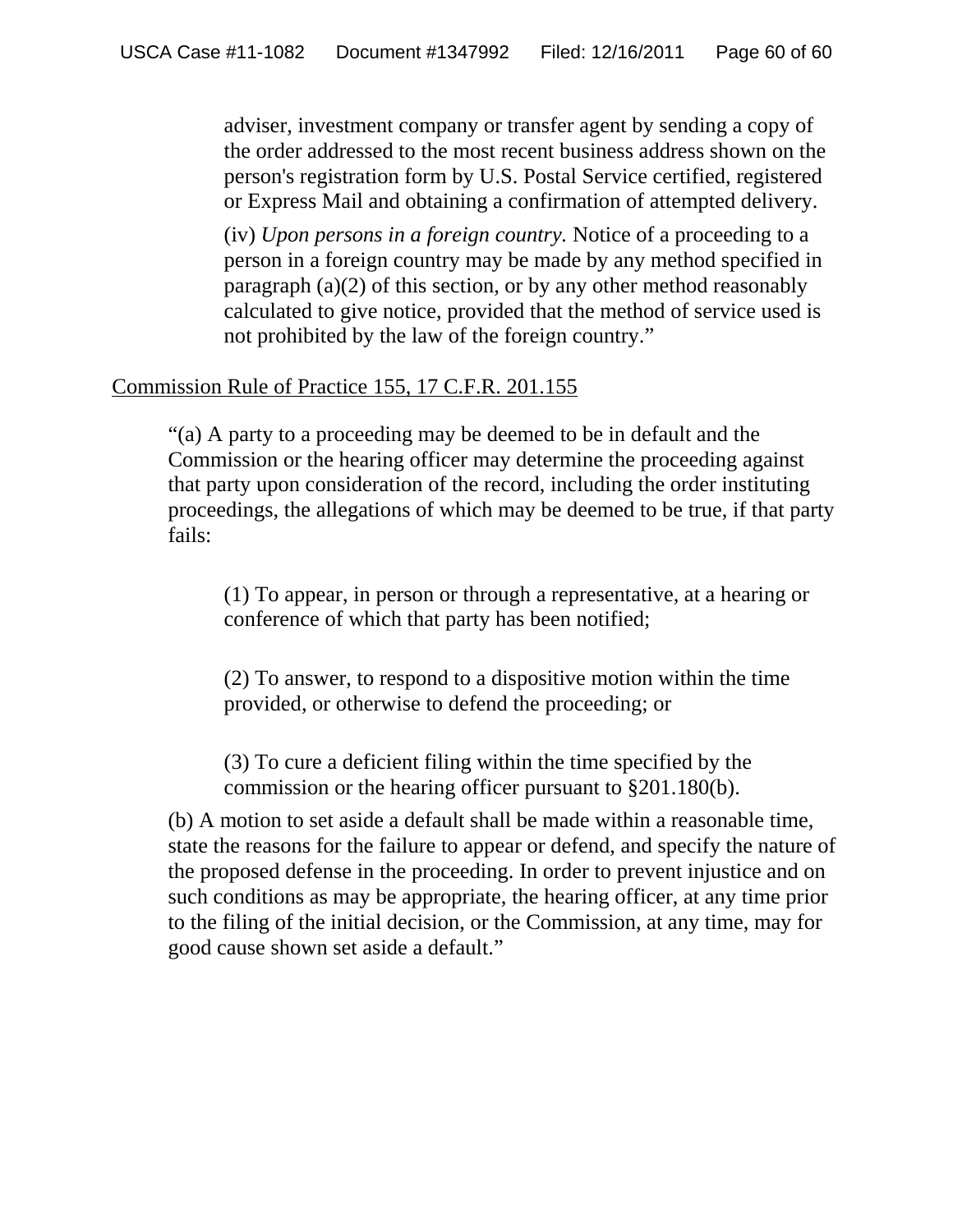adviser, investment company or transfer agent by sending a copy of the order addressed to the most recent business address shown on the person's registration form by U.S. Postal Service certified, registered or Express Mail and obtaining a confirmation of attempted delivery.

(iv) *Upon persons in a foreign country.* Notice of a proceeding to a person in a foreign country may be made by any method specified in paragraph (a)(2) of this section, or by any other method reasonably calculated to give notice, provided that the method of service used is not prohibited by the law of the foreign country."

<u>Commission Rule of Practice 155, 17 C.F.R. 201.155</u>

"(a) A party to a proceeding may be deemed to be in default and the Commission or the hearing officer may determine the proceeding against that party upon consideration of the record, including the order instituting proceedings, the allegations of which may be deemed to be true, if that party fails:

(1) To appear, in person or through a representative, at a hearing or conference of which that party has been notified;

(2) To answer, to respond to a dispositive motion within the time provided, or otherwise to defend the proceeding; or

(3) To cure a deficient filing within the time specified by the commission or the hearing officer pursuant to §201.180(b).

(b) A motion to set aside a default shall be made within a reasonable time, state the reasons for the failure to appear or defend, and specify the nature of the proposed defense in the proceeding. In order to prevent injustice and on such conditions as may be appropriate, the hearing officer, at any time prior to the filing of the initial decision, or the Commission, at any time, may for good cause shown set aside a default."